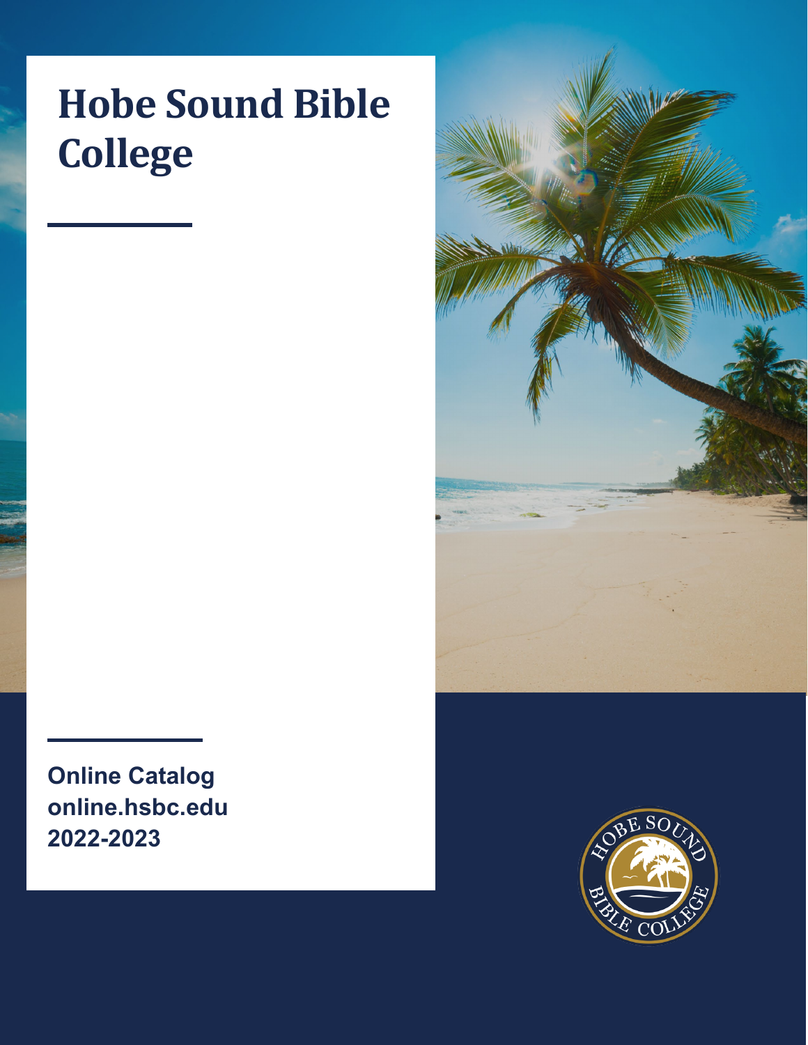# Hobe Sound Bible College

**Online Catalog**
**online.hsbc.edu**
**2022-2023**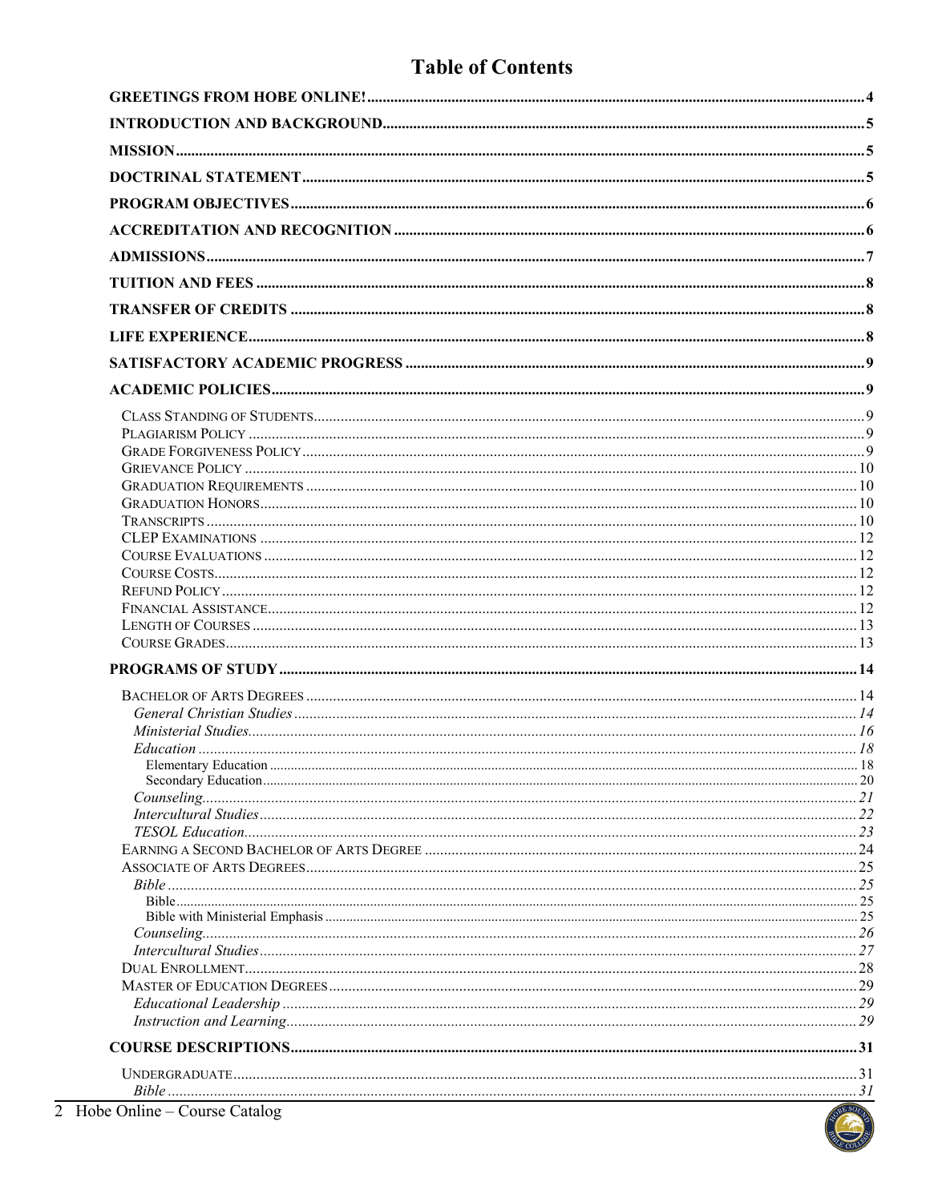# Table of Contents

**GREETINGS FROM HOBE ONLINE!** .......... 4

**INTRODUCTION AND BACKGROUND** .......... 5

**MISSION** .......... 5

**DOCTRINAL STATEMENT** .......... 5

**PROGRAM OBJECTIVES** .......... 6

**ACCREDITATION AND RECOGNITION** .......... 6

**ADMISSIONS** .......... 7

**TUITION AND FEES** .......... 8

**TRANSFER OF CREDITS** .......... 8

**LIFE EXPERIENCE** .......... 8

**SATISFACTORY ACADEMIC PROGRESS** .......... 9

**ACADEMIC POLICIES** .......... 9

- Class Standing of Students .......... 9
- Plagiarism Policy .......... 9
- Grade Forgiveness Policy .......... 9
- Grievance Policy .......... 10
- Graduation Requirements .......... 10
- Graduation Honors .......... 10
- Transcripts .......... 10
- CLEP Examinations .......... 12
- Course Evaluations .......... 12
- Course Costs .......... 12
- Refund Policy .......... 12
- Financial Assistance .......... 12
- Length of Courses .......... 13
- Course Grades .......... 13

**PROGRAMS OF STUDY** .......... 14

- Bachelor of Arts Degrees .......... 14
  - *General Christian Studies* .......... 14
  - *Ministerial Studies* .......... 16
  - *Education* .......... 18
    - Elementary Education .......... 18
    - Secondary Education .......... 20
  - *Counseling* .......... 21
  - *Intercultural Studies* .......... 22
  - *TESOL Education* .......... 23
- Earning a Second Bachelor of Arts Degree .......... 24
- Associate of Arts Degrees .......... 25
  - *Bible* .......... 25
    - Bible .......... 25
    - Bible with Ministerial Emphasis .......... 25
  - *Counseling* .......... 26
  - *Intercultural Studies* .......... 27
- Dual Enrollment .......... 28
- Master of Education Degrees .......... 29
  - *Educational Leadership* .......... 29
  - *Instruction and Learning* .......... 29

**COURSE DESCRIPTIONS** .......... 31

- Undergraduate .......... 31
  - *Bible* .......... 31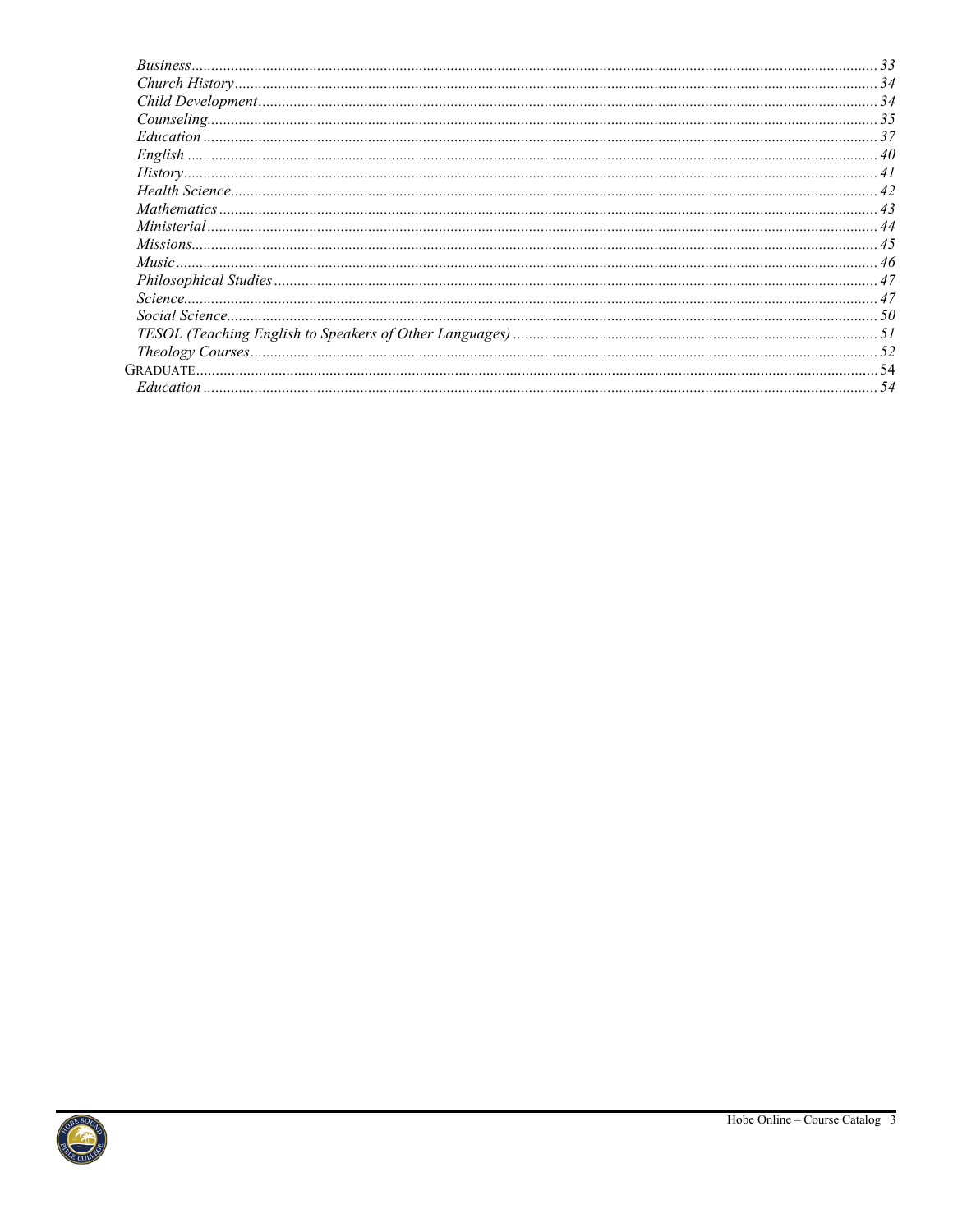*Business* ........................................................................................................................................................... 33
*Church History* ................................................................................................................................................. 34
*Child Development* ........................................................................................................................................... 34
*Counseling* ........................................................................................................................................................ 35
*Education* .......................................................................................................................................................... 37
*English* .............................................................................................................................................................. 40
*History* .............................................................................................................................................................. 41
*Health Science* .................................................................................................................................................. 42
*Mathematics* ..................................................................................................................................................... 43
*Ministerial* ........................................................................................................................................................ 44
*Missions* ............................................................................................................................................................ 45
*Music* ................................................................................................................................................................ 46
*Philosophical Studies* ....................................................................................................................................... 47
*Science* .............................................................................................................................................................. 47
*Social Science* ................................................................................................................................................... 50
*TESOL (Teaching English to Speakers of Other Languages)* ........................................................................... 51
*Theology Courses* ............................................................................................................................................. 52

GRADUATE ............................................................................................................................................................ 54

*Education* .......................................................................................................................................................... 54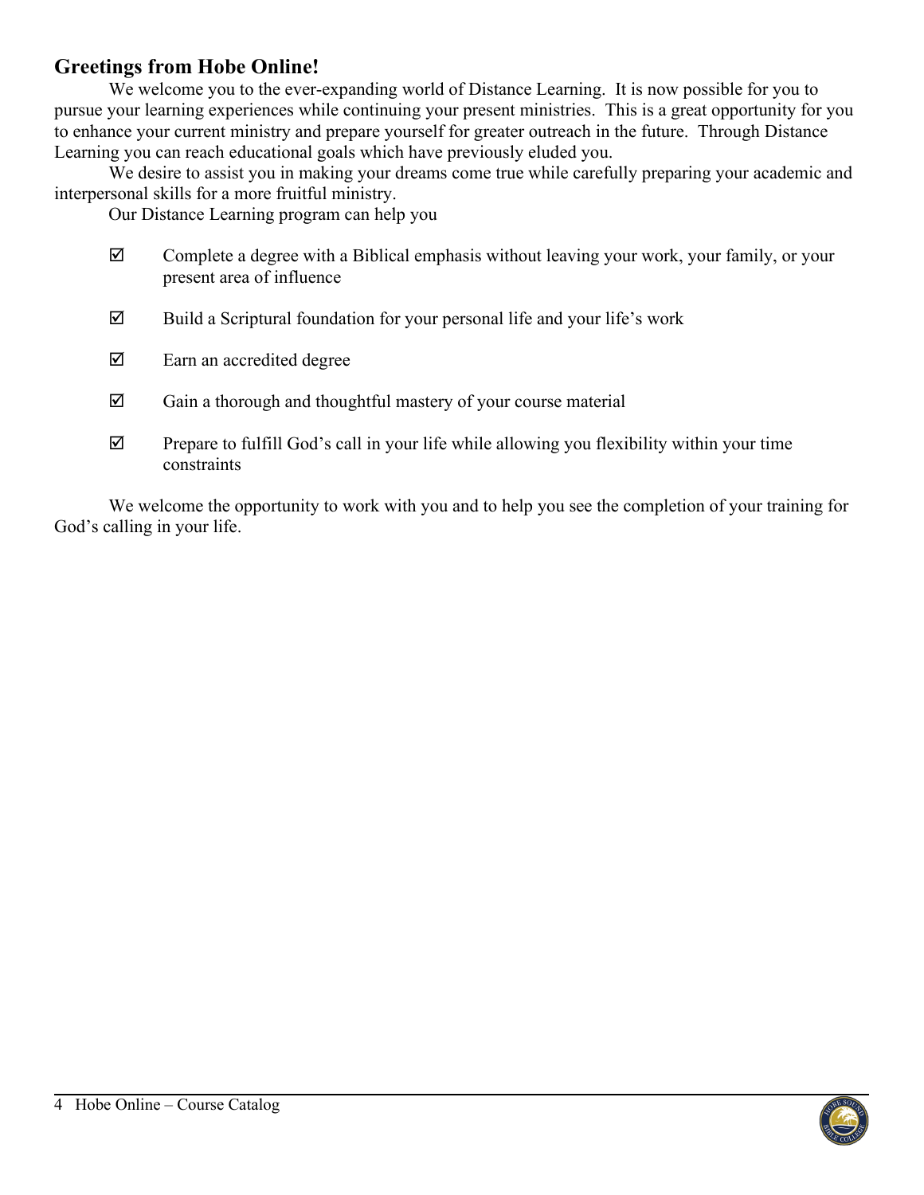## Greetings from Hobe Online!

We welcome you to the ever-expanding world of Distance Learning. It is now possible for you to pursue your learning experiences while continuing your present ministries. This is a great opportunity for you to enhance your current ministry and prepare yourself for greater outreach in the future. Through Distance Learning you can reach educational goals which have previously eluded you.

We desire to assist you in making your dreams come true while carefully preparing your academic and interpersonal skills for a more fruitful ministry.

Our Distance Learning program can help you

- ☑ Complete a degree with a Biblical emphasis without leaving your work, your family, or your present area of influence
- ☑ Build a Scriptural foundation for your personal life and your life's work
- ☑ Earn an accredited degree
- ☑ Gain a thorough and thoughtful mastery of your course material
- ☑ Prepare to fulfill God's call in your life while allowing you flexibility within your time constraints

We welcome the opportunity to work with you and to help you see the completion of your training for God's calling in your life.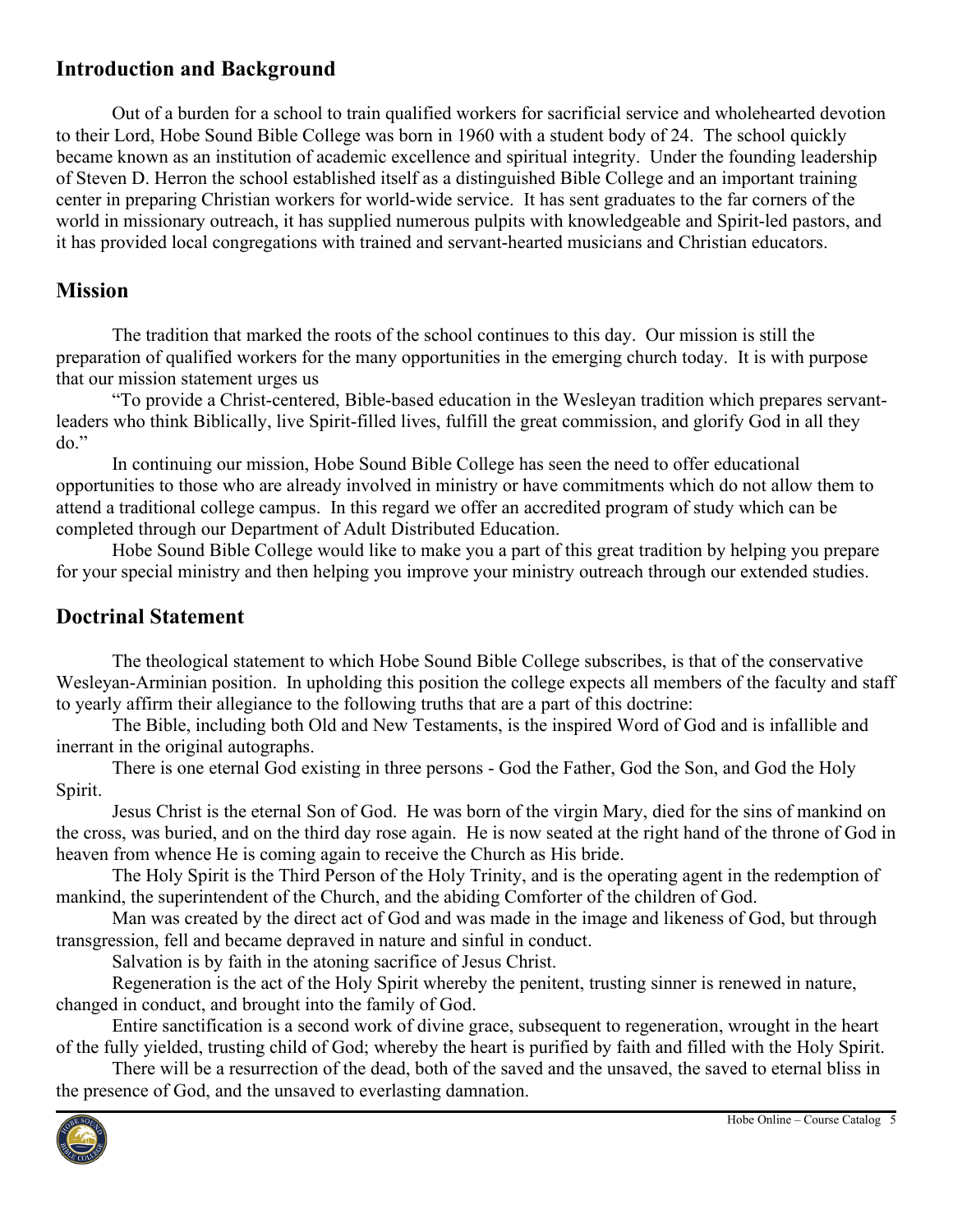## Introduction and Background

Out of a burden for a school to train qualified workers for sacrificial service and wholehearted devotion to their Lord, Hobe Sound Bible College was born in 1960 with a student body of 24. The school quickly became known as an institution of academic excellence and spiritual integrity. Under the founding leadership of Steven D. Herron the school established itself as a distinguished Bible College and an important training center in preparing Christian workers for world-wide service. It has sent graduates to the far corners of the world in missionary outreach, it has supplied numerous pulpits with knowledgeable and Spirit-led pastors, and it has provided local congregations with trained and servant-hearted musicians and Christian educators.

## Mission

The tradition that marked the roots of the school continues to this day. Our mission is still the preparation of qualified workers for the many opportunities in the emerging church today. It is with purpose that our mission statement urges us

"To provide a Christ-centered, Bible-based education in the Wesleyan tradition which prepares servant-leaders who think Biblically, live Spirit-filled lives, fulfill the great commission, and glorify God in all they do."

In continuing our mission, Hobe Sound Bible College has seen the need to offer educational opportunities to those who are already involved in ministry or have commitments which do not allow them to attend a traditional college campus. In this regard we offer an accredited program of study which can be completed through our Department of Adult Distributed Education.

Hobe Sound Bible College would like to make you a part of this great tradition by helping you prepare for your special ministry and then helping you improve your ministry outreach through our extended studies.

## Doctrinal Statement

The theological statement to which Hobe Sound Bible College subscribes, is that of the conservative Wesleyan-Arminian position. In upholding this position the college expects all members of the faculty and staff to yearly affirm their allegiance to the following truths that are a part of this doctrine:

The Bible, including both Old and New Testaments, is the inspired Word of God and is infallible and inerrant in the original autographs.

There is one eternal God existing in three persons - God the Father, God the Son, and God the Holy Spirit.

Jesus Christ is the eternal Son of God. He was born of the virgin Mary, died for the sins of mankind on the cross, was buried, and on the third day rose again. He is now seated at the right hand of the throne of God in heaven from whence He is coming again to receive the Church as His bride.

The Holy Spirit is the Third Person of the Holy Trinity, and is the operating agent in the redemption of mankind, the superintendent of the Church, and the abiding Comforter of the children of God.

Man was created by the direct act of God and was made in the image and likeness of God, but through transgression, fell and became depraved in nature and sinful in conduct.

Salvation is by faith in the atoning sacrifice of Jesus Christ.

Regeneration is the act of the Holy Spirit whereby the penitent, trusting sinner is renewed in nature, changed in conduct, and brought into the family of God.

Entire sanctification is a second work of divine grace, subsequent to regeneration, wrought in the heart of the fully yielded, trusting child of God; whereby the heart is purified by faith and filled with the Holy Spirit.

There will be a resurrection of the dead, both of the saved and the unsaved, the saved to eternal bliss in the presence of God, and the unsaved to everlasting damnation.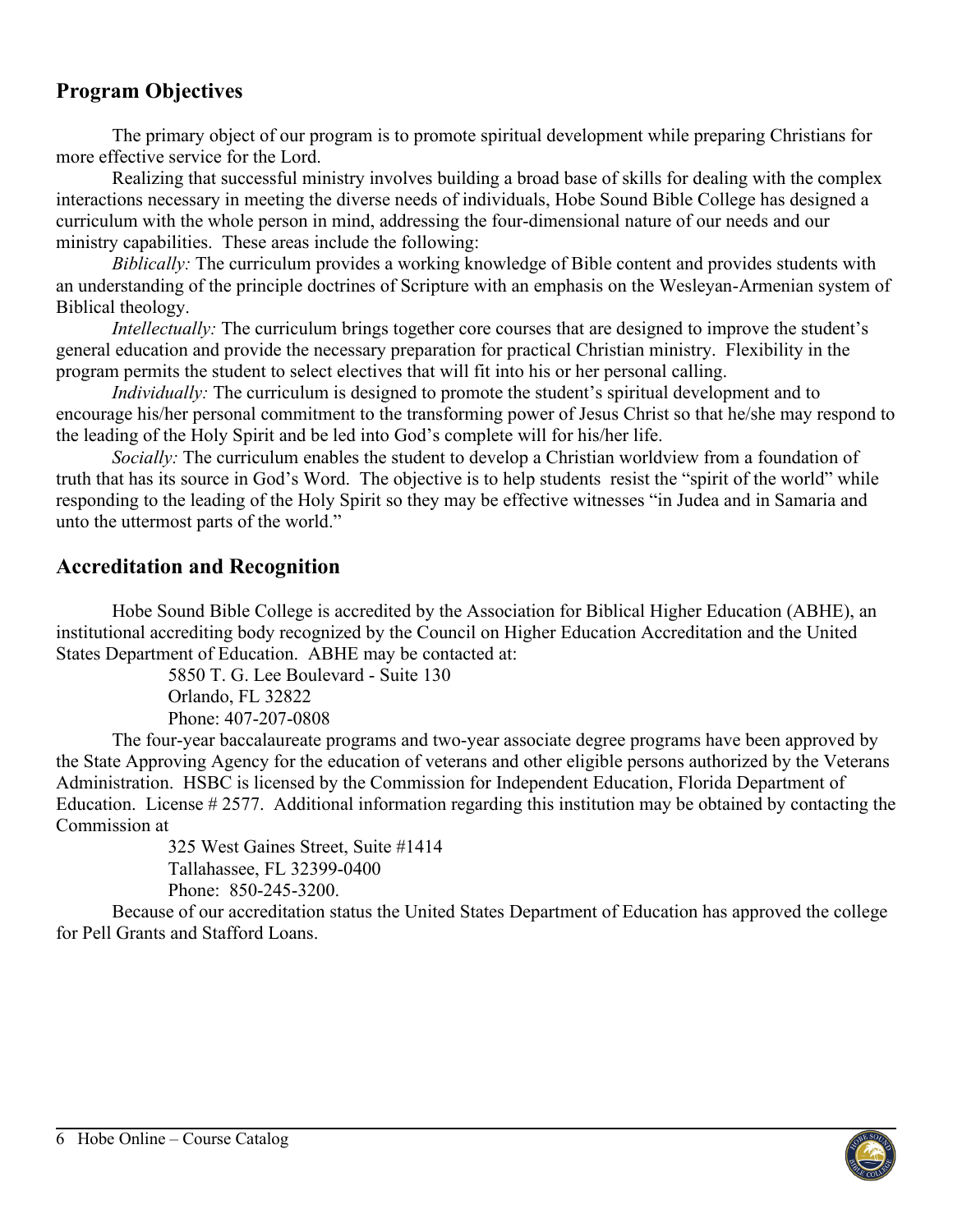## Program Objectives

The primary object of our program is to promote spiritual development while preparing Christians for more effective service for the Lord.

Realizing that successful ministry involves building a broad base of skills for dealing with the complex interactions necessary in meeting the diverse needs of individuals, Hobe Sound Bible College has designed a curriculum with the whole person in mind, addressing the four-dimensional nature of our needs and our ministry capabilities. These areas include the following:

*Biblically:* The curriculum provides a working knowledge of Bible content and provides students with an understanding of the principle doctrines of Scripture with an emphasis on the Wesleyan-Armenian system of Biblical theology.

*Intellectually:* The curriculum brings together core courses that are designed to improve the student's general education and provide the necessary preparation for practical Christian ministry. Flexibility in the program permits the student to select electives that will fit into his or her personal calling.

*Individually:* The curriculum is designed to promote the student's spiritual development and to encourage his/her personal commitment to the transforming power of Jesus Christ so that he/she may respond to the leading of the Holy Spirit and be led into God's complete will for his/her life.

*Socially:* The curriculum enables the student to develop a Christian worldview from a foundation of truth that has its source in God's Word. The objective is to help students resist the "spirit of the world" while responding to the leading of the Holy Spirit so they may be effective witnesses "in Judea and in Samaria and unto the uttermost parts of the world."

## Accreditation and Recognition

Hobe Sound Bible College is accredited by the Association for Biblical Higher Education (ABHE), an institutional accrediting body recognized by the Council on Higher Education Accreditation and the United States Department of Education. ABHE may be contacted at:

5850 T. G. Lee Boulevard - Suite 130
Orlando, FL 32822
Phone: 407-207-0808

The four-year baccalaureate programs and two-year associate degree programs have been approved by the State Approving Agency for the education of veterans and other eligible persons authorized by the Veterans Administration. HSBC is licensed by the Commission for Independent Education, Florida Department of Education. License # 2577. Additional information regarding this institution may be obtained by contacting the Commission at

325 West Gaines Street, Suite #1414
Tallahassee, FL 32399-0400
Phone: 850-245-3200.

Because of our accreditation status the United States Department of Education has approved the college for Pell Grants and Stafford Loans.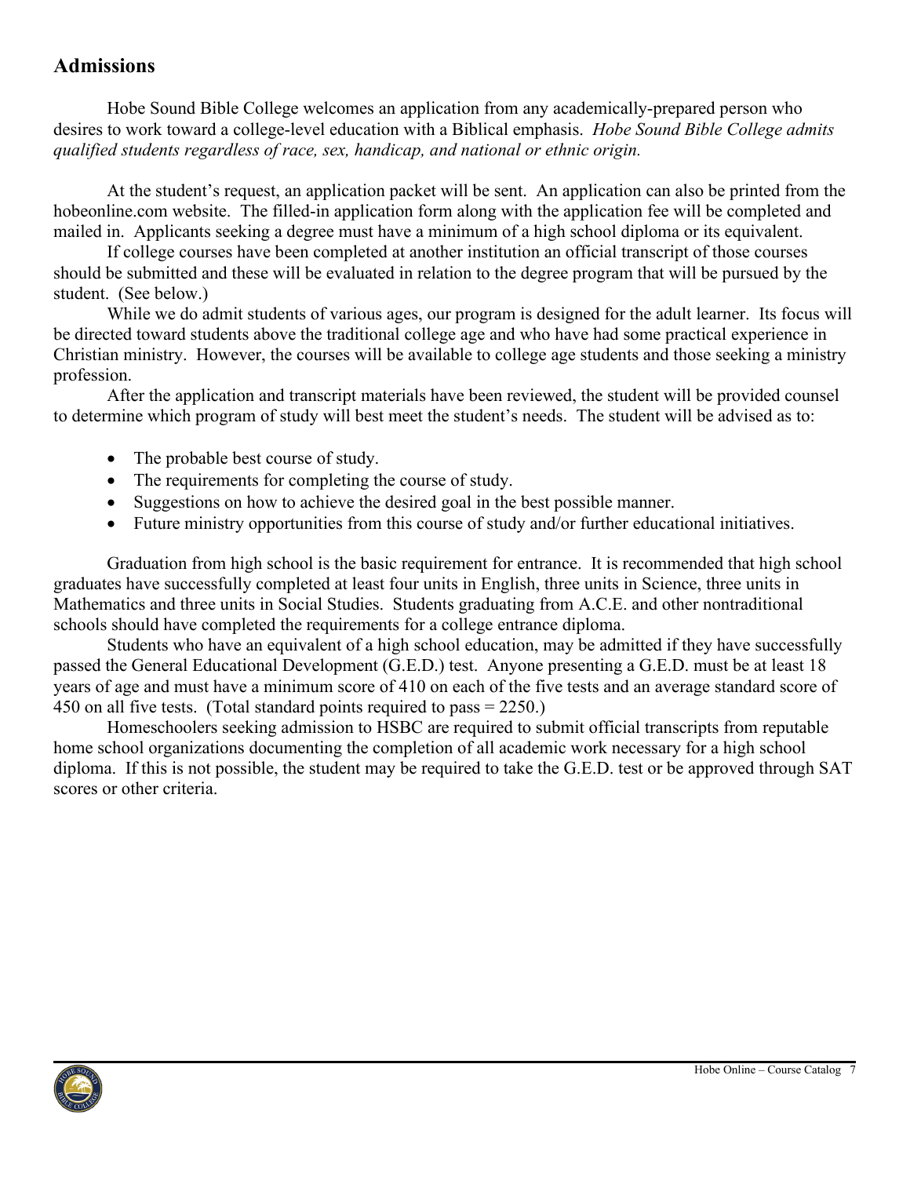## Admissions

Hobe Sound Bible College welcomes an application from any academically-prepared person who desires to work toward a college-level education with a Biblical emphasis. *Hobe Sound Bible College admits qualified students regardless of race, sex, handicap, and national or ethnic origin.*

At the student's request, an application packet will be sent. An application can also be printed from the hobeonline.com website. The filled-in application form along with the application fee will be completed and mailed in. Applicants seeking a degree must have a minimum of a high school diploma or its equivalent.

If college courses have been completed at another institution an official transcript of those courses should be submitted and these will be evaluated in relation to the degree program that will be pursued by the student. (See below.)

While we do admit students of various ages, our program is designed for the adult learner. Its focus will be directed toward students above the traditional college age and who have had some practical experience in Christian ministry. However, the courses will be available to college age students and those seeking a ministry profession.

After the application and transcript materials have been reviewed, the student will be provided counsel to determine which program of study will best meet the student's needs. The student will be advised as to:

- The probable best course of study.
- The requirements for completing the course of study.
- Suggestions on how to achieve the desired goal in the best possible manner.
- Future ministry opportunities from this course of study and/or further educational initiatives.

Graduation from high school is the basic requirement for entrance. It is recommended that high school graduates have successfully completed at least four units in English, three units in Science, three units in Mathematics and three units in Social Studies. Students graduating from A.C.E. and other nontraditional schools should have completed the requirements for a college entrance diploma.

Students who have an equivalent of a high school education, may be admitted if they have successfully passed the General Educational Development (G.E.D.) test. Anyone presenting a G.E.D. must be at least 18 years of age and must have a minimum score of 410 on each of the five tests and an average standard score of 450 on all five tests. (Total standard points required to pass = 2250.)

Homeschoolers seeking admission to HSBC are required to submit official transcripts from reputable home school organizations documenting the completion of all academic work necessary for a high school diploma. If this is not possible, the student may be required to take the G.E.D. test or be approved through SAT scores or other criteria.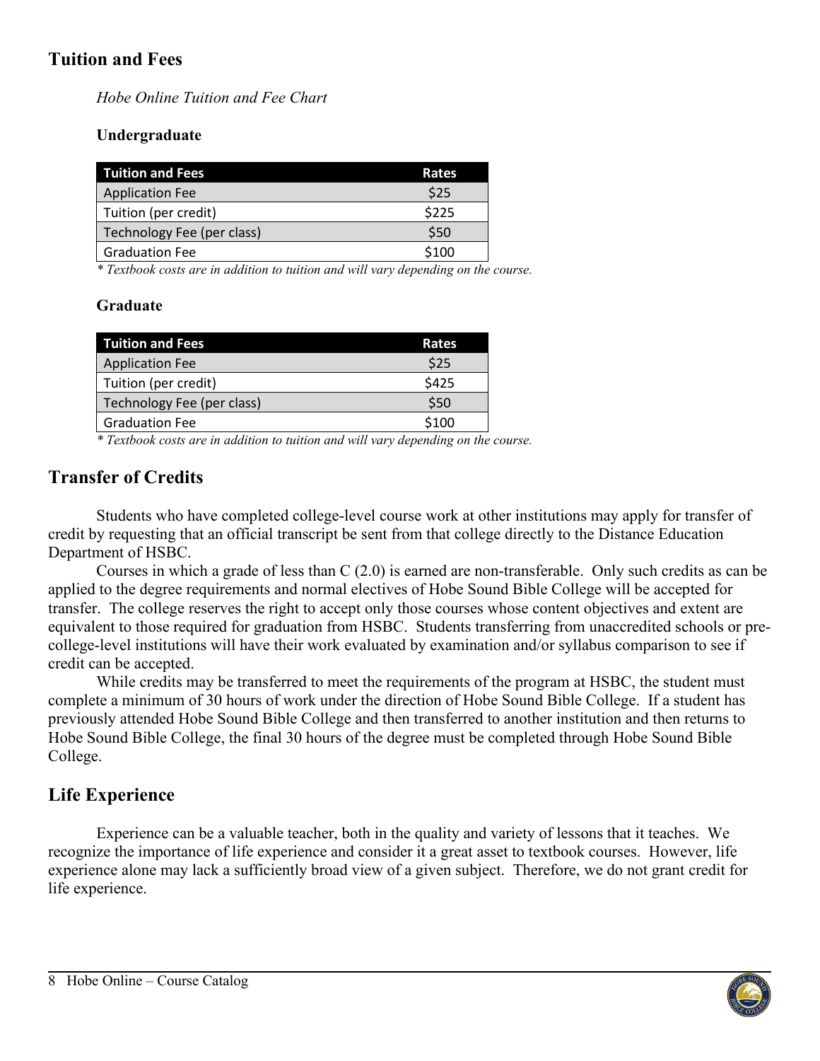## Tuition and Fees

*Hobe Online Tuition and Fee Chart*

**Undergraduate**

| Tuition and Fees | Rates |
|---|---|
| Application Fee | $25 |
| Tuition (per credit) | $225 |
| Technology Fee (per class) | $50 |
| Graduation Fee | $100 |

*\* Textbook costs are in addition to tuition and will vary depending on the course.*

**Graduate**

| Tuition and Fees | Rates |
|---|---|
| Application Fee | $25 |
| Tuition (per credit) | $425 |
| Technology Fee (per class) | $50 |
| Graduation Fee | $100 |

*\* Textbook costs are in addition to tuition and will vary depending on the course.*

## Transfer of Credits

Students who have completed college-level course work at other institutions may apply for transfer of credit by requesting that an official transcript be sent from that college directly to the Distance Education Department of HSBC.

Courses in which a grade of less than C (2.0) is earned are non-transferable. Only such credits as can be applied to the degree requirements and normal electives of Hobe Sound Bible College will be accepted for transfer. The college reserves the right to accept only those courses whose content objectives and extent are equivalent to those required for graduation from HSBC. Students transferring from unaccredited schools or pre-college-level institutions will have their work evaluated by examination and/or syllabus comparison to see if credit can be accepted.

While credits may be transferred to meet the requirements of the program at HSBC, the student must complete a minimum of 30 hours of work under the direction of Hobe Sound Bible College. If a student has previously attended Hobe Sound Bible College and then transferred to another institution and then returns to Hobe Sound Bible College, the final 30 hours of the degree must be completed through Hobe Sound Bible College.

## Life Experience

Experience can be a valuable teacher, both in the quality and variety of lessons that it teaches. We recognize the importance of life experience and consider it a great asset to textbook courses. However, life experience alone may lack a sufficiently broad view of a given subject. Therefore, we do not grant credit for life experience.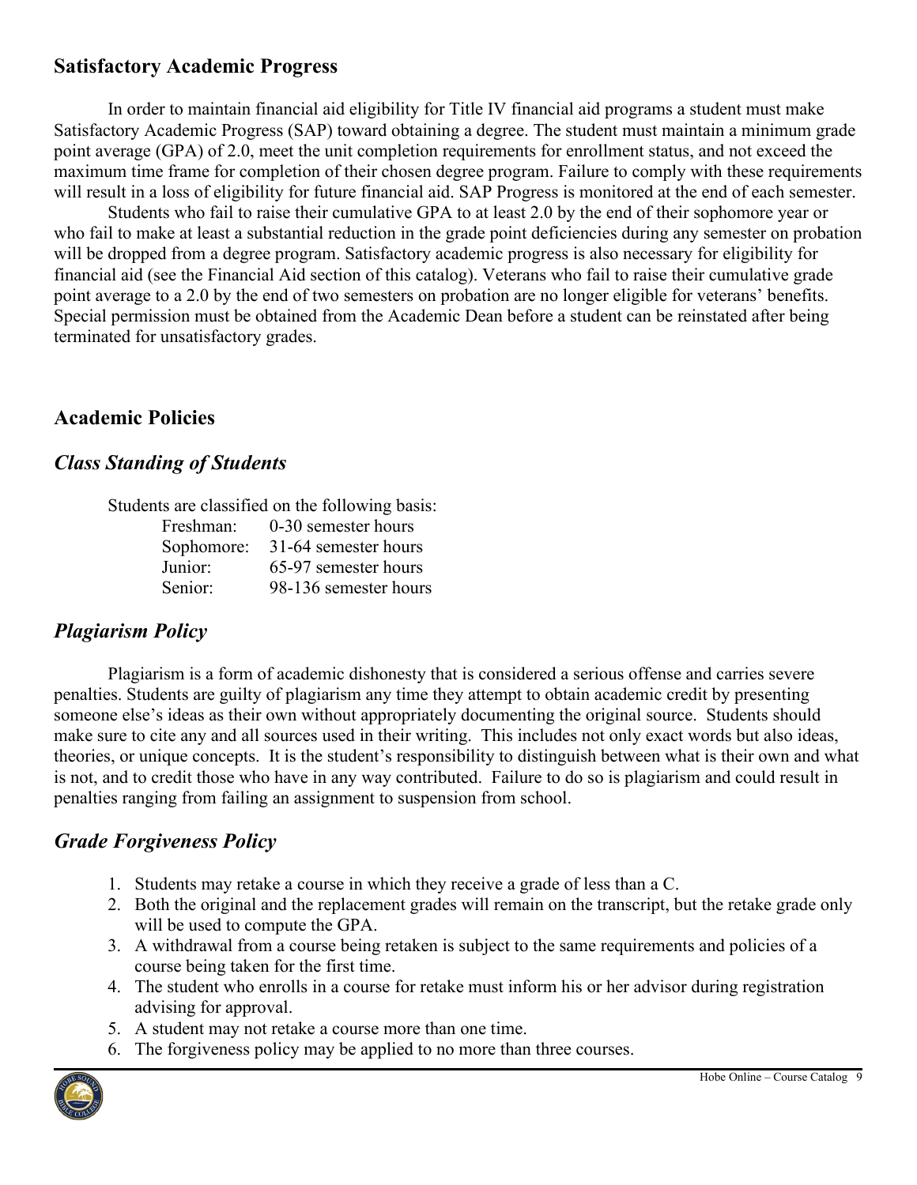## Satisfactory Academic Progress

In order to maintain financial aid eligibility for Title IV financial aid programs a student must make Satisfactory Academic Progress (SAP) toward obtaining a degree. The student must maintain a minimum grade point average (GPA) of 2.0, meet the unit completion requirements for enrollment status, and not exceed the maximum time frame for completion of their chosen degree program. Failure to comply with these requirements will result in a loss of eligibility for future financial aid. SAP Progress is monitored at the end of each semester.

Students who fail to raise their cumulative GPA to at least 2.0 by the end of their sophomore year or who fail to make at least a substantial reduction in the grade point deficiencies during any semester on probation will be dropped from a degree program. Satisfactory academic progress is also necessary for eligibility for financial aid (see the Financial Aid section of this catalog). Veterans who fail to raise their cumulative grade point average to a 2.0 by the end of two semesters on probation are no longer eligible for veterans' benefits. Special permission must be obtained from the Academic Dean before a student can be reinstated after being terminated for unsatisfactory grades.

## Academic Policies

### *Class Standing of Students*

Students are classified on the following basis:

| | |
|---|---|
| Freshman: | 0-30 semester hours |
| Sophomore: | 31-64 semester hours |
| Junior: | 65-97 semester hours |
| Senior: | 98-136 semester hours |

### *Plagiarism Policy*

Plagiarism is a form of academic dishonesty that is considered a serious offense and carries severe penalties. Students are guilty of plagiarism any time they attempt to obtain academic credit by presenting someone else's ideas as their own without appropriately documenting the original source. Students should make sure to cite any and all sources used in their writing. This includes not only exact words but also ideas, theories, or unique concepts. It is the student's responsibility to distinguish between what is their own and what is not, and to credit those who have in any way contributed. Failure to do so is plagiarism and could result in penalties ranging from failing an assignment to suspension from school.

### *Grade Forgiveness Policy*

1. Students may retake a course in which they receive a grade of less than a C.
2. Both the original and the replacement grades will remain on the transcript, but the retake grade only will be used to compute the GPA.
3. A withdrawal from a course being retaken is subject to the same requirements and policies of a course being taken for the first time.
4. The student who enrolls in a course for retake must inform his or her advisor during registration advising for approval.
5. A student may not retake a course more than one time.
6. The forgiveness policy may be applied to no more than three courses.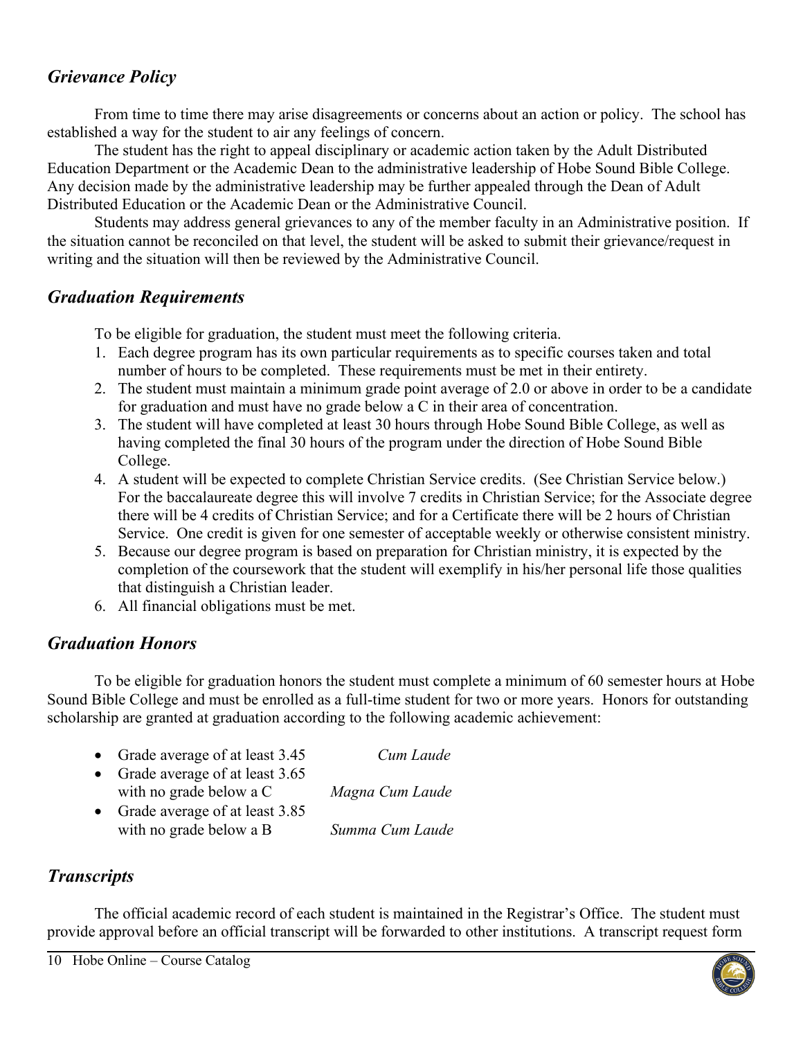## *Grievance Policy*

From time to time there may arise disagreements or concerns about an action or policy. The school has established a way for the student to air any feelings of concern.

The student has the right to appeal disciplinary or academic action taken by the Adult Distributed Education Department or the Academic Dean to the administrative leadership of Hobe Sound Bible College. Any decision made by the administrative leadership may be further appealed through the Dean of Adult Distributed Education or the Academic Dean or the Administrative Council.

Students may address general grievances to any of the member faculty in an Administrative position. If the situation cannot be reconciled on that level, the student will be asked to submit their grievance/request in writing and the situation will then be reviewed by the Administrative Council.

## *Graduation Requirements*

To be eligible for graduation, the student must meet the following criteria.

1. Each degree program has its own particular requirements as to specific courses taken and total number of hours to be completed. These requirements must be met in their entirety.
2. The student must maintain a minimum grade point average of 2.0 or above in order to be a candidate for graduation and must have no grade below a C in their area of concentration.
3. The student will have completed at least 30 hours through Hobe Sound Bible College, as well as having completed the final 30 hours of the program under the direction of Hobe Sound Bible College.
4. A student will be expected to complete Christian Service credits. (See Christian Service below.) For the baccalaureate degree this will involve 7 credits in Christian Service; for the Associate degree there will be 4 credits of Christian Service; and for a Certificate there will be 2 hours of Christian Service. One credit is given for one semester of acceptable weekly or otherwise consistent ministry.
5. Because our degree program is based on preparation for Christian ministry, it is expected by the completion of the coursework that the student will exemplify in his/her personal life those qualities that distinguish a Christian leader.
6. All financial obligations must be met.

## *Graduation Honors*

To be eligible for graduation honors the student must complete a minimum of 60 semester hours at Hobe Sound Bible College and must be enrolled as a full-time student for two or more years. Honors for outstanding scholarship are granted at graduation according to the following academic achievement:

- Grade average of at least 3.45 — *Cum Laude*
- Grade average of at least 3.65 with no grade below a C — *Magna Cum Laude*
- Grade average of at least 3.85 with no grade below a B — *Summa Cum Laude*

## *Transcripts*

The official academic record of each student is maintained in the Registrar's Office. The student must provide approval before an official transcript will be forwarded to other institutions. A transcript request form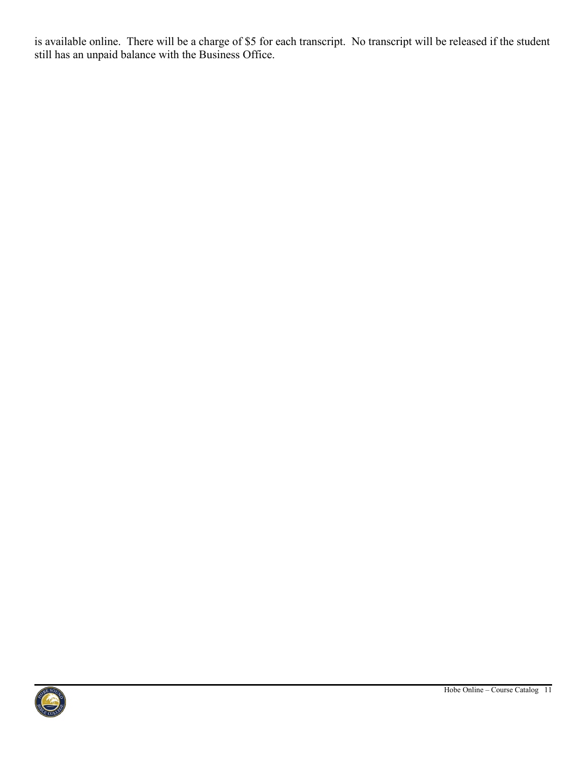is available online. There will be a charge of $5 for each transcript. No transcript will be released if the student still has an unpaid balance with the Business Office.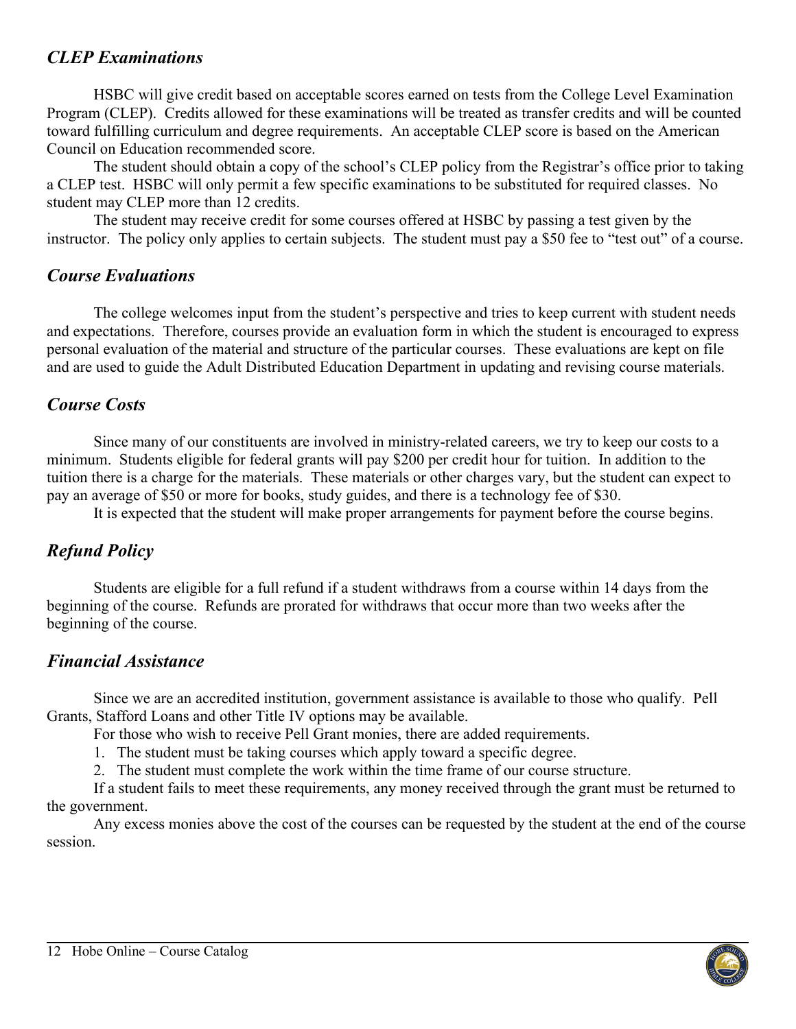## *CLEP Examinations*

HSBC will give credit based on acceptable scores earned on tests from the College Level Examination Program (CLEP). Credits allowed for these examinations will be treated as transfer credits and will be counted toward fulfilling curriculum and degree requirements. An acceptable CLEP score is based on the American Council on Education recommended score.

The student should obtain a copy of the school's CLEP policy from the Registrar's office prior to taking a CLEP test. HSBC will only permit a few specific examinations to be substituted for required classes. No student may CLEP more than 12 credits.

The student may receive credit for some courses offered at HSBC by passing a test given by the instructor. The policy only applies to certain subjects. The student must pay a $50 fee to "test out" of a course.

## *Course Evaluations*

The college welcomes input from the student's perspective and tries to keep current with student needs and expectations. Therefore, courses provide an evaluation form in which the student is encouraged to express personal evaluation of the material and structure of the particular courses. These evaluations are kept on file and are used to guide the Adult Distributed Education Department in updating and revising course materials.

## *Course Costs*

Since many of our constituents are involved in ministry-related careers, we try to keep our costs to a minimum. Students eligible for federal grants will pay $200 per credit hour for tuition. In addition to the tuition there is a charge for the materials. These materials or other charges vary, but the student can expect to pay an average of $50 or more for books, study guides, and there is a technology fee of $30.

It is expected that the student will make proper arrangements for payment before the course begins.

## *Refund Policy*

Students are eligible for a full refund if a student withdraws from a course within 14 days from the beginning of the course. Refunds are prorated for withdraws that occur more than two weeks after the beginning of the course.

## *Financial Assistance*

Since we are an accredited institution, government assistance is available to those who qualify. Pell Grants, Stafford Loans and other Title IV options may be available.

For those who wish to receive Pell Grant monies, there are added requirements.

1. The student must be taking courses which apply toward a specific degree.
2. The student must complete the work within the time frame of our course structure.

If a student fails to meet these requirements, any money received through the grant must be returned to the government.

Any excess monies above the cost of the courses can be requested by the student at the end of the course session.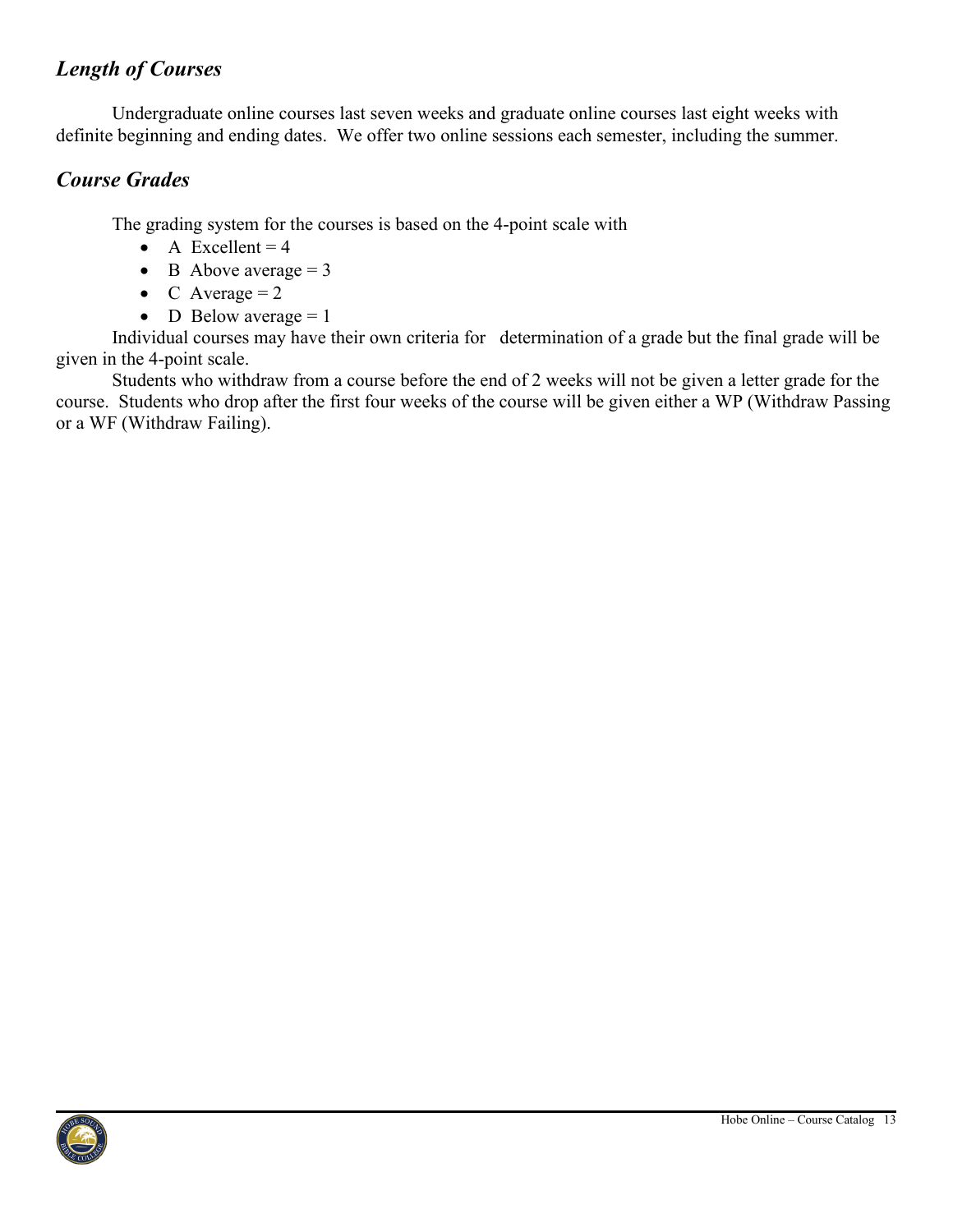## *Length of Courses*

Undergraduate online courses last seven weeks and graduate online courses last eight weeks with definite beginning and ending dates. We offer two online sessions each semester, including the summer.

## *Course Grades*

The grading system for the courses is based on the 4-point scale with

- A Excellent = 4
- B Above average = 3
- C Average = 2
- D Below average = 1

Individual courses may have their own criteria for determination of a grade but the final grade will be given in the 4-point scale.

Students who withdraw from a course before the end of 2 weeks will not be given a letter grade for the course. Students who drop after the first four weeks of the course will be given either a WP (Withdraw Passing or a WF (Withdraw Failing).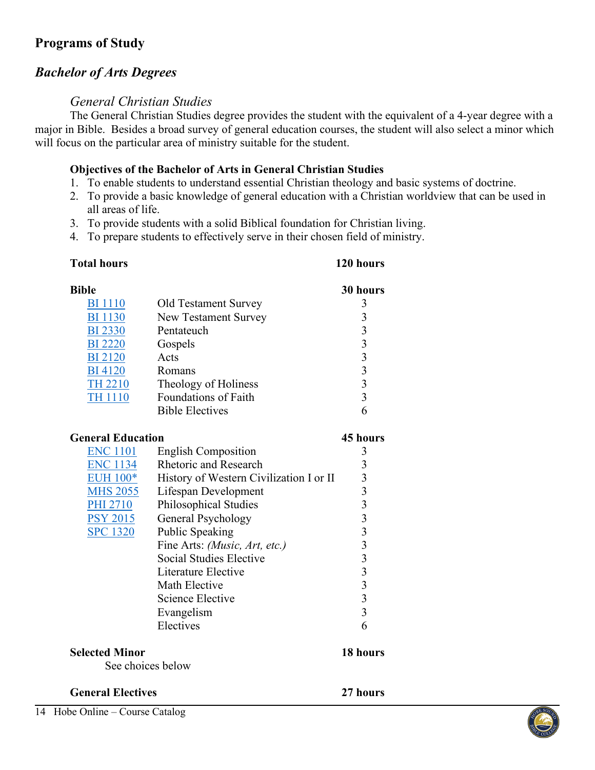# Programs of Study

## *Bachelor of Arts Degrees*

### *General Christian Studies*

The General Christian Studies degree provides the student with the equivalent of a 4-year degree with a major in Bible. Besides a broad survey of general education courses, the student will also select a minor which will focus on the particular area of ministry suitable for the student.

**Objectives of the Bachelor of Arts in General Christian Studies**

1. To enable students to understand essential Christian theology and basic systems of doctrine.
2. To provide a basic knowledge of general education with a Christian worldview that can be used in all areas of life.
3. To provide students with a solid Biblical foundation for Christian living.
4. To prepare students to effectively serve in their chosen field of ministry.

| **Total hours** | | **120 hours** |
|---|---|---|
| **Bible** | | **30 hours** |
| BI 1110 | Old Testament Survey | 3 |
| BI 1130 | New Testament Survey | 3 |
| BI 2330 | Pentateuch | 3 |
| BI 2220 | Gospels | 3 |
| BI 2120 | Acts | 3 |
| BI 4120 | Romans | 3 |
| TH 2210 | Theology of Holiness | 3 |
| TH 1110 | Foundations of Faith | 3 |
| | Bible Electives | 6 |
| **General Education** | | **45 hours** |
| ENC 1101 | English Composition | 3 |
| ENC 1134 | Rhetoric and Research | 3 |
| EUH 100* | History of Western Civilization I or II | 3 |
| MHS 2055 | Lifespan Development | 3 |
| PHI 2710 | Philosophical Studies | 3 |
| PSY 2015 | General Psychology | 3 |
| SPC 1320 | Public Speaking | 3 |
| | Fine Arts: *(Music, Art, etc.)* | 3 |
| | Social Studies Elective | 3 |
| | Literature Elective | 3 |
| | Math Elective | 3 |
| | Science Elective | 3 |
| | Evangelism | 3 |
| | Electives | 6 |
| **Selected Minor** | | **18 hours** |
| See choices below | | |
| **General Electives** | | **27 hours** |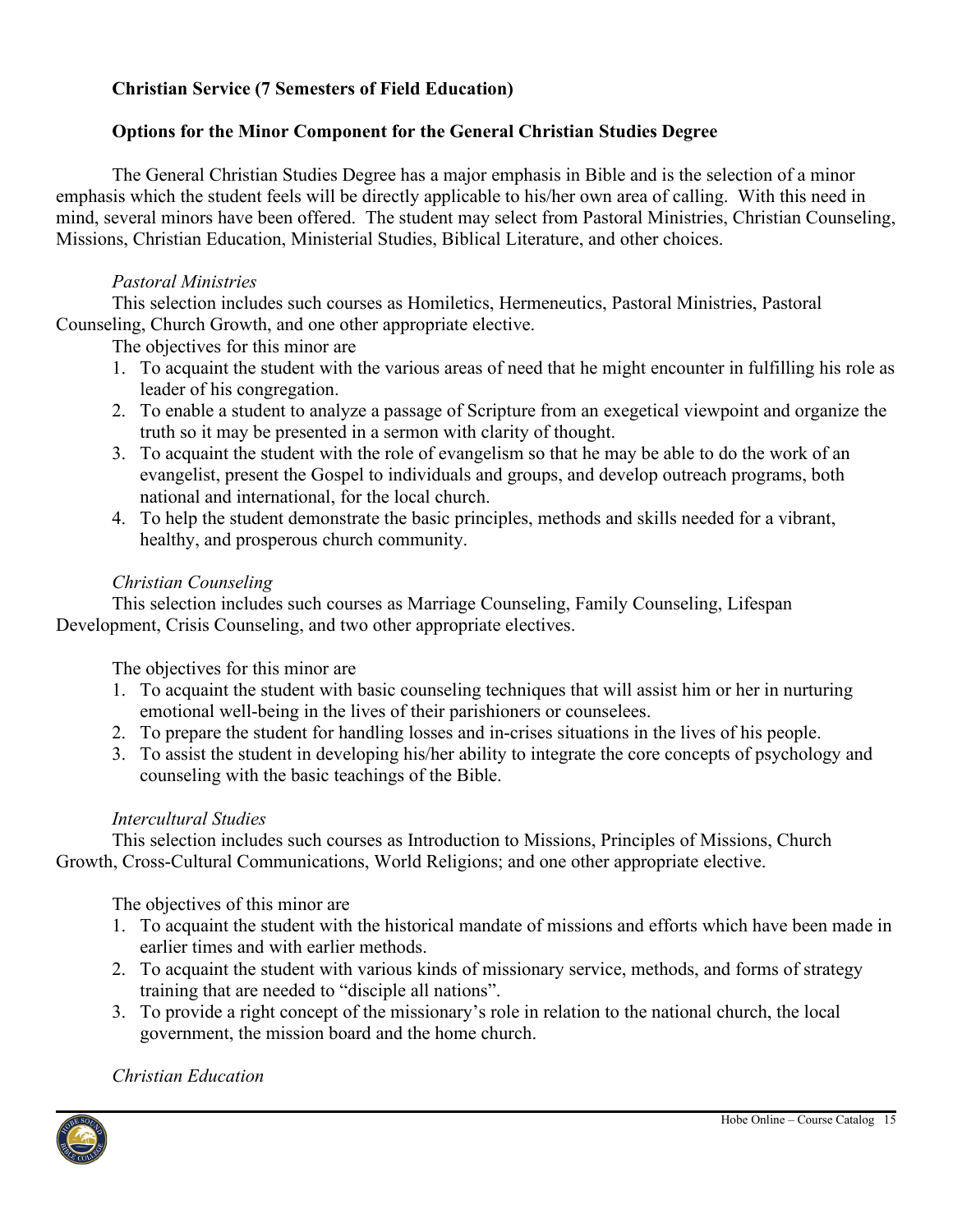**Christian Service (7 Semesters of Field Education)**

**Options for the Minor Component for the General Christian Studies Degree**

The General Christian Studies Degree has a major emphasis in Bible and is the selection of a minor emphasis which the student feels will be directly applicable to his/her own area of calling. With this need in mind, several minors have been offered. The student may select from Pastoral Ministries, Christian Counseling, Missions, Christian Education, Ministerial Studies, Biblical Literature, and other choices.

*Pastoral Ministries*

This selection includes such courses as Homiletics, Hermeneutics, Pastoral Ministries, Pastoral Counseling, Church Growth, and one other appropriate elective.

The objectives for this minor are

1. To acquaint the student with the various areas of need that he might encounter in fulfilling his role as leader of his congregation.
2. To enable a student to analyze a passage of Scripture from an exegetical viewpoint and organize the truth so it may be presented in a sermon with clarity of thought.
3. To acquaint the student with the role of evangelism so that he may be able to do the work of an evangelist, present the Gospel to individuals and groups, and develop outreach programs, both national and international, for the local church.
4. To help the student demonstrate the basic principles, methods and skills needed for a vibrant, healthy, and prosperous church community.

*Christian Counseling*

This selection includes such courses as Marriage Counseling, Family Counseling, Lifespan Development, Crisis Counseling, and two other appropriate electives.

The objectives for this minor are

1. To acquaint the student with basic counseling techniques that will assist him or her in nurturing emotional well-being in the lives of their parishioners or counselees.
2. To prepare the student for handling losses and in-crises situations in the lives of his people.
3. To assist the student in developing his/her ability to integrate the core concepts of psychology and counseling with the basic teachings of the Bible.

*Intercultural Studies*

This selection includes such courses as Introduction to Missions, Principles of Missions, Church Growth, Cross-Cultural Communications, World Religions; and one other appropriate elective.

The objectives of this minor are

1. To acquaint the student with the historical mandate of missions and efforts which have been made in earlier times and with earlier methods.
2. To acquaint the student with various kinds of missionary service, methods, and forms of strategy training that are needed to "disciple all nations".
3. To provide a right concept of the missionary's role in relation to the national church, the local government, the mission board and the home church.

*Christian Education*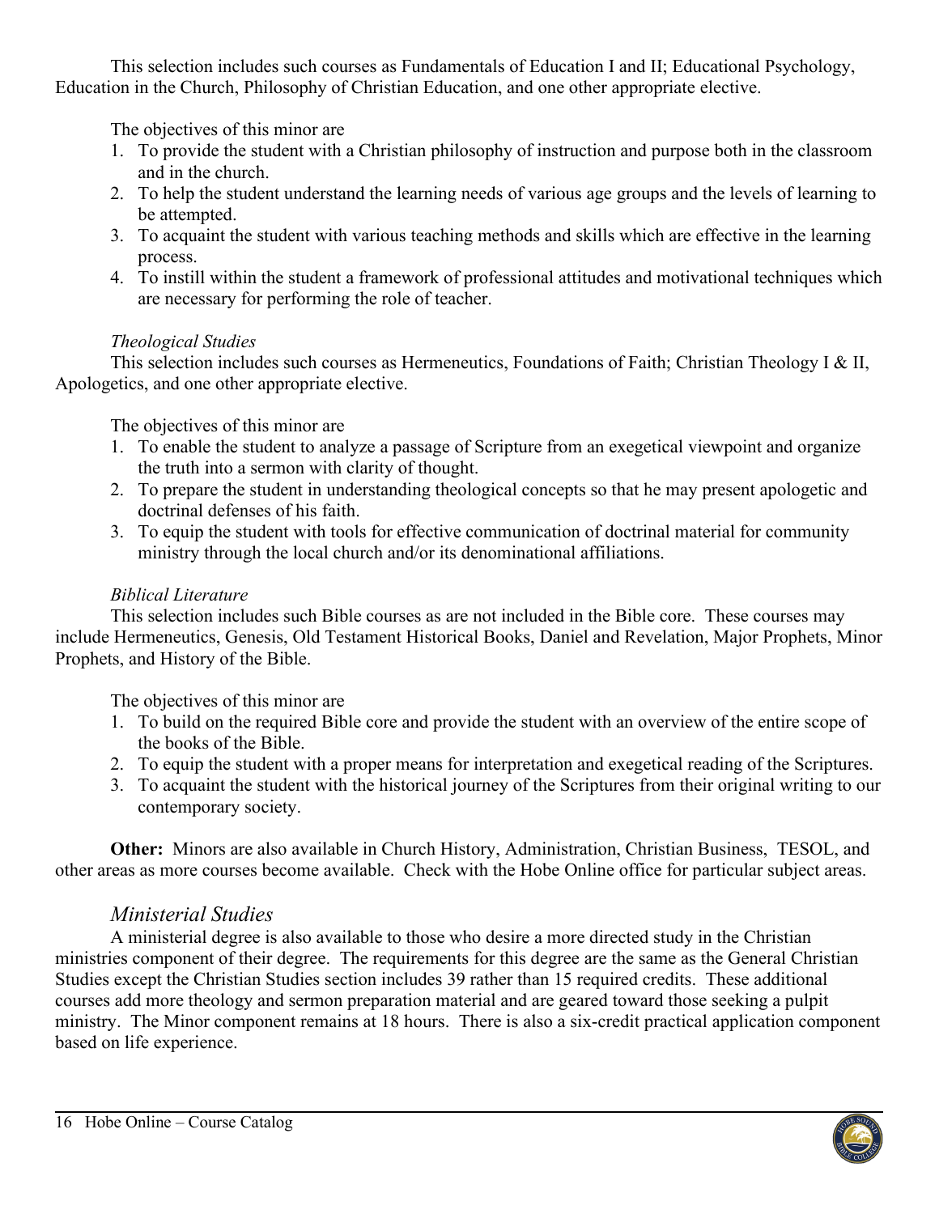This selection includes such courses as Fundamentals of Education I and II; Educational Psychology, Education in the Church, Philosophy of Christian Education, and one other appropriate elective.

The objectives of this minor are

1. To provide the student with a Christian philosophy of instruction and purpose both in the classroom and in the church.
2. To help the student understand the learning needs of various age groups and the levels of learning to be attempted.
3. To acquaint the student with various teaching methods and skills which are effective in the learning process.
4. To instill within the student a framework of professional attitudes and motivational techniques which are necessary for performing the role of teacher.

*Theological Studies*

This selection includes such courses as Hermeneutics, Foundations of Faith; Christian Theology I & II, Apologetics, and one other appropriate elective.

The objectives of this minor are

1. To enable the student to analyze a passage of Scripture from an exegetical viewpoint and organize the truth into a sermon with clarity of thought.
2. To prepare the student in understanding theological concepts so that he may present apologetic and doctrinal defenses of his faith.
3. To equip the student with tools for effective communication of doctrinal material for community ministry through the local church and/or its denominational affiliations.

*Biblical Literature*

This selection includes such Bible courses as are not included in the Bible core. These courses may include Hermeneutics, Genesis, Old Testament Historical Books, Daniel and Revelation, Major Prophets, Minor Prophets, and History of the Bible.

The objectives of this minor are

1. To build on the required Bible core and provide the student with an overview of the entire scope of the books of the Bible.
2. To equip the student with a proper means for interpretation and exegetical reading of the Scriptures.
3. To acquaint the student with the historical journey of the Scriptures from their original writing to our contemporary society.

**Other:** Minors are also available in Church History, Administration, Christian Business, TESOL, and other areas as more courses become available. Check with the Hobe Online office for particular subject areas.

## *Ministerial Studies*

A ministerial degree is also available to those who desire a more directed study in the Christian ministries component of their degree. The requirements for this degree are the same as the General Christian Studies except the Christian Studies section includes 39 rather than 15 required credits. These additional courses add more theology and sermon preparation material and are geared toward those seeking a pulpit ministry. The Minor component remains at 18 hours. There is also a six-credit practical application component based on life experience.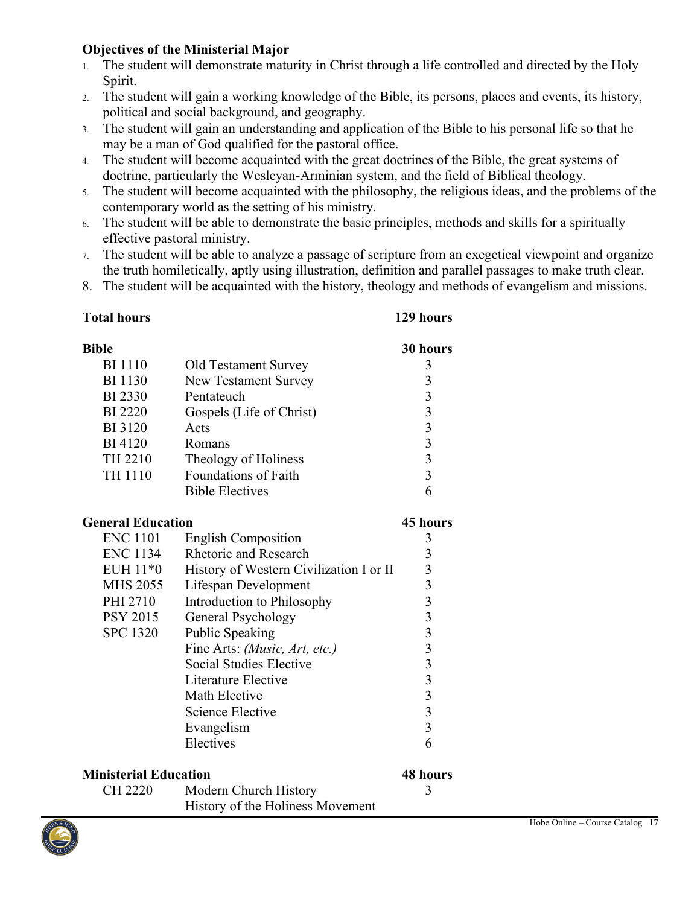**Objectives of the Ministerial Major**

1. The student will demonstrate maturity in Christ through a life controlled and directed by the Holy Spirit.
2. The student will gain a working knowledge of the Bible, its persons, places and events, its history, political and social background, and geography.
3. The student will gain an understanding and application of the Bible to his personal life so that he may be a man of God qualified for the pastoral office.
4. The student will become acquainted with the great doctrines of the Bible, the great systems of doctrine, particularly the Wesleyan-Arminian system, and the field of Biblical theology.
5. The student will become acquainted with the philosophy, the religious ideas, and the problems of the contemporary world as the setting of his ministry.
6. The student will be able to demonstrate the basic principles, methods and skills for a spiritually effective pastoral ministry.
7. The student will be able to analyze a passage of scripture from an exegetical viewpoint and organize the truth homiletically, aptly using illustration, definition and parallel passages to make truth clear.
8. The student will be acquainted with the history, theology and methods of evangelism and missions.

| **Total hours** | | **129 hours** |
|---|---|---|
| **Bible** | | **30 hours** |
| BI 1110 | Old Testament Survey | 3 |
| BI 1130 | New Testament Survey | 3 |
| BI 2330 | Pentateuch | 3 |
| BI 2220 | Gospels (Life of Christ) | 3 |
| BI 3120 | Acts | 3 |
| BI 4120 | Romans | 3 |
| TH 2210 | Theology of Holiness | 3 |
| TH 1110 | Foundations of Faith | 3 |
| | Bible Electives | 6 |
| **General Education** | | **45 hours** |
| ENC 1101 | English Composition | 3 |
| ENC 1134 | Rhetoric and Research | 3 |
| EUH 11*0 | History of Western Civilization I or II | 3 |
| MHS 2055 | Lifespan Development | 3 |
| PHI 2710 | Introduction to Philosophy | 3 |
| PSY 2015 | General Psychology | 3 |
| SPC 1320 | Public Speaking | 3 |
| | Fine Arts: *(Music, Art, etc.)* | 3 |
| | Social Studies Elective | 3 |
| | Literature Elective | 3 |
| | Math Elective | 3 |
| | Science Elective | 3 |
| | Evangelism | 3 |
| | Electives | 6 |
| **Ministerial Education** | | **48 hours** |
| CH 2220 | Modern Church History | 3 |
| | History of the Holiness Movement | |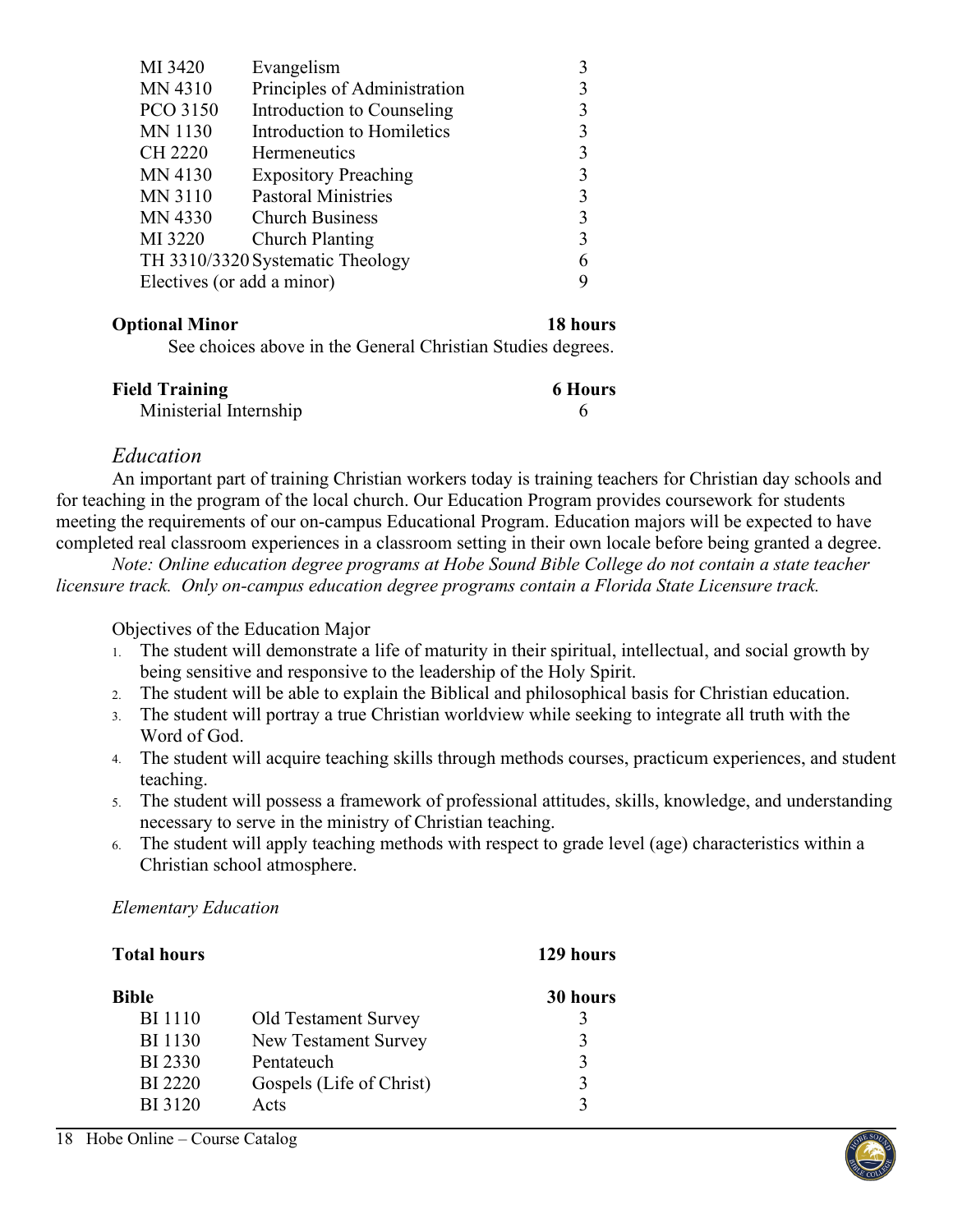| | | |
|---|---|---|
| MI 3420 | Evangelism | 3 |
| MN 4310 | Principles of Administration | 3 |
| PCO 3150 | Introduction to Counseling | 3 |
| MN 1130 | Introduction to Homiletics | 3 |
| CH 2220 | Hermeneutics | 3 |
| MN 4130 | Expository Preaching | 3 |
| MN 3110 | Pastoral Ministries | 3 |
| MN 4330 | Church Business | 3 |
| MI 3220 | Church Planting | 3 |
| TH 3310/3320 | Systematic Theology | 6 |
| Electives (or add a minor) | | 9 |

**Optional Minor** **18 hours**

See choices above in the General Christian Studies degrees.

**Field Training** **6 Hours**

Ministerial Internship 6

### *Education*

An important part of training Christian workers today is training teachers for Christian day schools and for teaching in the program of the local church. Our Education Program provides coursework for students meeting the requirements of our on-campus Educational Program. Education majors will be expected to have completed real classroom experiences in a classroom setting in their own locale before being granted a degree.

*Note: Online education degree programs at Hobe Sound Bible College do not contain a state teacher licensure track. Only on-campus education degree programs contain a Florida State Licensure track.*

Objectives of the Education Major

1. The student will demonstrate a life of maturity in their spiritual, intellectual, and social growth by being sensitive and responsive to the leadership of the Holy Spirit.
2. The student will be able to explain the Biblical and philosophical basis for Christian education.
3. The student will portray a true Christian worldview while seeking to integrate all truth with the Word of God.
4. The student will acquire teaching skills through methods courses, practicum experiences, and student teaching.
5. The student will possess a framework of professional attitudes, skills, knowledge, and understanding necessary to serve in the ministry of Christian teaching.
6. The student will apply teaching methods with respect to grade level (age) characteristics within a Christian school atmosphere.

*Elementary Education*

**Total hours** **129 hours**

| **Bible** | | **30 hours** |
|---|---|---|
| BI 1110 | Old Testament Survey | 3 |
| BI 1130 | New Testament Survey | 3 |
| BI 2330 | Pentateuch | 3 |
| BI 2220 | Gospels (Life of Christ) | 3 |
| BI 3120 | Acts | 3 |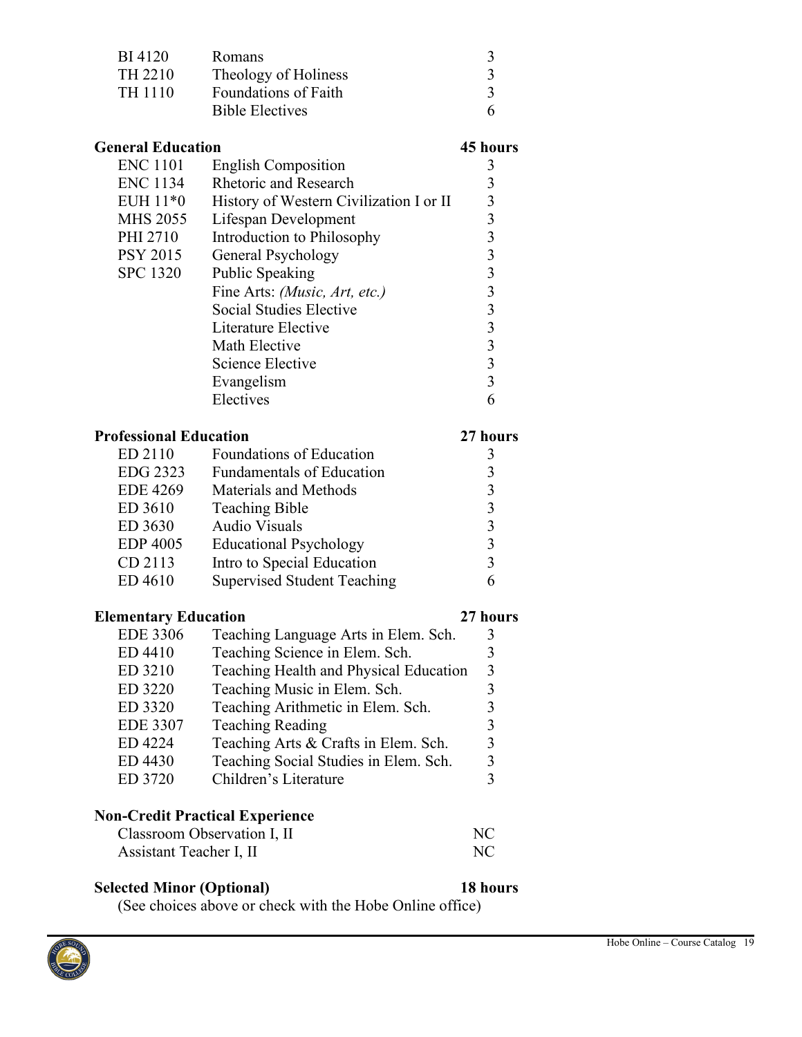| | | |
|---|---|---|
| BI 4120 | Romans | 3 |
| TH 2210 | Theology of Holiness | 3 |
| TH 1110 | Foundations of Faith | 3 |
| | Bible Electives | 6 |

**General Education** **45 hours**

| | | |
|---|---|---|
| ENC 1101 | English Composition | 3 |
| ENC 1134 | Rhetoric and Research | 3 |
| EUH 11*0 | History of Western Civilization I or II | 3 |
| MHS 2055 | Lifespan Development | 3 |
| PHI 2710 | Introduction to Philosophy | 3 |
| PSY 2015 | General Psychology | 3 |
| SPC 1320 | Public Speaking | 3 |
| | Fine Arts: *(Music, Art, etc.)* | 3 |
| | Social Studies Elective | 3 |
| | Literature Elective | 3 |
| | Math Elective | 3 |
| | Science Elective | 3 |
| | Evangelism | 3 |
| | Electives | 6 |

**Professional Education** **27 hours**

| | | |
|---|---|---|
| ED 2110 | Foundations of Education | 3 |
| EDG 2323 | Fundamentals of Education | 3 |
| EDE 4269 | Materials and Methods | 3 |
| ED 3610 | Teaching Bible | 3 |
| ED 3630 | Audio Visuals | 3 |
| EDP 4005 | Educational Psychology | 3 |
| CD 2113 | Intro to Special Education | 3 |
| ED 4610 | Supervised Student Teaching | 6 |

**Elementary Education** **27 hours**

| | | |
|---|---|---|
| EDE 3306 | Teaching Language Arts in Elem. Sch. | 3 |
| ED 4410 | Teaching Science in Elem. Sch. | 3 |
| ED 3210 | Teaching Health and Physical Education | 3 |
| ED 3220 | Teaching Music in Elem. Sch. | 3 |
| ED 3320 | Teaching Arithmetic in Elem. Sch. | 3 |
| EDE 3307 | Teaching Reading | 3 |
| ED 4224 | Teaching Arts & Crafts in Elem. Sch. | 3 |
| ED 4430 | Teaching Social Studies in Elem. Sch. | 3 |
| ED 3720 | Children's Literature | 3 |

**Non-Credit Practical Experience**

| | |
|---|---|
| Classroom Observation I, II | NC |
| Assistant Teacher I, II | NC |

**Selected Minor (Optional)** **18 hours**

(See choices above or check with the Hobe Online office)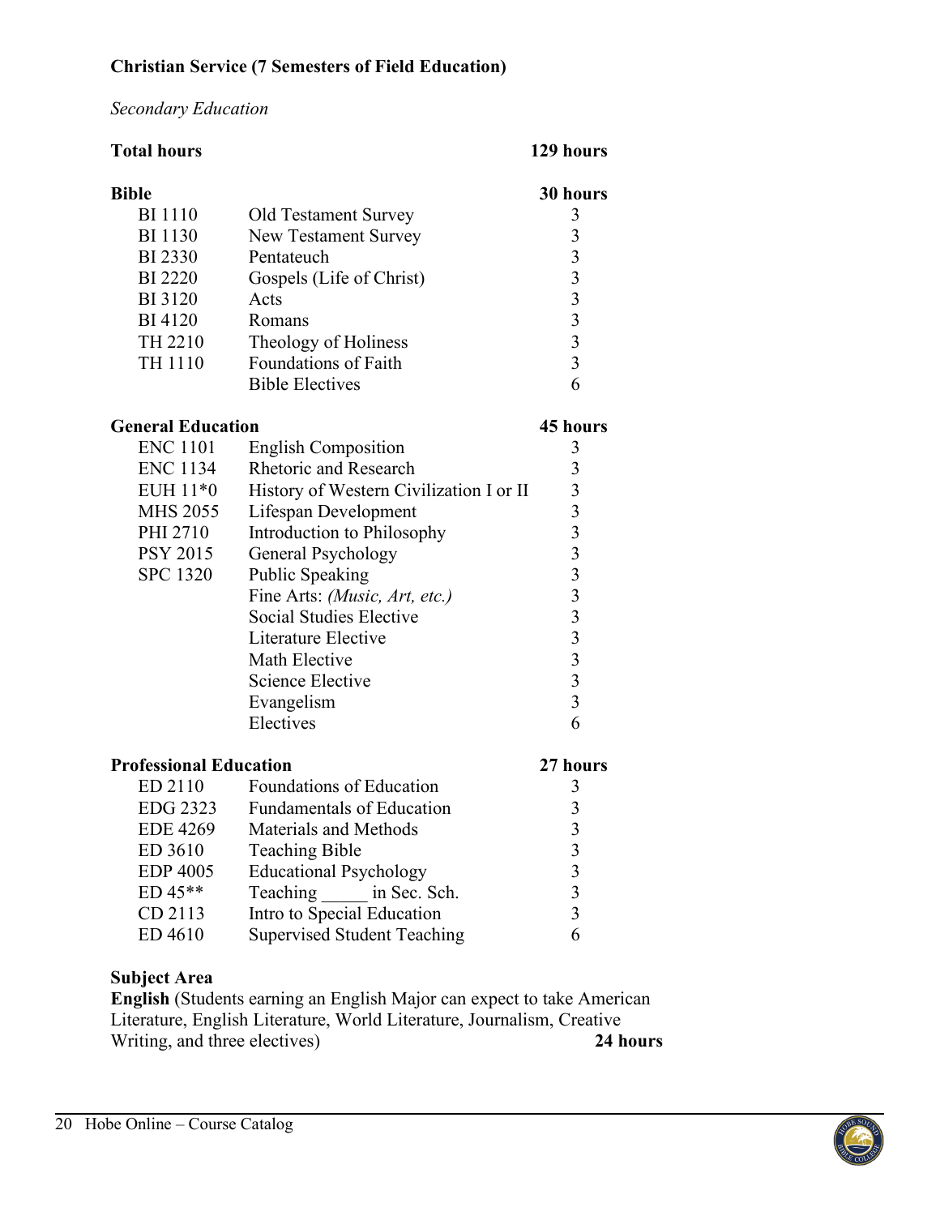**Christian Service (7 Semesters of Field Education)**

*Secondary Education*

| **Total hours** | | **129 hours** |
|---|---|---|
| **Bible** | | **30 hours** |
| BI 1110 | Old Testament Survey | 3 |
| BI 1130 | New Testament Survey | 3 |
| BI 2330 | Pentateuch | 3 |
| BI 2220 | Gospels (Life of Christ) | 3 |
| BI 3120 | Acts | 3 |
| BI 4120 | Romans | 3 |
| TH 2210 | Theology of Holiness | 3 |
| TH 1110 | Foundations of Faith | 3 |
| | Bible Electives | 6 |
| **General Education** | | **45 hours** |
| ENC 1101 | English Composition | 3 |
| ENC 1134 | Rhetoric and Research | 3 |
| EUH 11*0 | History of Western Civilization I or II | 3 |
| MHS 2055 | Lifespan Development | 3 |
| PHI 2710 | Introduction to Philosophy | 3 |
| PSY 2015 | General Psychology | 3 |
| SPC 1320 | Public Speaking | 3 |
| | Fine Arts: *(Music, Art, etc.)* | 3 |
| | Social Studies Elective | 3 |
| | Literature Elective | 3 |
| | Math Elective | 3 |
| | Science Elective | 3 |
| | Evangelism | 3 |
| | Electives | 6 |
| **Professional Education** | | **27 hours** |
| ED 2110 | Foundations of Education | 3 |
| EDG 2323 | Fundamentals of Education | 3 |
| EDE 4269 | Materials and Methods | 3 |
| ED 3610 | Teaching Bible | 3 |
| EDP 4005 | Educational Psychology | 3 |
| ED 45** | Teaching _____ in Sec. Sch. | 3 |
| CD 2113 | Intro to Special Education | 3 |
| ED 4610 | Supervised Student Teaching | 6 |

**Subject Area**

**English** (Students earning an English Major can expect to take American Literature, English Literature, World Literature, Journalism, Creative Writing, and three electives) **24 hours**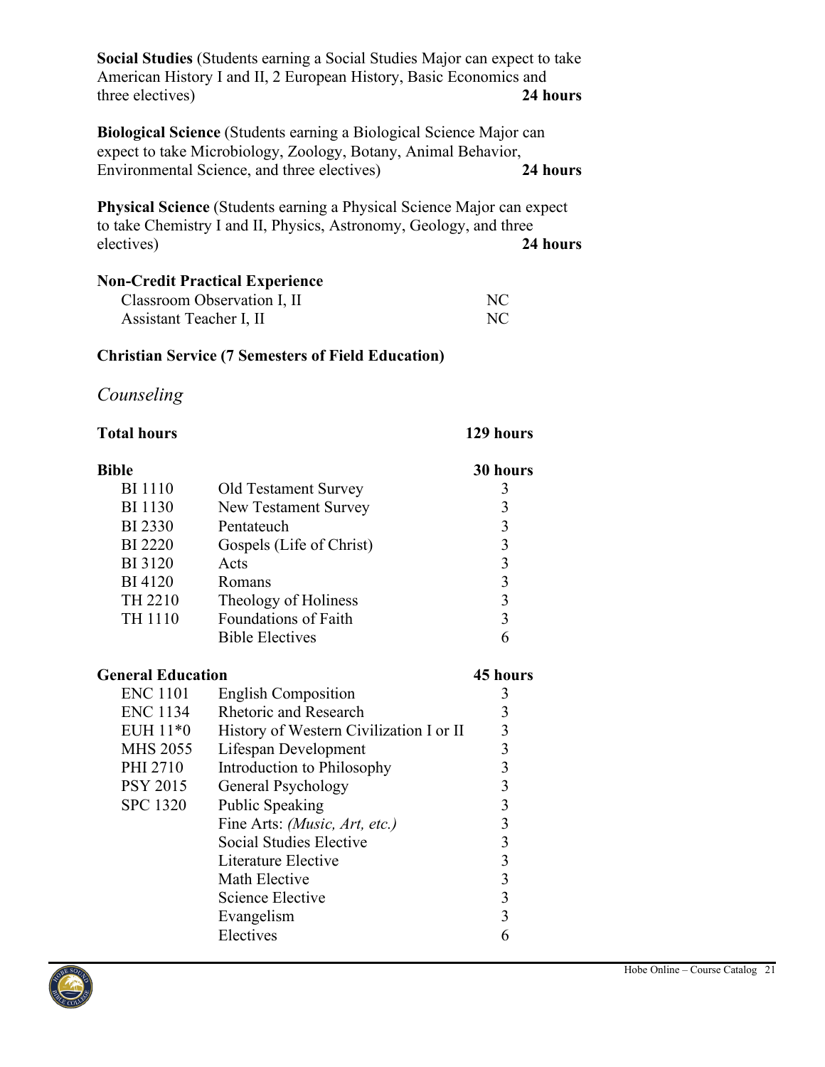**Social Studies** (Students earning a Social Studies Major can expect to take American History I and II, 2 European History, Basic Economics and three electives) **24 hours**

**Biological Science** (Students earning a Biological Science Major can expect to take Microbiology, Zoology, Botany, Animal Behavior, Environmental Science, and three electives) **24 hours**

**Physical Science** (Students earning a Physical Science Major can expect to take Chemistry I and II, Physics, Astronomy, Geology, and three electives) **24 hours**

**Non-Credit Practical Experience**

| | |
|---|---|
| Classroom Observation I, II | NC |
| Assistant Teacher I, II | NC |

**Christian Service (7 Semesters of Field Education)**

## *Counseling*

**Total hours** **129 hours**

| **Bible** | | **30 hours** |
|---|---|---|
| BI 1110 | Old Testament Survey | 3 |
| BI 1130 | New Testament Survey | 3 |
| BI 2330 | Pentateuch | 3 |
| BI 2220 | Gospels (Life of Christ) | 3 |
| BI 3120 | Acts | 3 |
| BI 4120 | Romans | 3 |
| TH 2210 | Theology of Holiness | 3 |
| TH 1110 | Foundations of Faith | 3 |
| | Bible Electives | 6 |

| **General Education** | | **45 hours** |
|---|---|---|
| ENC 1101 | English Composition | 3 |
| ENC 1134 | Rhetoric and Research | 3 |
| EUH 11*0 | History of Western Civilization I or II | 3 |
| MHS 2055 | Lifespan Development | 3 |
| PHI 2710 | Introduction to Philosophy | 3 |
| PSY 2015 | General Psychology | 3 |
| SPC 1320 | Public Speaking | 3 |
| | Fine Arts: *(Music, Art, etc.)* | 3 |
| | Social Studies Elective | 3 |
| | Literature Elective | 3 |
| | Math Elective | 3 |
| | Science Elective | 3 |
| | Evangelism | 3 |
| | Electives | 6 |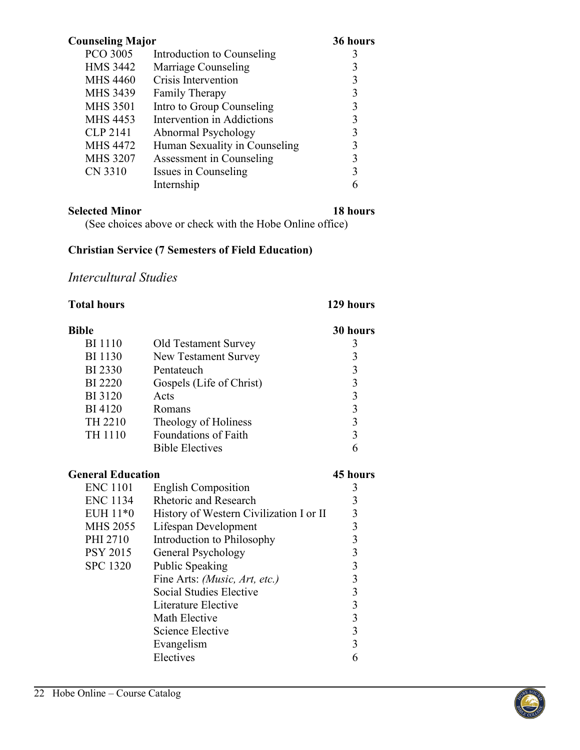**Counseling Major** **36 hours**

| | | |
|---|---|---|
| PCO 3005 | Introduction to Counseling | 3 |
| HMS 3442 | Marriage Counseling | 3 |
| MHS 4460 | Crisis Intervention | 3 |
| MHS 3439 | Family Therapy | 3 |
| MHS 3501 | Intro to Group Counseling | 3 |
| MHS 4453 | Intervention in Addictions | 3 |
| CLP 2141 | Abnormal Psychology | 3 |
| MHS 4472 | Human Sexuality in Counseling | 3 |
| MHS 3207 | Assessment in Counseling | 3 |
| CN 3310 | Issues in Counseling | 3 |
| | Internship | 6 |

**Selected Minor** **18 hours**

(See choices above or check with the Hobe Online office)

**Christian Service (7 Semesters of Field Education)**

## *Intercultural Studies*

**Total hours** **129 hours**

**Bible** **30 hours**

| | | |
|---|---|---|
| BI 1110 | Old Testament Survey | 3 |
| BI 1130 | New Testament Survey | 3 |
| BI 2330 | Pentateuch | 3 |
| BI 2220 | Gospels (Life of Christ) | 3 |
| BI 3120 | Acts | 3 |
| BI 4120 | Romans | 3 |
| TH 2210 | Theology of Holiness | 3 |
| TH 1110 | Foundations of Faith | 3 |
| | Bible Electives | 6 |

**General Education** **45 hours**

| | | |
|---|---|---|
| ENC 1101 | English Composition | 3 |
| ENC 1134 | Rhetoric and Research | 3 |
| EUH 11*0 | History of Western Civilization I or II | 3 |
| MHS 2055 | Lifespan Development | 3 |
| PHI 2710 | Introduction to Philosophy | 3 |
| PSY 2015 | General Psychology | 3 |
| SPC 1320 | Public Speaking | 3 |
| | Fine Arts: *(Music, Art, etc.)* | 3 |
| | Social Studies Elective | 3 |
| | Literature Elective | 3 |
| | Math Elective | 3 |
| | Science Elective | 3 |
| | Evangelism | 3 |
| | Electives | 6 |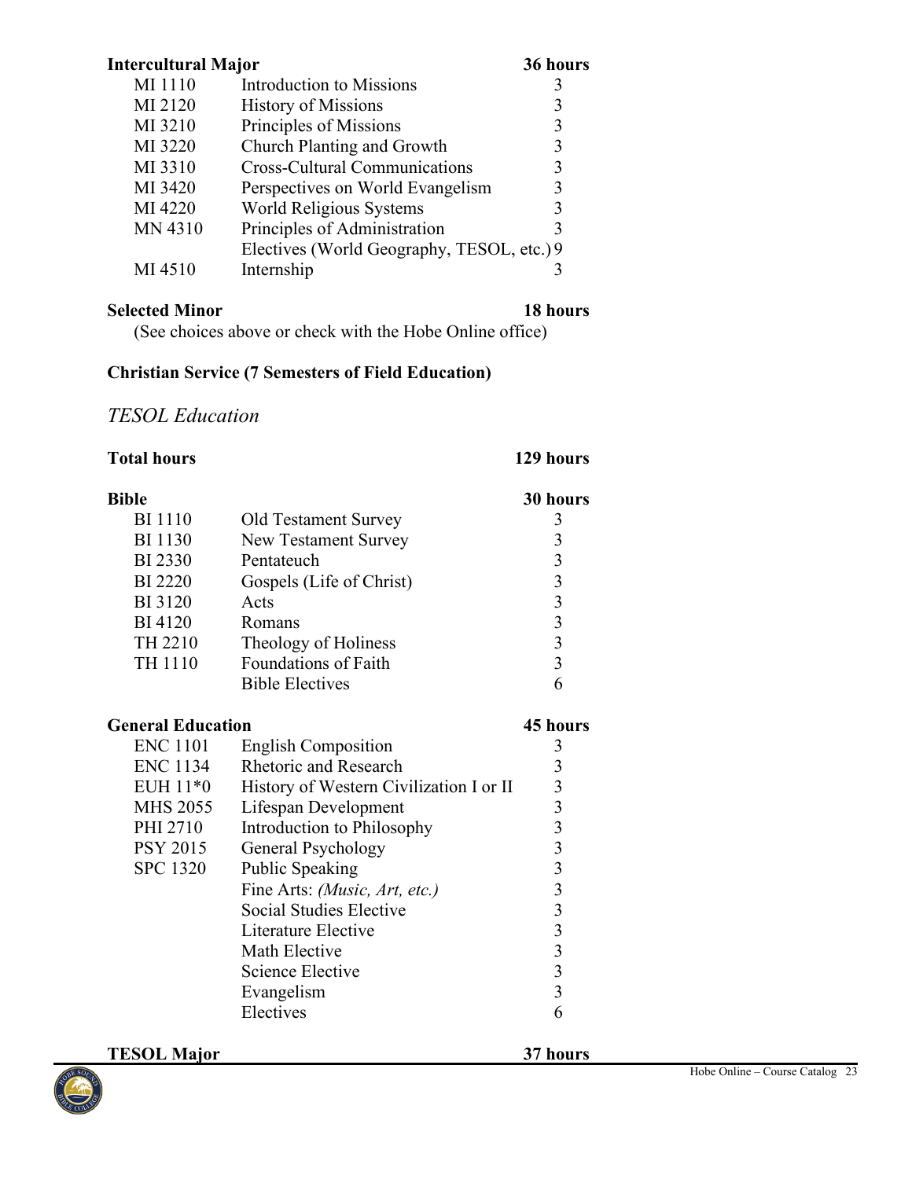| **Intercultural Major** | | **36 hours** |
|---|---|---|
| MI 1110 | Introduction to Missions | 3 |
| MI 2120 | History of Missions | 3 |
| MI 3210 | Principles of Missions | 3 |
| MI 3220 | Church Planting and Growth | 3 |
| MI 3310 | Cross-Cultural Communications | 3 |
| MI 3420 | Perspectives on World Evangelism | 3 |
| MI 4220 | World Religious Systems | 3 |
| MN 4310 | Principles of Administration | 3 |
| | Electives (World Geography, TESOL, etc.) | 9 |
| MI 4510 | Internship | 3 |

**Selected Minor** **18 hours**

(See choices above or check with the Hobe Online office)

**Christian Service (7 Semesters of Field Education)**

## *TESOL Education*

**Total hours** **129 hours**

| **Bible** | | **30 hours** |
|---|---|---|
| BI 1110 | Old Testament Survey | 3 |
| BI 1130 | New Testament Survey | 3 |
| BI 2330 | Pentateuch | 3 |
| BI 2220 | Gospels (Life of Christ) | 3 |
| BI 3120 | Acts | 3 |
| BI 4120 | Romans | 3 |
| TH 2210 | Theology of Holiness | 3 |
| TH 1110 | Foundations of Faith | 3 |
| | Bible Electives | 6 |

| **General Education** | | **45 hours** |
|---|---|---|
| ENC 1101 | English Composition | 3 |
| ENC 1134 | Rhetoric and Research | 3 |
| EUH 11*0 | History of Western Civilization I or II | 3 |
| MHS 2055 | Lifespan Development | 3 |
| PHI 2710 | Introduction to Philosophy | 3 |
| PSY 2015 | General Psychology | 3 |
| SPC 1320 | Public Speaking | 3 |
| | Fine Arts: *(Music, Art, etc.)* | 3 |
| | Social Studies Elective | 3 |
| | Literature Elective | 3 |
| | Math Elective | 3 |
| | Science Elective | 3 |
| | Evangelism | 3 |
| | Electives | 6 |

**TESOL Major** **37 hours**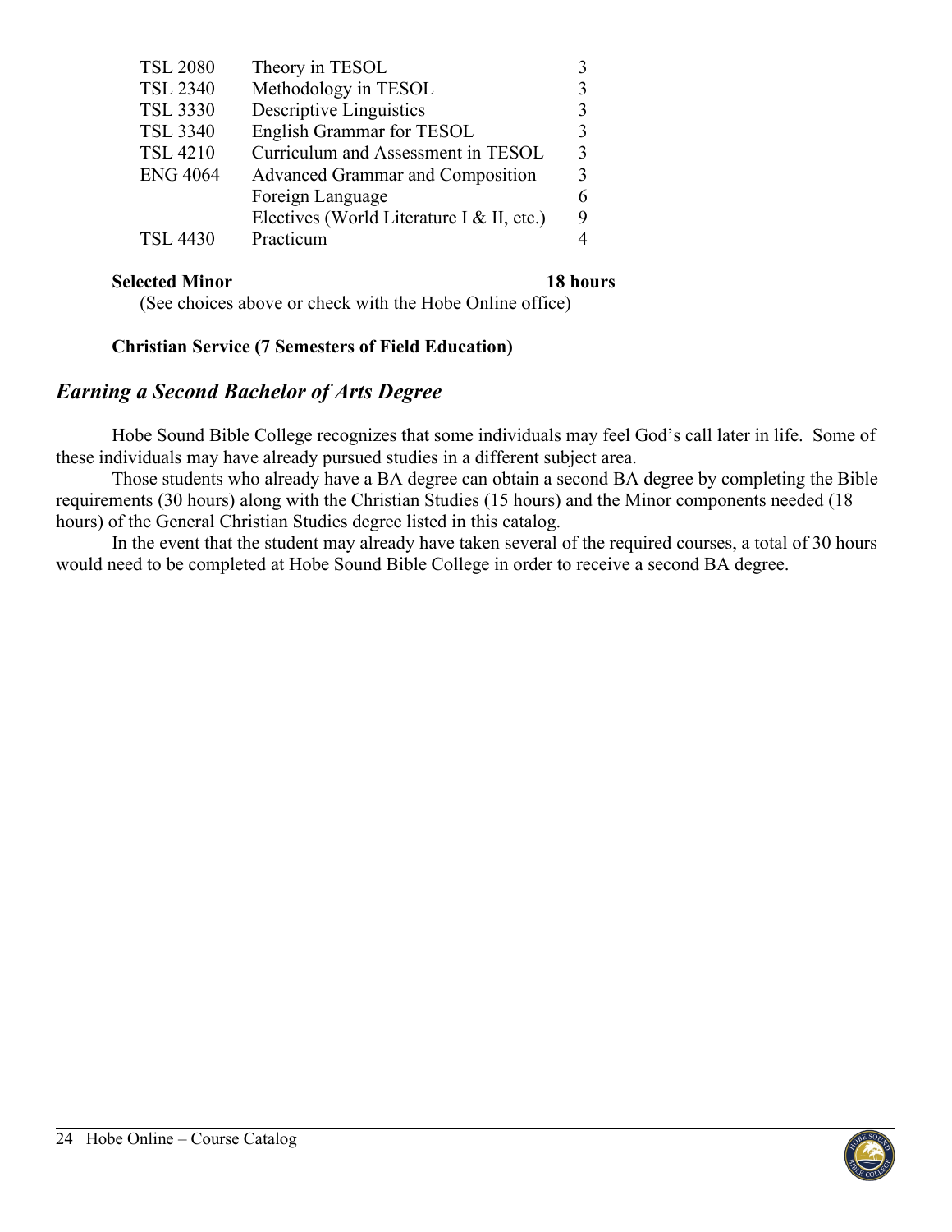| | | |
|---|---|---|
| TSL 2080 | Theory in TESOL | 3 |
| TSL 2340 | Methodology in TESOL | 3 |
| TSL 3330 | Descriptive Linguistics | 3 |
| TSL 3340 | English Grammar for TESOL | 3 |
| TSL 4210 | Curriculum and Assessment in TESOL | 3 |
| ENG 4064 | Advanced Grammar and Composition | 3 |
| | Foreign Language | 6 |
| | Electives (World Literature I & II, etc.) | 9 |
| TSL 4430 | Practicum | 4 |

**Selected Minor** **18 hours**

(See choices above or check with the Hobe Online office)

**Christian Service (7 Semesters of Field Education)**

## *Earning a Second Bachelor of Arts Degree*

Hobe Sound Bible College recognizes that some individuals may feel God's call later in life. Some of these individuals may have already pursued studies in a different subject area.

Those students who already have a BA degree can obtain a second BA degree by completing the Bible requirements (30 hours) along with the Christian Studies (15 hours) and the Minor components needed (18 hours) of the General Christian Studies degree listed in this catalog.

In the event that the student may already have taken several of the required courses, a total of 30 hours would need to be completed at Hobe Sound Bible College in order to receive a second BA degree.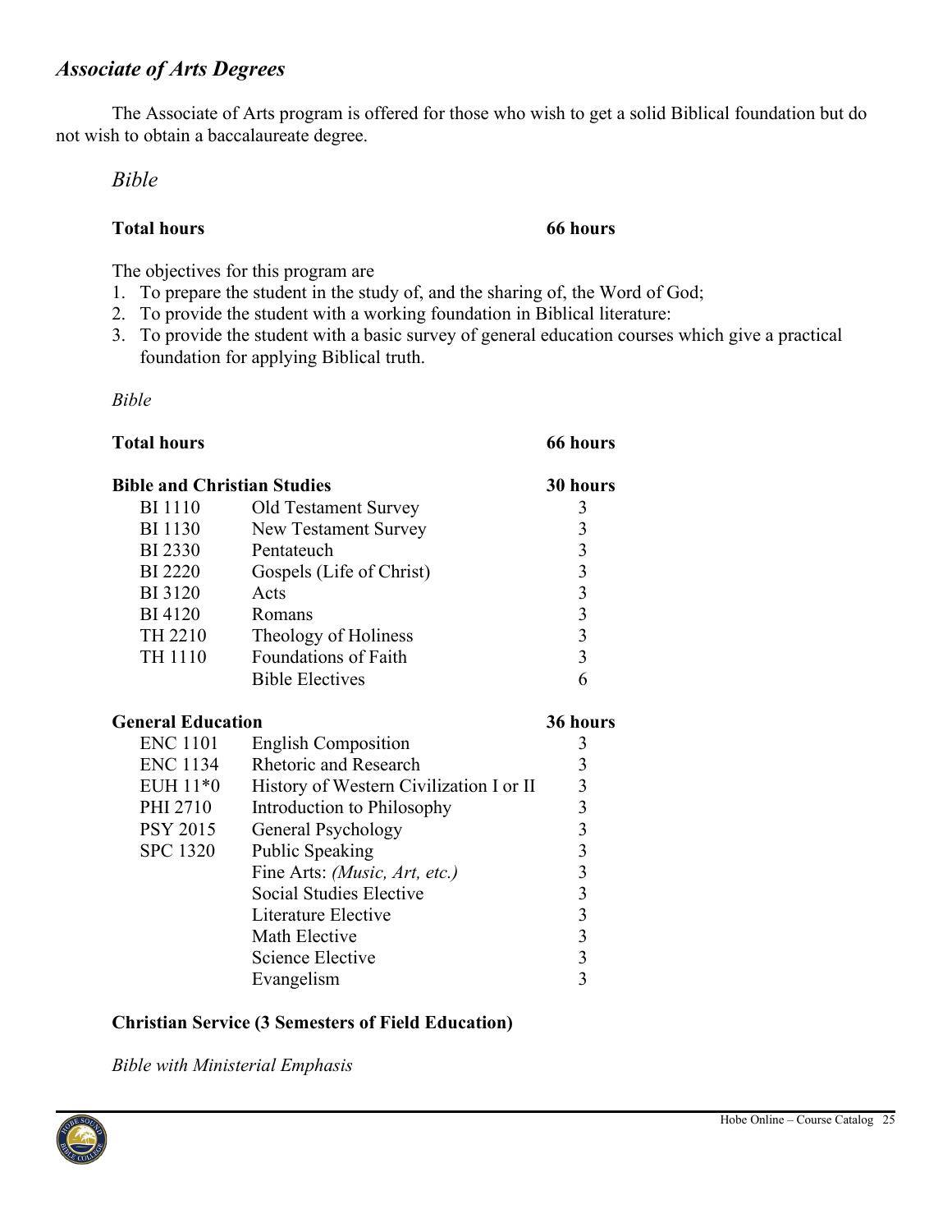## *Associate of Arts Degrees*

The Associate of Arts program is offered for those who wish to get a solid Biblical foundation but do not wish to obtain a baccalaureate degree.

### *Bible*

| **Total hours** | **66 hours** |
|---|---|

The objectives for this program are

1. To prepare the student in the study of, and the sharing of, the Word of God;
2. To provide the student with a working foundation in Biblical literature:
3. To provide the student with a basic survey of general education courses which give a practical foundation for applying Biblical truth.

*Bible*

| **Total hours** | | **66 hours** |
|---|---|---|
| **Bible and Christian Studies** | | **30 hours** |
| BI 1110 | Old Testament Survey | 3 |
| BI 1130 | New Testament Survey | 3 |
| BI 2330 | Pentateuch | 3 |
| BI 2220 | Gospels (Life of Christ) | 3 |
| BI 3120 | Acts | 3 |
| BI 4120 | Romans | 3 |
| TH 2210 | Theology of Holiness | 3 |
| TH 1110 | Foundations of Faith | 3 |
| | Bible Electives | 6 |
| **General Education** | | **36 hours** |
| ENC 1101 | English Composition | 3 |
| ENC 1134 | Rhetoric and Research | 3 |
| EUH 11*0 | History of Western Civilization I or II | 3 |
| PHI 2710 | Introduction to Philosophy | 3 |
| PSY 2015 | General Psychology | 3 |
| SPC 1320 | Public Speaking | 3 |
| | Fine Arts: *(Music, Art, etc.)* | 3 |
| | Social Studies Elective | 3 |
| | Literature Elective | 3 |
| | Math Elective | 3 |
| | Science Elective | 3 |
| | Evangelism | 3 |

**Christian Service (3 Semesters of Field Education)**

*Bible with Ministerial Emphasis*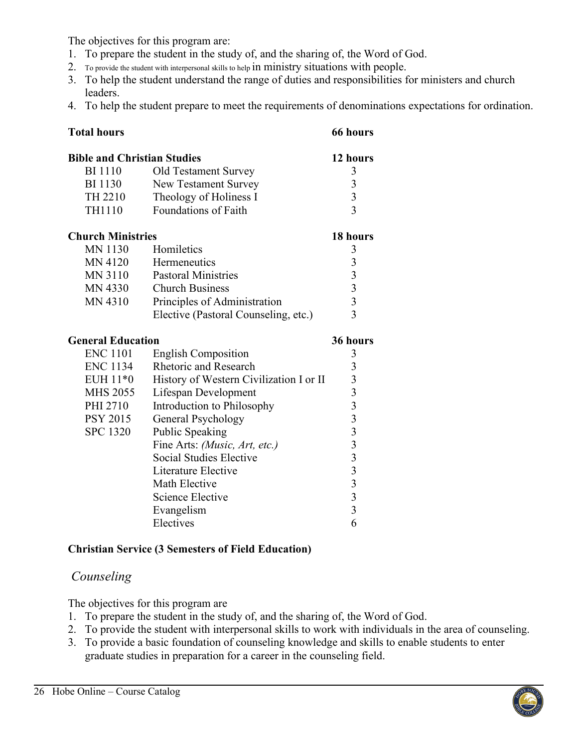The objectives for this program are:

1. To prepare the student in the study of, and the sharing of, the Word of God.
2. To provide the student with interpersonal skills to help in ministry situations with people.
3. To help the student understand the range of duties and responsibilities for ministers and church leaders.
4. To help the student prepare to meet the requirements of denominations expectations for ordination.

| **Total hours** | | **66 hours** |
|---|---|---|
| **Bible and Christian Studies** | | **12 hours** |
| BI 1110 | Old Testament Survey | 3 |
| BI 1130 | New Testament Survey | 3 |
| TH 2210 | Theology of Holiness I | 3 |
| TH1110 | Foundations of Faith | 3 |
| **Church Ministries** | | **18 hours** |
| MN 1130 | Homiletics | 3 |
| MN 4120 | Hermeneutics | 3 |
| MN 3110 | Pastoral Ministries | 3 |
| MN 4330 | Church Business | 3 |
| MN 4310 | Principles of Administration | 3 |
| | Elective (Pastoral Counseling, etc.) | 3 |
| **General Education** | | **36 hours** |
| ENC 1101 | English Composition | 3 |
| ENC 1134 | Rhetoric and Research | 3 |
| EUH 11*0 | History of Western Civilization I or II | 3 |
| MHS 2055 | Lifespan Development | 3 |
| PHI 2710 | Introduction to Philosophy | 3 |
| PSY 2015 | General Psychology | 3 |
| SPC 1320 | Public Speaking | 3 |
| | Fine Arts: *(Music, Art, etc.)* | 3 |
| | Social Studies Elective | 3 |
| | Literature Elective | 3 |
| | Math Elective | 3 |
| | Science Elective | 3 |
| | Evangelism | 3 |
| | Electives | 6 |

**Christian Service (3 Semesters of Field Education)**

## *Counseling*

The objectives for this program are

1. To prepare the student in the study of, and the sharing of, the Word of God.
2. To provide the student with interpersonal skills to work with individuals in the area of counseling.
3. To provide a basic foundation of counseling knowledge and skills to enable students to enter graduate studies in preparation for a career in the counseling field.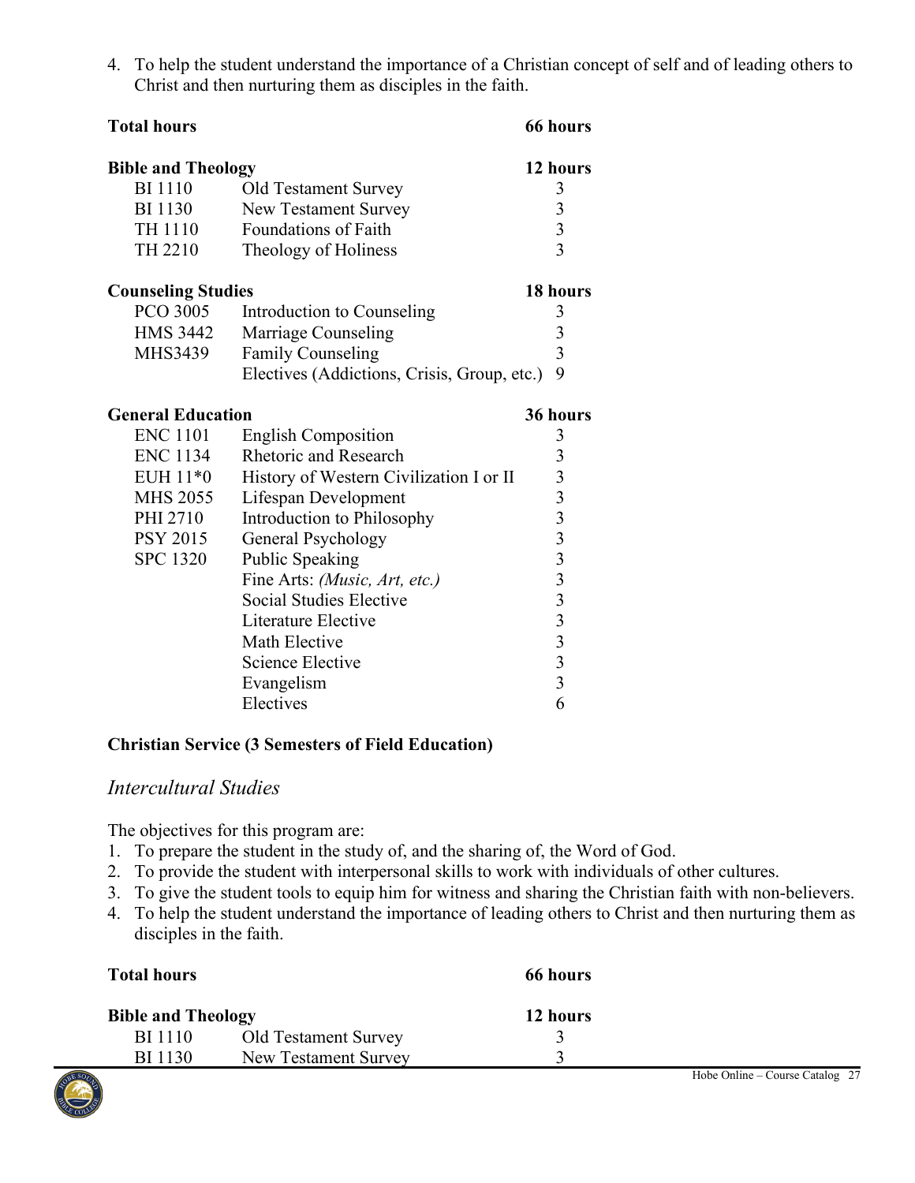4. To help the student understand the importance of a Christian concept of self and of leading others to Christ and then nurturing them as disciples in the faith.

| **Total hours** | | **66 hours** |
|---|---|---|
| **Bible and Theology** | | **12 hours** |
| BI 1110 | Old Testament Survey | 3 |
| BI 1130 | New Testament Survey | 3 |
| TH 1110 | Foundations of Faith | 3 |
| TH 2210 | Theology of Holiness | 3 |
| **Counseling Studies** | | **18 hours** |
| PCO 3005 | Introduction to Counseling | 3 |
| HMS 3442 | Marriage Counseling | 3 |
| MHS3439 | Family Counseling | 3 |
| | Electives (Addictions, Crisis, Group, etc.) | 9 |
| **General Education** | | **36 hours** |
| ENC 1101 | English Composition | 3 |
| ENC 1134 | Rhetoric and Research | 3 |
| EUH 11*0 | History of Western Civilization I or II | 3 |
| MHS 2055 | Lifespan Development | 3 |
| PHI 2710 | Introduction to Philosophy | 3 |
| PSY 2015 | General Psychology | 3 |
| SPC 1320 | Public Speaking | 3 |
| | Fine Arts: *(Music, Art, etc.)* | 3 |
| | Social Studies Elective | 3 |
| | Literature Elective | 3 |
| | Math Elective | 3 |
| | Science Elective | 3 |
| | Evangelism | 3 |
| | Electives | 6 |

**Christian Service (3 Semesters of Field Education)**

## *Intercultural Studies*

The objectives for this program are:

1. To prepare the student in the study of, and the sharing of, the Word of God.
2. To provide the student with interpersonal skills to work with individuals of other cultures.
3. To give the student tools to equip him for witness and sharing the Christian faith with non-believers.
4. To help the student understand the importance of leading others to Christ and then nurturing them as disciples in the faith.

| **Total hours** | | **66 hours** |
|---|---|---|
| **Bible and Theology** | | **12 hours** |
| BI 1110 | Old Testament Survey | 3 |
| BI 1130 | New Testament Survey | 3 |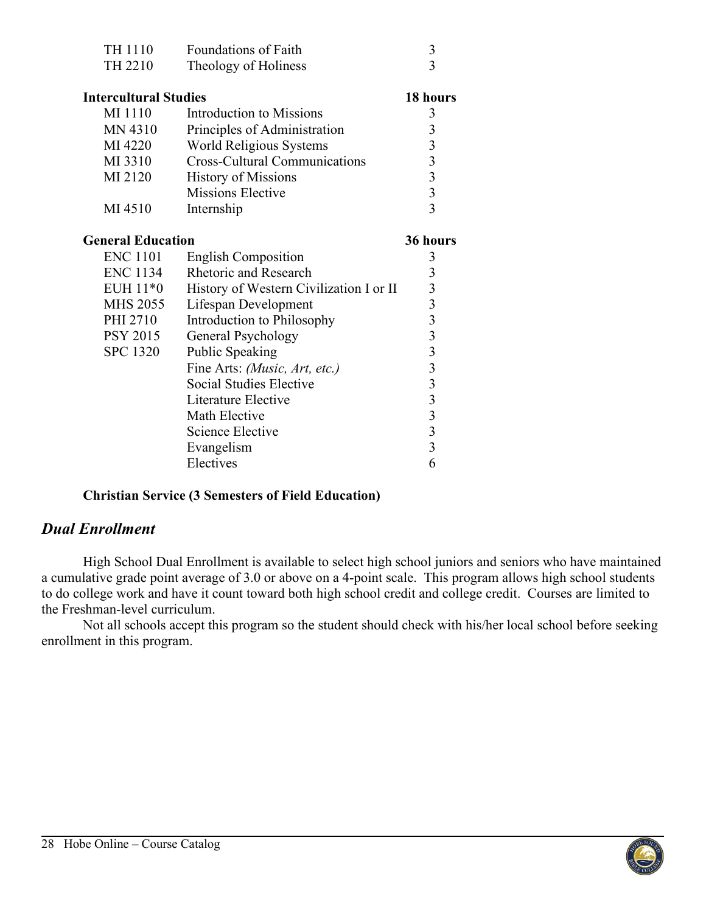| | | |
|---|---|---|
| TH 1110 | Foundations of Faith | 3 |
| TH 2210 | Theology of Holiness | 3 |

| **Intercultural Studies** | | **18 hours** |
|---|---|---|
| MI 1110 | Introduction to Missions | 3 |
| MN 4310 | Principles of Administration | 3 |
| MI 4220 | World Religious Systems | 3 |
| MI 3310 | Cross-Cultural Communications | 3 |
| MI 2120 | History of Missions | 3 |
| | Missions Elective | 3 |
| MI 4510 | Internship | 3 |

| **General Education** | | **36 hours** |
|---|---|---|
| ENC 1101 | English Composition | 3 |
| ENC 1134 | Rhetoric and Research | 3 |
| EUH 11*0 | History of Western Civilization I or II | 3 |
| MHS 2055 | Lifespan Development | 3 |
| PHI 2710 | Introduction to Philosophy | 3 |
| PSY 2015 | General Psychology | 3 |
| SPC 1320 | Public Speaking | 3 |
| | Fine Arts: *(Music, Art, etc.)* | 3 |
| | Social Studies Elective | 3 |
| | Literature Elective | 3 |
| | Math Elective | 3 |
| | Science Elective | 3 |
| | Evangelism | 3 |
| | Electives | 6 |

**Christian Service (3 Semesters of Field Education)**

## *Dual Enrollment*

High School Dual Enrollment is available to select high school juniors and seniors who have maintained a cumulative grade point average of 3.0 or above on a 4-point scale. This program allows high school students to do college work and have it count toward both high school credit and college credit. Courses are limited to the Freshman-level curriculum.

Not all schools accept this program so the student should check with his/her local school before seeking enrollment in this program.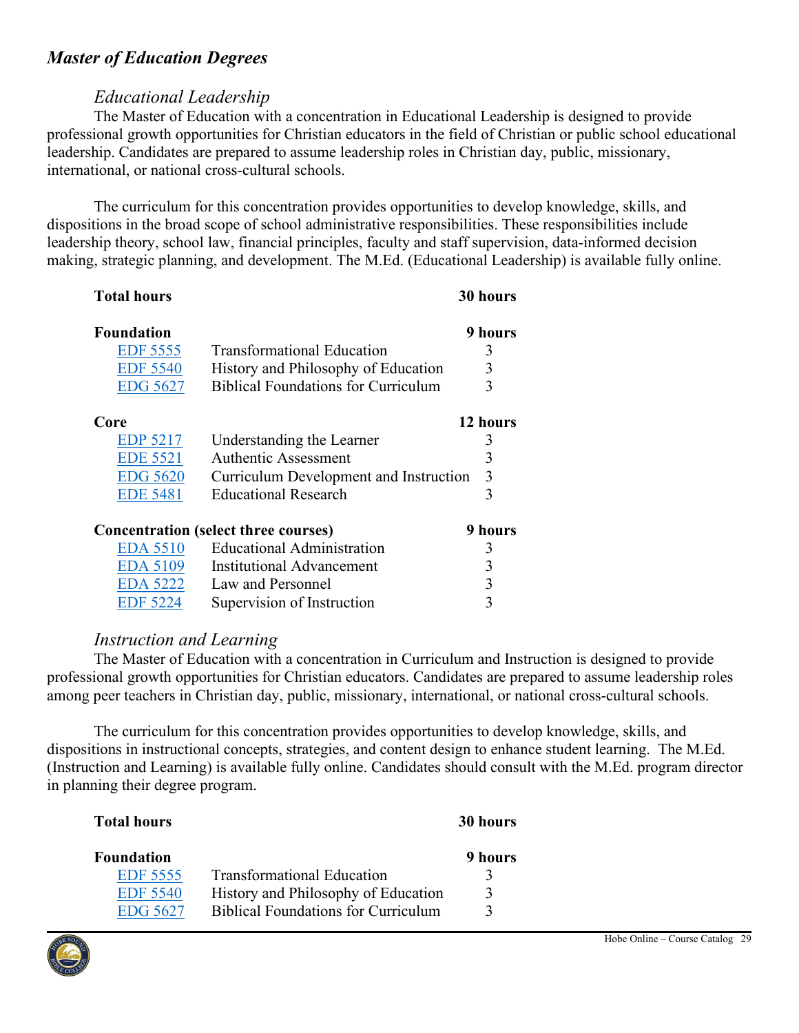## *Master of Education Degrees*

### *Educational Leadership*

The Master of Education with a concentration in Educational Leadership is designed to provide professional growth opportunities for Christian educators in the field of Christian or public school educational leadership. Candidates are prepared to assume leadership roles in Christian day, public, missionary, international, or national cross-cultural schools.

The curriculum for this concentration provides opportunities to develop knowledge, skills, and dispositions in the broad scope of school administrative responsibilities. These responsibilities include leadership theory, school law, financial principles, faculty and staff supervision, data-informed decision making, strategic planning, and development. The M.Ed. (Educational Leadership) is available fully online.

| **Total hours** | | **30 hours** |
|---|---|---|
| **Foundation** | | **9 hours** |
| EDF 5555 | Transformational Education | 3 |
| EDF 5540 | History and Philosophy of Education | 3 |
| EDG 5627 | Biblical Foundations for Curriculum | 3 |
| **Core** | | **12 hours** |
| EDP 5217 | Understanding the Learner | 3 |
| EDE 5521 | Authentic Assessment | 3 |
| EDG 5620 | Curriculum Development and Instruction | 3 |
| EDE 5481 | Educational Research | 3 |
| **Concentration (select three courses)** | | **9 hours** |
| EDA 5510 | Educational Administration | 3 |
| EDA 5109 | Institutional Advancement | 3 |
| EDA 5222 | Law and Personnel | 3 |
| EDF 5224 | Supervision of Instruction | 3 |

### *Instruction and Learning*

The Master of Education with a concentration in Curriculum and Instruction is designed to provide professional growth opportunities for Christian educators. Candidates are prepared to assume leadership roles among peer teachers in Christian day, public, missionary, international, or national cross-cultural schools.

The curriculum for this concentration provides opportunities to develop knowledge, skills, and dispositions in instructional concepts, strategies, and content design to enhance student learning. The M.Ed. (Instruction and Learning) is available fully online. Candidates should consult with the M.Ed. program director in planning their degree program.

| **Total hours** | | **30 hours** |
|---|---|---|
| **Foundation** | | **9 hours** |
| EDF 5555 | Transformational Education | 3 |
| EDF 5540 | History and Philosophy of Education | 3 |
| EDG 5627 | Biblical Foundations for Curriculum | 3 |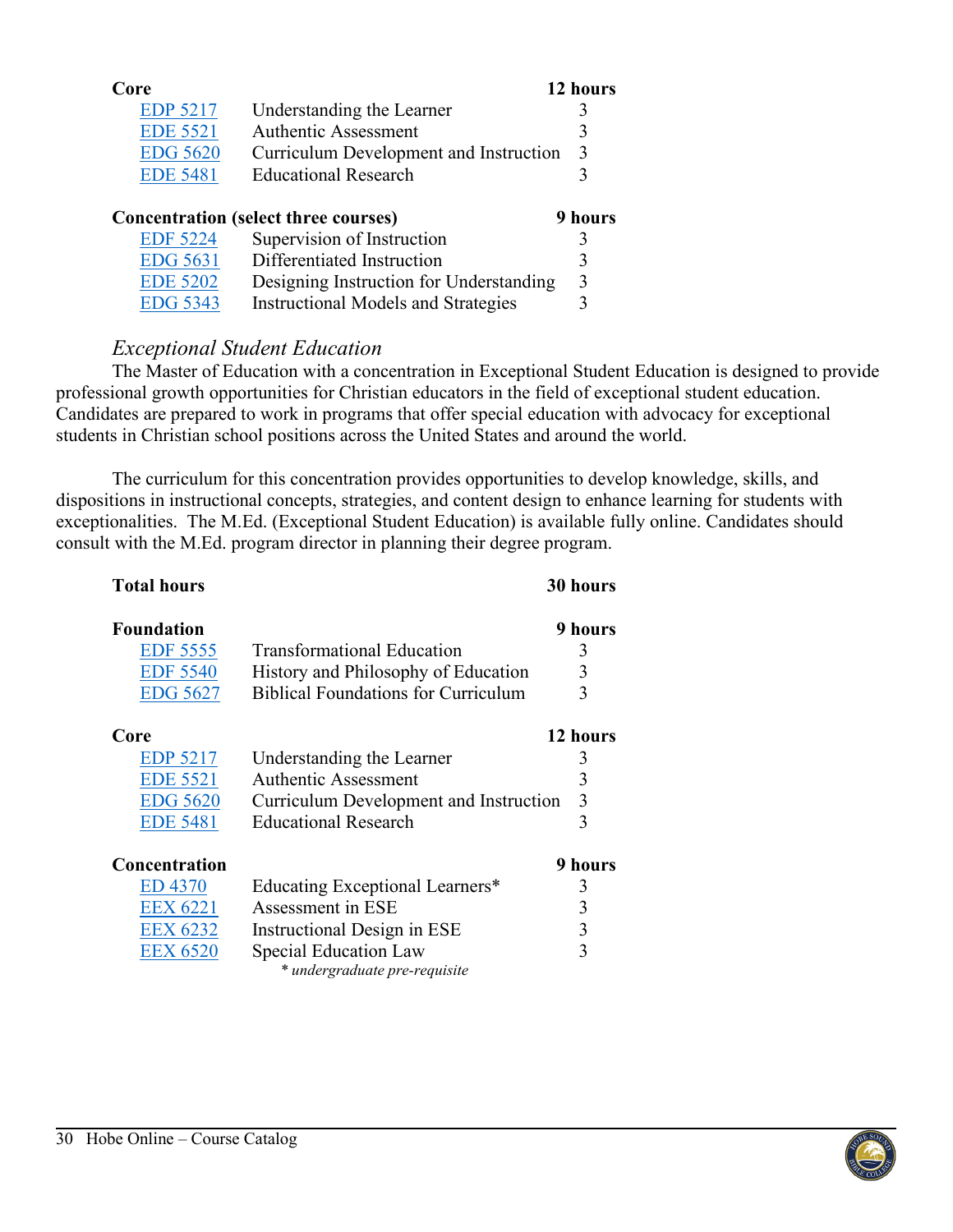| Core | | 12 hours |
|---|---|---|
| EDP 5217 | Understanding the Learner | 3 |
| EDE 5521 | Authentic Assessment | 3 |
| EDG 5620 | Curriculum Development and Instruction | 3 |
| EDE 5481 | Educational Research | 3 |

| Concentration (select three courses) | | 9 hours |
|---|---|---|
| EDF 5224 | Supervision of Instruction | 3 |
| EDG 5631 | Differentiated Instruction | 3 |
| EDE 5202 | Designing Instruction for Understanding | 3 |
| EDG 5343 | Instructional Models and Strategies | 3 |

### *Exceptional Student Education*

The Master of Education with a concentration in Exceptional Student Education is designed to provide professional growth opportunities for Christian educators in the field of exceptional student education. Candidates are prepared to work in programs that offer special education with advocacy for exceptional students in Christian school positions across the United States and around the world.

The curriculum for this concentration provides opportunities to develop knowledge, skills, and dispositions in instructional concepts, strategies, and content design to enhance learning for students with exceptionalities. The M.Ed. (Exceptional Student Education) is available fully online. Candidates should consult with the M.Ed. program director in planning their degree program.

**Total hours** **30 hours**

| Foundation | | 9 hours |
|---|---|---|
| EDF 5555 | Transformational Education | 3 |
| EDF 5540 | History and Philosophy of Education | 3 |
| EDG 5627 | Biblical Foundations for Curriculum | 3 |

| Core | | 12 hours |
|---|---|---|
| EDP 5217 | Understanding the Learner | 3 |
| EDE 5521 | Authentic Assessment | 3 |
| EDG 5620 | Curriculum Development and Instruction | 3 |
| EDE 5481 | Educational Research | 3 |

| Concentration | | 9 hours |
|---|---|---|
| ED 4370 | Educating Exceptional Learners* | 3 |
| EEX 6221 | Assessment in ESE | 3 |
| EEX 6232 | Instructional Design in ESE | 3 |
| EEX 6520 | Special Education Law | 3 |

*\* undergraduate pre-requisite*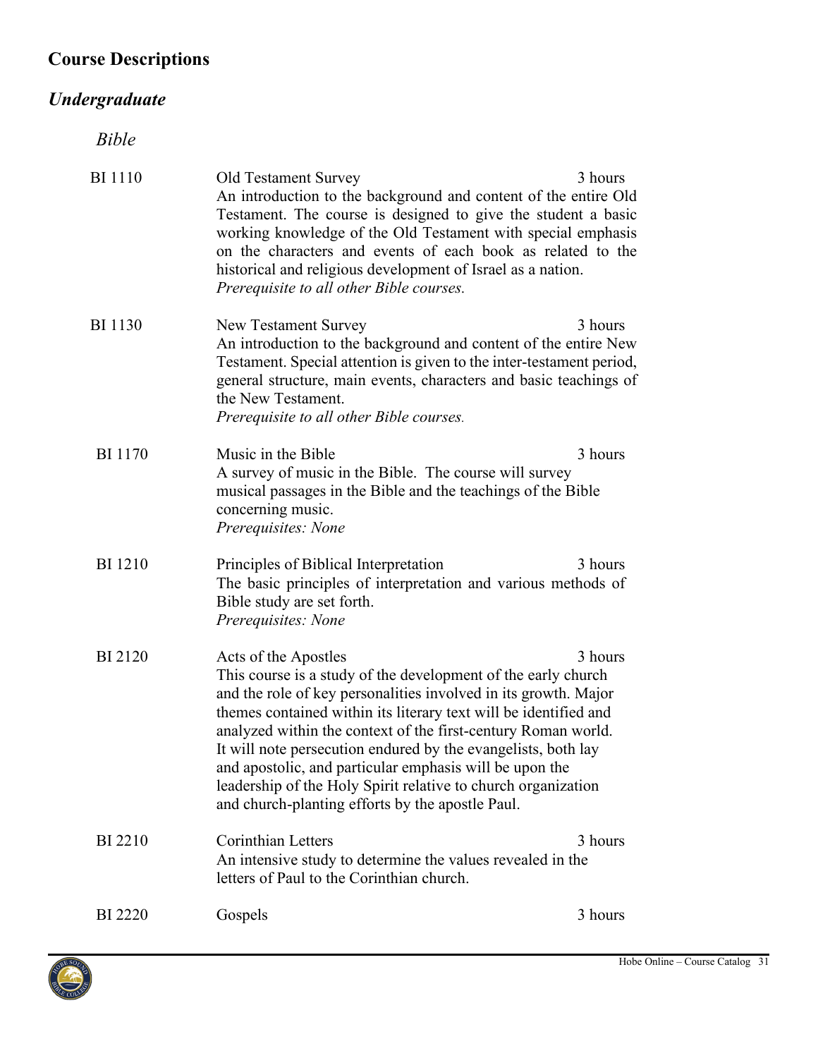## Course Descriptions

### *Undergraduate*

#### *Bible*

**BI 1110** — Old Testament Survey — 3 hours

An introduction to the background and content of the entire Old Testament. The course is designed to give the student a basic working knowledge of the Old Testament with special emphasis on the characters and events of each book as related to the historical and religious development of Israel as a nation.
*Prerequisite to all other Bible courses.*

**BI 1130** — New Testament Survey — 3 hours

An introduction to the background and content of the entire New Testament. Special attention is given to the inter-testament period, general structure, main events, characters and basic teachings of the New Testament.
*Prerequisite to all other Bible courses.*

**BI 1170** — Music in the Bible — 3 hours

A survey of music in the Bible. The course will survey musical passages in the Bible and the teachings of the Bible concerning music.
*Prerequisites: None*

**BI 1210** — Principles of Biblical Interpretation — 3 hours

The basic principles of interpretation and various methods of Bible study are set forth.
*Prerequisites: None*

**BI 2120** — Acts of the Apostles — 3 hours

This course is a study of the development of the early church and the role of key personalities involved in its growth. Major themes contained within its literary text will be identified and analyzed within the context of the first-century Roman world. It will note persecution endured by the evangelists, both lay and apostolic, and particular emphasis will be upon the leadership of the Holy Spirit relative to church organization and church-planting efforts by the apostle Paul.

**BI 2210** — Corinthian Letters — 3 hours

An intensive study to determine the values revealed in the letters of Paul to the Corinthian church.

**BI 2220** — Gospels — 3 hours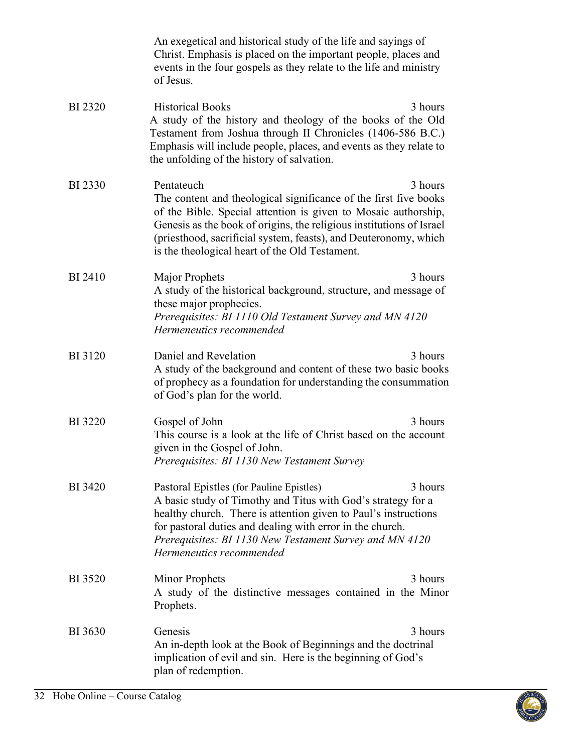An exegetical and historical study of the life and sayings of Christ. Emphasis is placed on the important people, places and events in the four gospels as they relate to the life and ministry of Jesus.

**BI 2320** Historical Books — 3 hours

A study of the history and theology of the books of the Old Testament from Joshua through II Chronicles (1406-586 B.C.) Emphasis will include people, places, and events as they relate to the unfolding of the history of salvation.

**BI 2330** Pentateuch — 3 hours

The content and theological significance of the first five books of the Bible. Special attention is given to Mosaic authorship, Genesis as the book of origins, the religious institutions of Israel (priesthood, sacrificial system, feasts), and Deuteronomy, which is the theological heart of the Old Testament.

**BI 2410** Major Prophets — 3 hours

A study of the historical background, structure, and message of these major prophecies.

*Prerequisites: BI 1110 Old Testament Survey and MN 4120 Hermeneutics recommended*

**BI 3120** Daniel and Revelation — 3 hours

A study of the background and content of these two basic books of prophecy as a foundation for understanding the consummation of God's plan for the world.

**BI 3220** Gospel of John — 3 hours

This course is a look at the life of Christ based on the account given in the Gospel of John.

*Prerequisites: BI 1130 New Testament Survey*

**BI 3420** Pastoral Epistles (for Pauline Epistles) — 3 hours

A basic study of Timothy and Titus with God's strategy for a healthy church. There is attention given to Paul's instructions for pastoral duties and dealing with error in the church.

*Prerequisites: BI 1130 New Testament Survey and MN 4120 Hermeneutics recommended*

**BI 3520** Minor Prophets — 3 hours

A study of the distinctive messages contained in the Minor Prophets.

**BI 3630** Genesis — 3 hours

An in-depth look at the Book of Beginnings and the doctrinal implication of evil and sin. Here is the beginning of God's plan of redemption.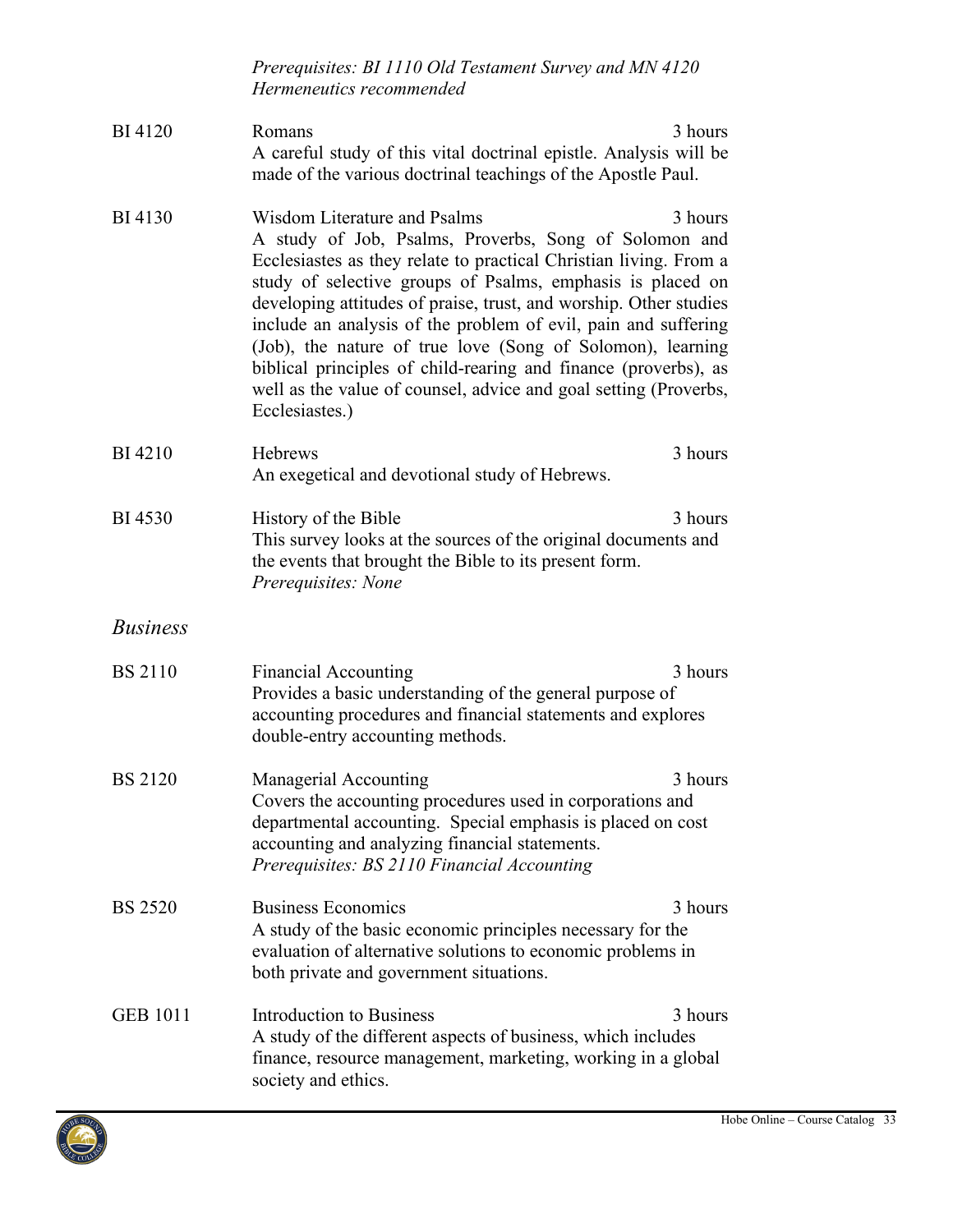*Prerequisites: BI 1110 Old Testament Survey and MN 4120 Hermeneutics recommended*

**BI 4120** Romans — 3 hours

A careful study of this vital doctrinal epistle. Analysis will be made of the various doctrinal teachings of the Apostle Paul.

**BI 4130** Wisdom Literature and Psalms — 3 hours

A study of Job, Psalms, Proverbs, Song of Solomon and Ecclesiastes as they relate to practical Christian living. From a study of selective groups of Psalms, emphasis is placed on developing attitudes of praise, trust, and worship. Other studies include an analysis of the problem of evil, pain and suffering (Job), the nature of true love (Song of Solomon), learning biblical principles of child-rearing and finance (proverbs), as well as the value of counsel, advice and goal setting (Proverbs, Ecclesiastes.)

**BI 4210** Hebrews — 3 hours

An exegetical and devotional study of Hebrews.

**BI 4530** History of the Bible — 3 hours

This survey looks at the sources of the original documents and the events that brought the Bible to its present form.
*Prerequisites: None*

## *Business*

**BS 2110** Financial Accounting — 3 hours

Provides a basic understanding of the general purpose of accounting procedures and financial statements and explores double-entry accounting methods.

**BS 2120** Managerial Accounting — 3 hours

Covers the accounting procedures used in corporations and departmental accounting. Special emphasis is placed on cost accounting and analyzing financial statements.
*Prerequisites: BS 2110 Financial Accounting*

**BS 2520** Business Economics — 3 hours

A study of the basic economic principles necessary for the evaluation of alternative solutions to economic problems in both private and government situations.

**GEB 1011** Introduction to Business — 3 hours

A study of the different aspects of business, which includes finance, resource management, marketing, working in a global society and ethics.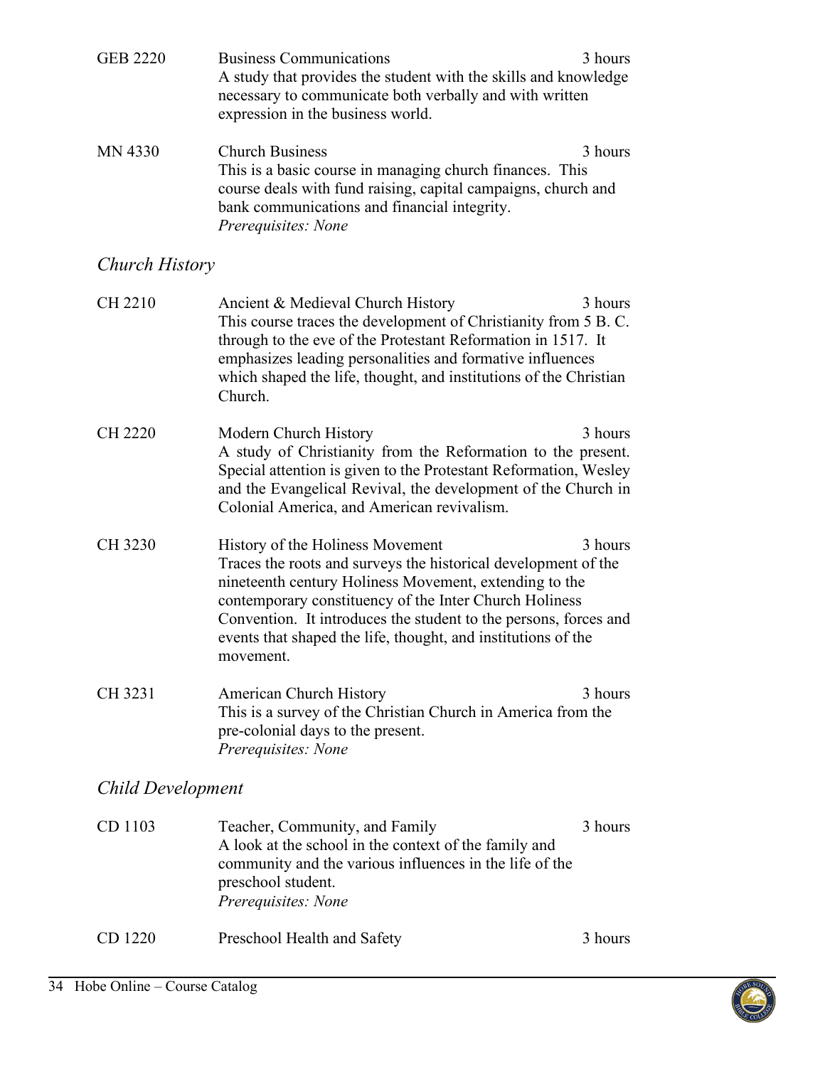GEB 2220 Business Communications 3 hours

A study that provides the student with the skills and knowledge necessary to communicate both verbally and with written expression in the business world.

MN 4330 Church Business 3 hours

This is a basic course in managing church finances. This course deals with fund raising, capital campaigns, church and bank communications and financial integrity.

*Prerequisites: None*

## *Church History*

CH 2210 Ancient & Medieval Church History 3 hours

This course traces the development of Christianity from 5 B. C. through to the eve of the Protestant Reformation in 1517. It emphasizes leading personalities and formative influences which shaped the life, thought, and institutions of the Christian Church.

CH 2220 Modern Church History 3 hours

A study of Christianity from the Reformation to the present. Special attention is given to the Protestant Reformation, Wesley and the Evangelical Revival, the development of the Church in Colonial America, and American revivalism.

CH 3230 History of the Holiness Movement 3 hours

Traces the roots and surveys the historical development of the nineteenth century Holiness Movement, extending to the contemporary constituency of the Inter Church Holiness Convention. It introduces the student to the persons, forces and events that shaped the life, thought, and institutions of the movement.

CH 3231 American Church History 3 hours

This is a survey of the Christian Church in America from the pre-colonial days to the present.

*Prerequisites: None*

## *Child Development*

CD 1103 Teacher, Community, and Family 3 hours

A look at the school in the context of the family and community and the various influences in the life of the preschool student.

*Prerequisites: None*

CD 1220 Preschool Health and Safety 3 hours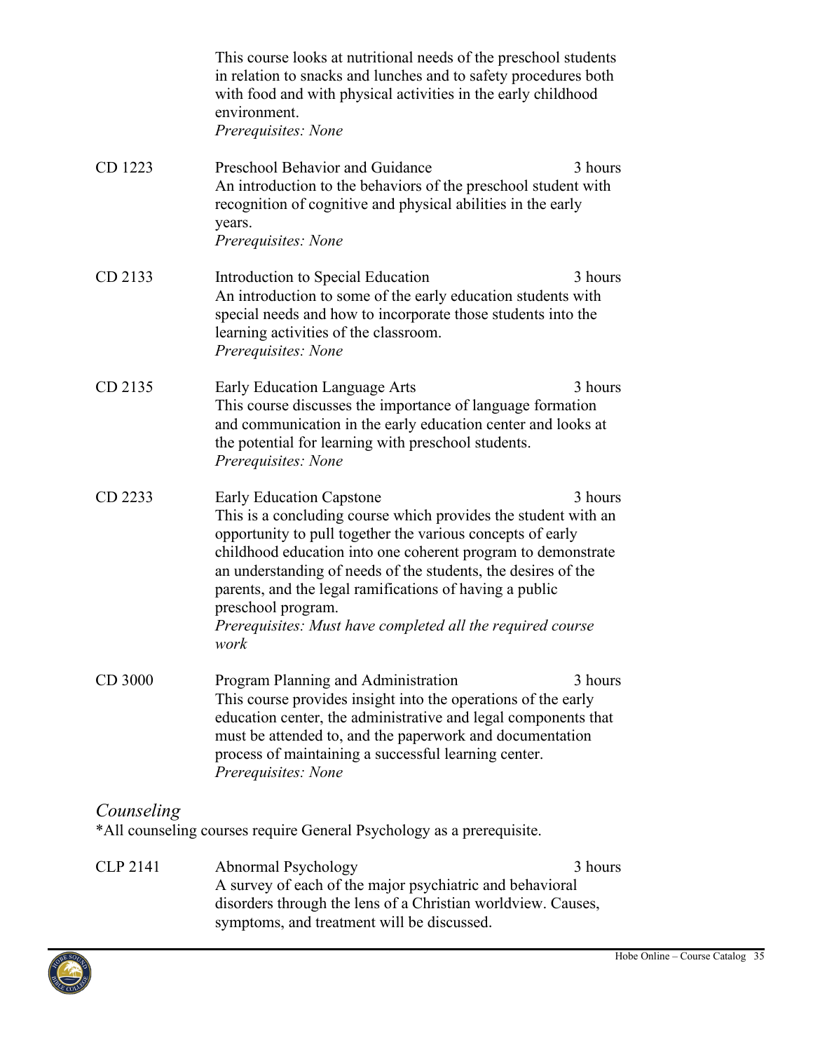This course looks at nutritional needs of the preschool students in relation to snacks and lunches and to safety procedures both with food and with physical activities in the early childhood environment.
*Prerequisites: None*

CD 1223 — Preschool Behavior and Guidance — 3 hours
An introduction to the behaviors of the preschool student with recognition of cognitive and physical abilities in the early years.
*Prerequisites: None*

CD 2133 — Introduction to Special Education — 3 hours
An introduction to some of the early education students with special needs and how to incorporate those students into the learning activities of the classroom.
*Prerequisites: None*

CD 2135 — Early Education Language Arts — 3 hours
This course discusses the importance of language formation and communication in the early education center and looks at the potential for learning with preschool students.
*Prerequisites: None*

CD 2233 — Early Education Capstone — 3 hours
This is a concluding course which provides the student with an opportunity to pull together the various concepts of early childhood education into one coherent program to demonstrate an understanding of needs of the students, the desires of the parents, and the legal ramifications of having a public preschool program.
*Prerequisites: Must have completed all the required course work*

CD 3000 — Program Planning and Administration — 3 hours
This course provides insight into the operations of the early education center, the administrative and legal components that must be attended to, and the paperwork and documentation process of maintaining a successful learning center.
*Prerequisites: None*

## *Counseling*

*All counseling courses require General Psychology as a prerequisite.

CLP 2141 — Abnormal Psychology — 3 hours
A survey of each of the major psychiatric and behavioral disorders through the lens of a Christian worldview. Causes, symptoms, and treatment will be discussed.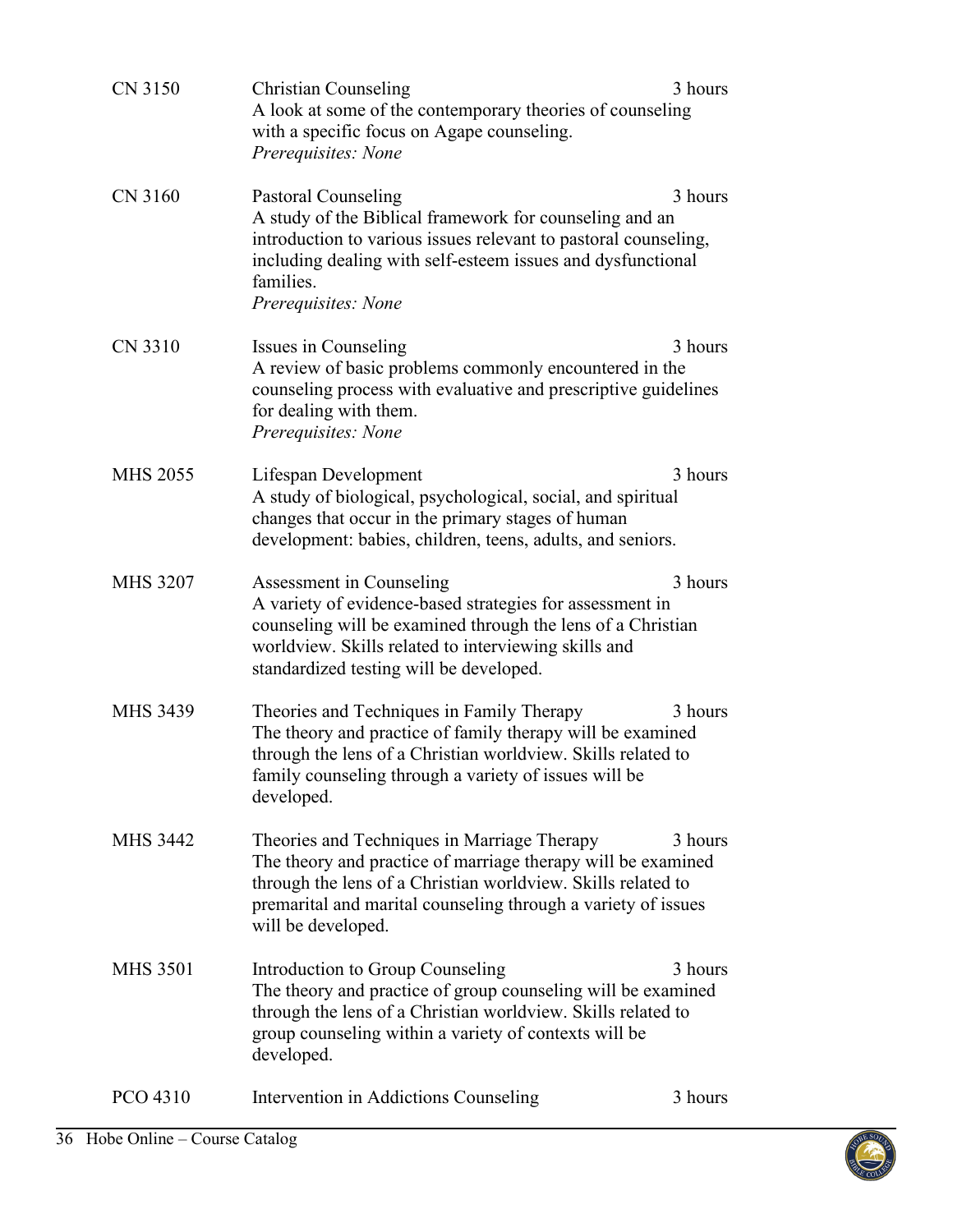**CN 3150** Christian Counseling — 3 hours
A look at some of the contemporary theories of counseling with a specific focus on Agape counseling.
*Prerequisites: None*

**CN 3160** Pastoral Counseling — 3 hours
A study of the Biblical framework for counseling and an introduction to various issues relevant to pastoral counseling, including dealing with self-esteem issues and dysfunctional families.
*Prerequisites: None*

**CN 3310** Issues in Counseling — 3 hours
A review of basic problems commonly encountered in the counseling process with evaluative and prescriptive guidelines for dealing with them.
*Prerequisites: None*

**MHS 2055** Lifespan Development — 3 hours
A study of biological, psychological, social, and spiritual changes that occur in the primary stages of human development: babies, children, teens, adults, and seniors.

**MHS 3207** Assessment in Counseling — 3 hours
A variety of evidence-based strategies for assessment in counseling will be examined through the lens of a Christian worldview. Skills related to interviewing skills and standardized testing will be developed.

**MHS 3439** Theories and Techniques in Family Therapy — 3 hours
The theory and practice of family therapy will be examined through the lens of a Christian worldview. Skills related to family counseling through a variety of issues will be developed.

**MHS 3442** Theories and Techniques in Marriage Therapy — 3 hours
The theory and practice of marriage therapy will be examined through the lens of a Christian worldview. Skills related to premarital and marital counseling through a variety of issues will be developed.

**MHS 3501** Introduction to Group Counseling — 3 hours
The theory and practice of group counseling will be examined through the lens of a Christian worldview. Skills related to group counseling within a variety of contexts will be developed.

**PCO 4310** Intervention in Addictions Counseling — 3 hours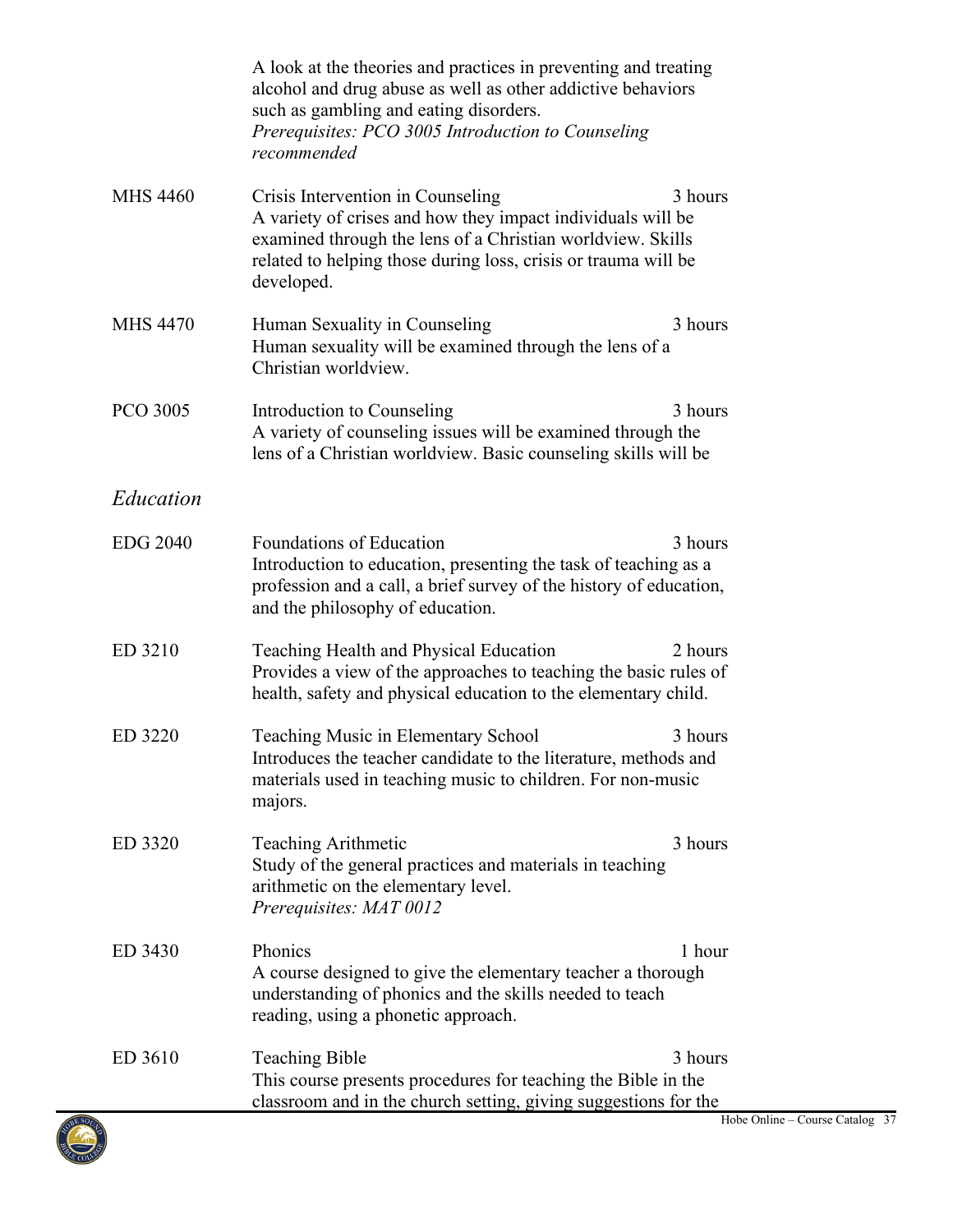A look at the theories and practices in preventing and treating alcohol and drug abuse as well as other addictive behaviors such as gambling and eating disorders.
*Prerequisites: PCO 3005 Introduction to Counseling recommended*

**MHS 4460** Crisis Intervention in Counseling — 3 hours
A variety of crises and how they impact individuals will be examined through the lens of a Christian worldview. Skills related to helping those during loss, crisis or trauma will be developed.

**MHS 4470** Human Sexuality in Counseling — 3 hours
Human sexuality will be examined through the lens of a Christian worldview.

**PCO 3005** Introduction to Counseling — 3 hours
A variety of counseling issues will be examined through the lens of a Christian worldview. Basic counseling skills will be

## *Education*

**EDG 2040** Foundations of Education — 3 hours
Introduction to education, presenting the task of teaching as a profession and a call, a brief survey of the history of education, and the philosophy of education.

**ED 3210** Teaching Health and Physical Education — 2 hours
Provides a view of the approaches to teaching the basic rules of health, safety and physical education to the elementary child.

**ED 3220** Teaching Music in Elementary School — 3 hours
Introduces the teacher candidate to the literature, methods and materials used in teaching music to children. For non-music majors.

**ED 3320** Teaching Arithmetic — 3 hours
Study of the general practices and materials in teaching arithmetic on the elementary level.
*Prerequisites: MAT 0012*

**ED 3430** Phonics — 1 hour
A course designed to give the elementary teacher a thorough understanding of phonics and the skills needed to teach reading, using a phonetic approach.

**ED 3610** Teaching Bible — 3 hours
This course presents procedures for teaching the Bible in the classroom and in the church setting, giving suggestions for the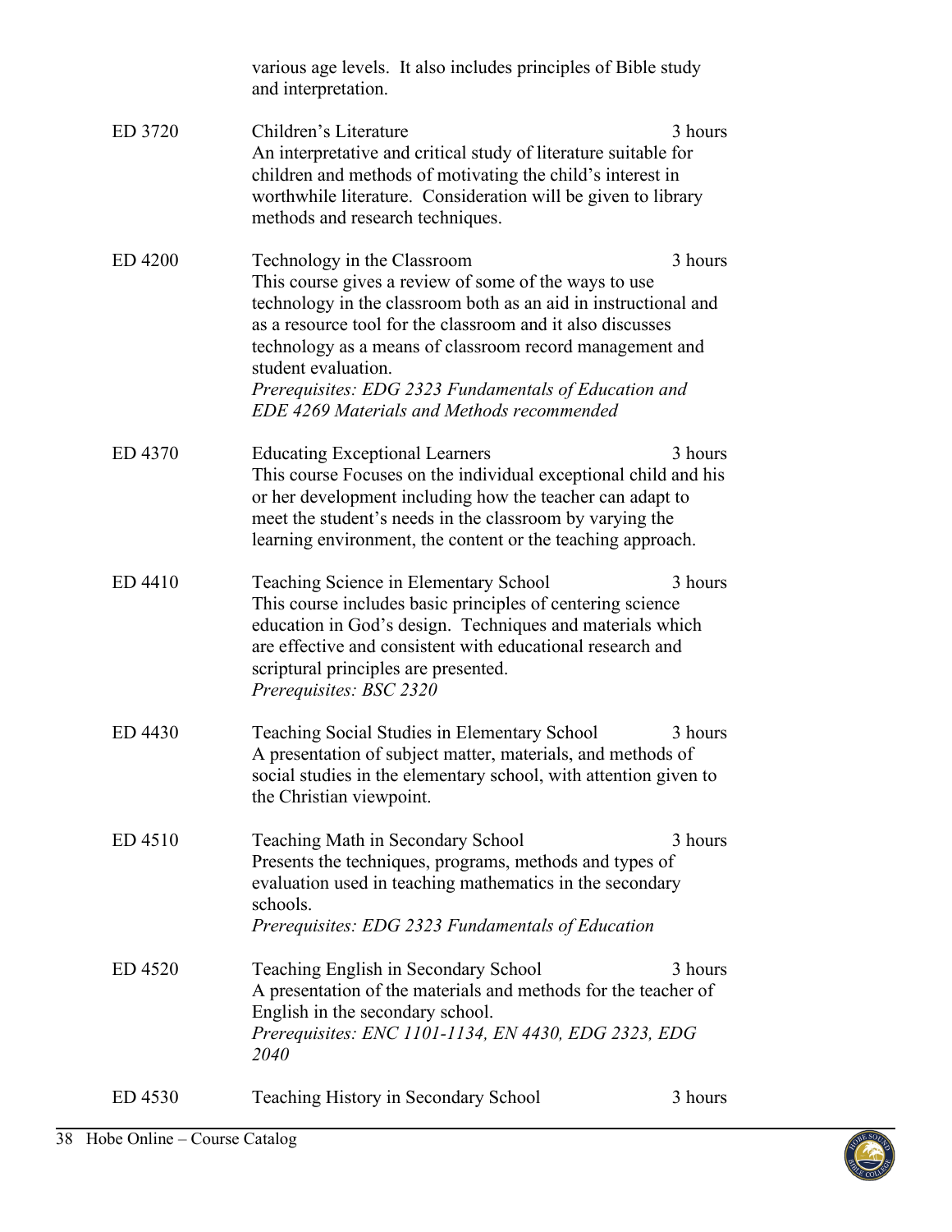various age levels. It also includes principles of Bible study and interpretation.

**ED 3720** | Children's Literature | 3 hours

An interpretative and critical study of literature suitable for children and methods of motivating the child's interest in worthwhile literature. Consideration will be given to library methods and research techniques.

**ED 4200** | Technology in the Classroom | 3 hours

This course gives a review of some of the ways to use technology in the classroom both as an aid in instructional and as a resource tool for the classroom and it also discusses technology as a means of classroom record management and student evaluation.

*Prerequisites: EDG 2323 Fundamentals of Education and EDE 4269 Materials and Methods recommended*

**ED 4370** | Educating Exceptional Learners | 3 hours

This course Focuses on the individual exceptional child and his or her development including how the teacher can adapt to meet the student's needs in the classroom by varying the learning environment, the content or the teaching approach.

**ED 4410** | Teaching Science in Elementary School | 3 hours

This course includes basic principles of centering science education in God's design. Techniques and materials which are effective and consistent with educational research and scriptural principles are presented.

*Prerequisites: BSC 2320*

**ED 4430** | Teaching Social Studies in Elementary School | 3 hours

A presentation of subject matter, materials, and methods of social studies in the elementary school, with attention given to the Christian viewpoint.

**ED 4510** | Teaching Math in Secondary School | 3 hours

Presents the techniques, programs, methods and types of evaluation used in teaching mathematics in the secondary schools.

*Prerequisites: EDG 2323 Fundamentals of Education*

**ED 4520** | Teaching English in Secondary School | 3 hours

A presentation of the materials and methods for the teacher of English in the secondary school.

*Prerequisites: ENC 1101-1134, EN 4430, EDG 2323, EDG 2040*

**ED 4530** | Teaching History in Secondary School | 3 hours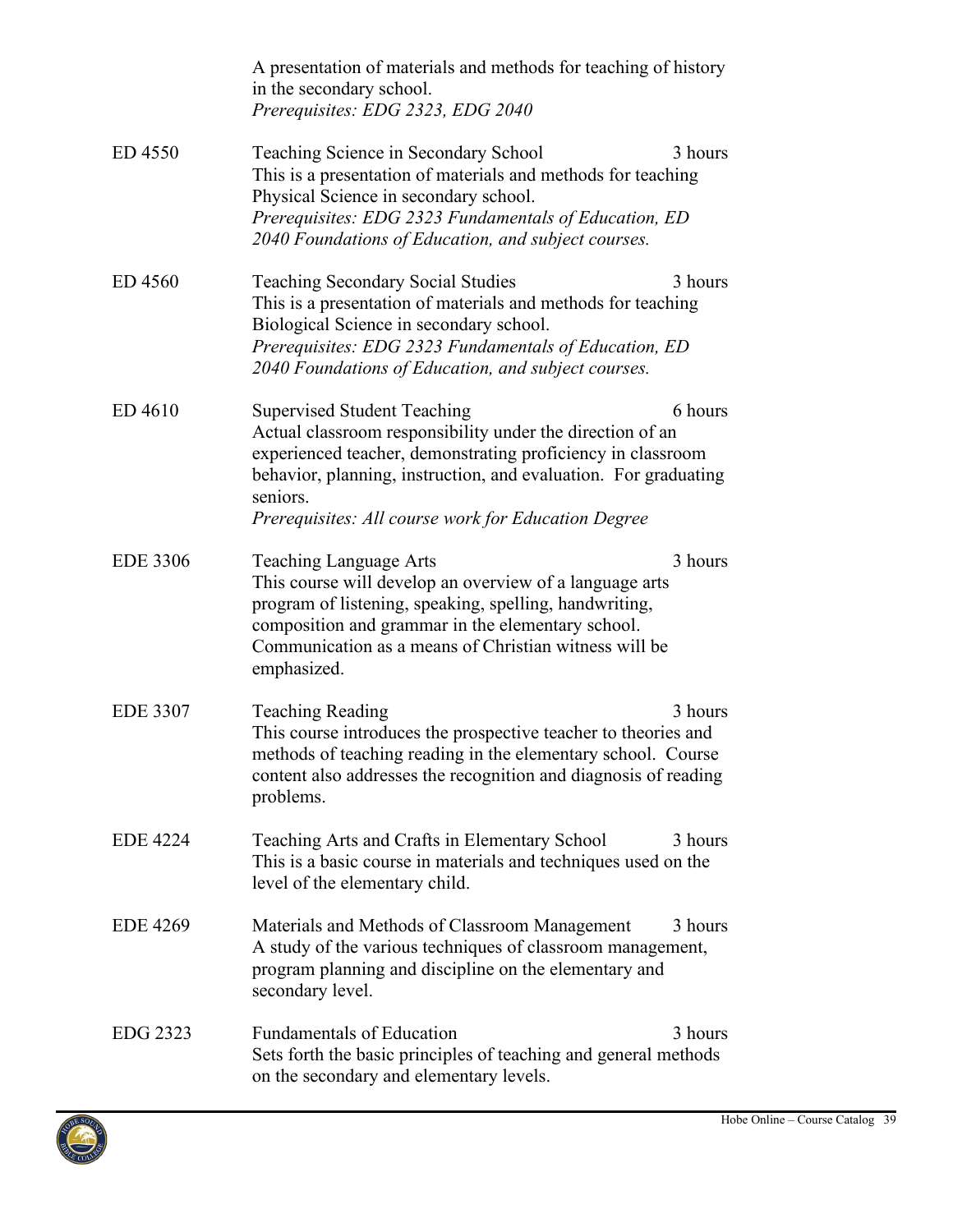A presentation of materials and methods for teaching of history in the secondary school.
*Prerequisites: EDG 2323, EDG 2040*

ED 4550 Teaching Science in Secondary School 3 hours
This is a presentation of materials and methods for teaching Physical Science in secondary school.
*Prerequisites: EDG 2323 Fundamentals of Education, ED 2040 Foundations of Education, and subject courses.*

ED 4560 Teaching Secondary Social Studies 3 hours
This is a presentation of materials and methods for teaching Biological Science in secondary school.
*Prerequisites: EDG 2323 Fundamentals of Education, ED 2040 Foundations of Education, and subject courses.*

ED 4610 Supervised Student Teaching 6 hours
Actual classroom responsibility under the direction of an experienced teacher, demonstrating proficiency in classroom behavior, planning, instruction, and evaluation. For graduating seniors.
*Prerequisites: All course work for Education Degree*

EDE 3306 Teaching Language Arts 3 hours
This course will develop an overview of a language arts program of listening, speaking, spelling, handwriting, composition and grammar in the elementary school. Communication as a means of Christian witness will be emphasized.

EDE 3307 Teaching Reading 3 hours
This course introduces the prospective teacher to theories and methods of teaching reading in the elementary school. Course content also addresses the recognition and diagnosis of reading problems.

EDE 4224 Teaching Arts and Crafts in Elementary School 3 hours
This is a basic course in materials and techniques used on the level of the elementary child.

EDE 4269 Materials and Methods of Classroom Management 3 hours
A study of the various techniques of classroom management, program planning and discipline on the elementary and secondary level.

EDG 2323 Fundamentals of Education 3 hours
Sets forth the basic principles of teaching and general methods on the secondary and elementary levels.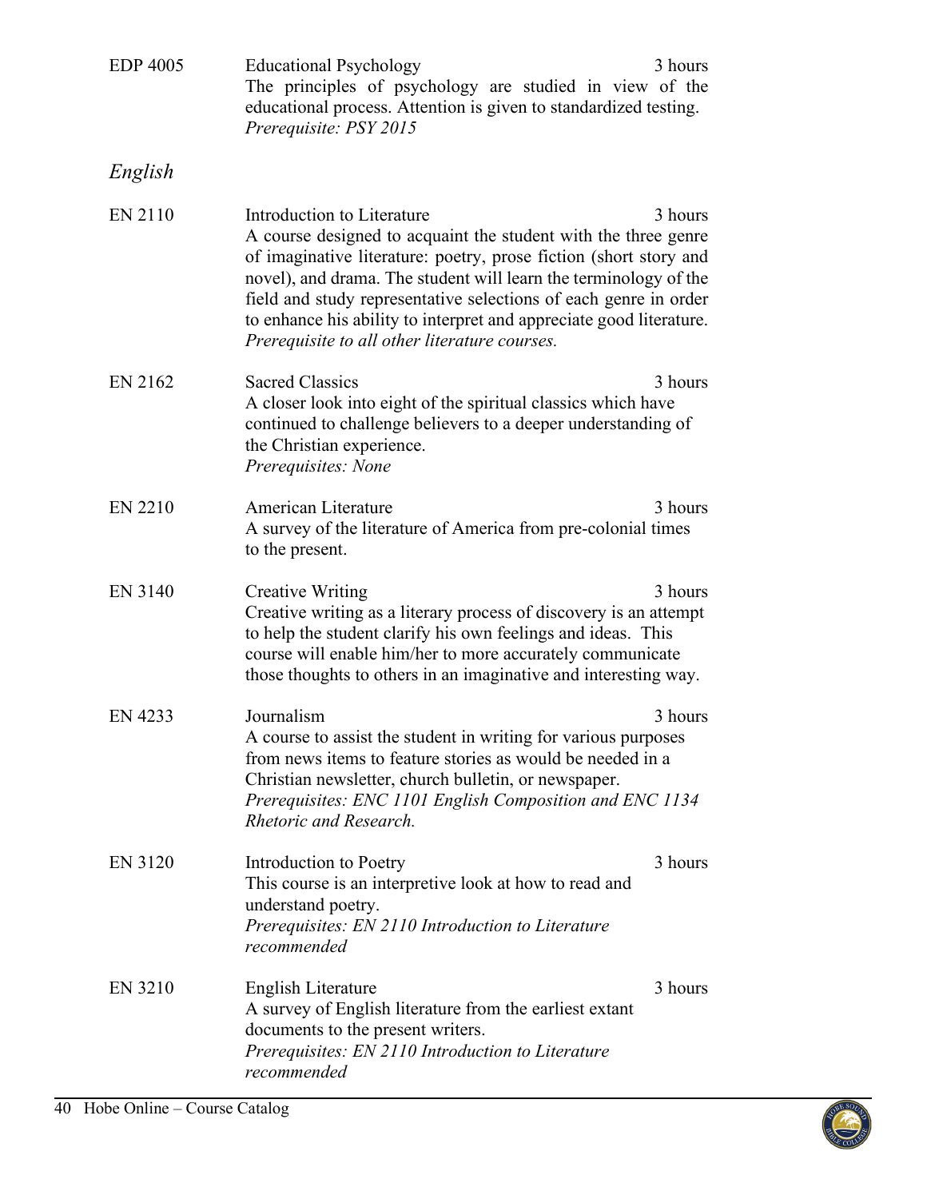**EDP 4005** Educational Psychology — 3 hours

The principles of psychology are studied in view of the educational process. Attention is given to standardized testing.

*Prerequisite: PSY 2015*

## *English*

**EN 2110** Introduction to Literature — 3 hours

A course designed to acquaint the student with the three genre of imaginative literature: poetry, prose fiction (short story and novel), and drama. The student will learn the terminology of the field and study representative selections of each genre in order to enhance his ability to interpret and appreciate good literature.

*Prerequisite to all other literature courses.*

**EN 2162** Sacred Classics — 3 hours

A closer look into eight of the spiritual classics which have continued to challenge believers to a deeper understanding of the Christian experience.

*Prerequisites: None*

**EN 2210** American Literature — 3 hours

A survey of the literature of America from pre-colonial times to the present.

**EN 3140** Creative Writing — 3 hours

Creative writing as a literary process of discovery is an attempt to help the student clarify his own feelings and ideas. This course will enable him/her to more accurately communicate those thoughts to others in an imaginative and interesting way.

**EN 4233** Journalism — 3 hours

A course to assist the student in writing for various purposes from news items to feature stories as would be needed in a Christian newsletter, church bulletin, or newspaper.

*Prerequisites: ENC 1101 English Composition and ENC 1134 Rhetoric and Research.*

**EN 3120** Introduction to Poetry — 3 hours

This course is an interpretive look at how to read and understand poetry.

*Prerequisites: EN 2110 Introduction to Literature recommended*

**EN 3210** English Literature — 3 hours

A survey of English literature from the earliest extant documents to the present writers.

*Prerequisites: EN 2110 Introduction to Literature recommended*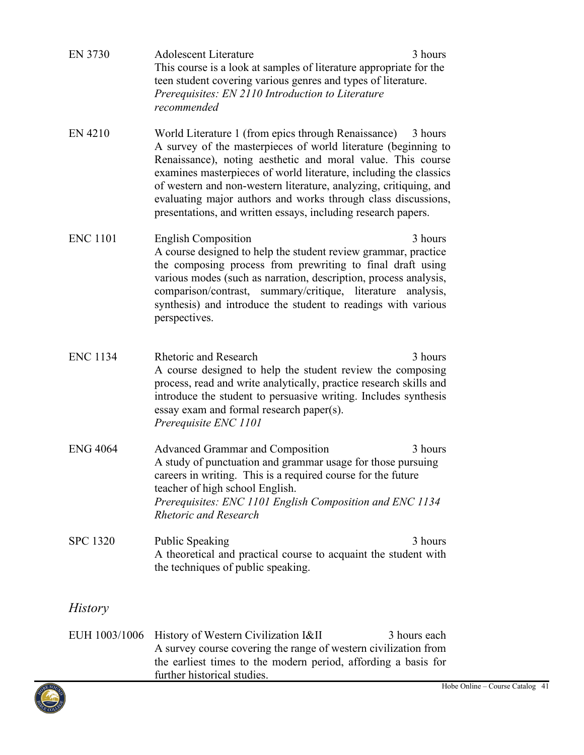EN 3730 Adolescent Literature 3 hours
This course is a look at samples of literature appropriate for the teen student covering various genres and types of literature.
*Prerequisites: EN 2110 Introduction to Literature recommended*

EN 4210 World Literature 1 (from epics through Renaissance) 3 hours
A survey of the masterpieces of world literature (beginning to Renaissance), noting aesthetic and moral value. This course examines masterpieces of world literature, including the classics of western and non-western literature, analyzing, critiquing, and evaluating major authors and works through class discussions, presentations, and written essays, including research papers.

ENC 1101 English Composition 3 hours
A course designed to help the student review grammar, practice the composing process from prewriting to final draft using various modes (such as narration, description, process analysis, comparison/contrast, summary/critique, literature analysis, synthesis) and introduce the student to readings with various perspectives.

ENC 1134 Rhetoric and Research 3 hours
A course designed to help the student review the composing process, read and write analytically, practice research skills and introduce the student to persuasive writing. Includes synthesis essay exam and formal research paper(s).
*Prerequisite ENC 1101*

ENG 4064 Advanced Grammar and Composition 3 hours
A study of punctuation and grammar usage for those pursuing careers in writing. This is a required course for the future teacher of high school English.
*Prerequisites: ENC 1101 English Composition and ENC 1134 Rhetoric and Research*

SPC 1320 Public Speaking 3 hours
A theoretical and practical course to acquaint the student with the techniques of public speaking.

## *History*

EUH 1003/1006 History of Western Civilization I&II 3 hours each
A survey course covering the range of western civilization from the earliest times to the modern period, affording a basis for further historical studies.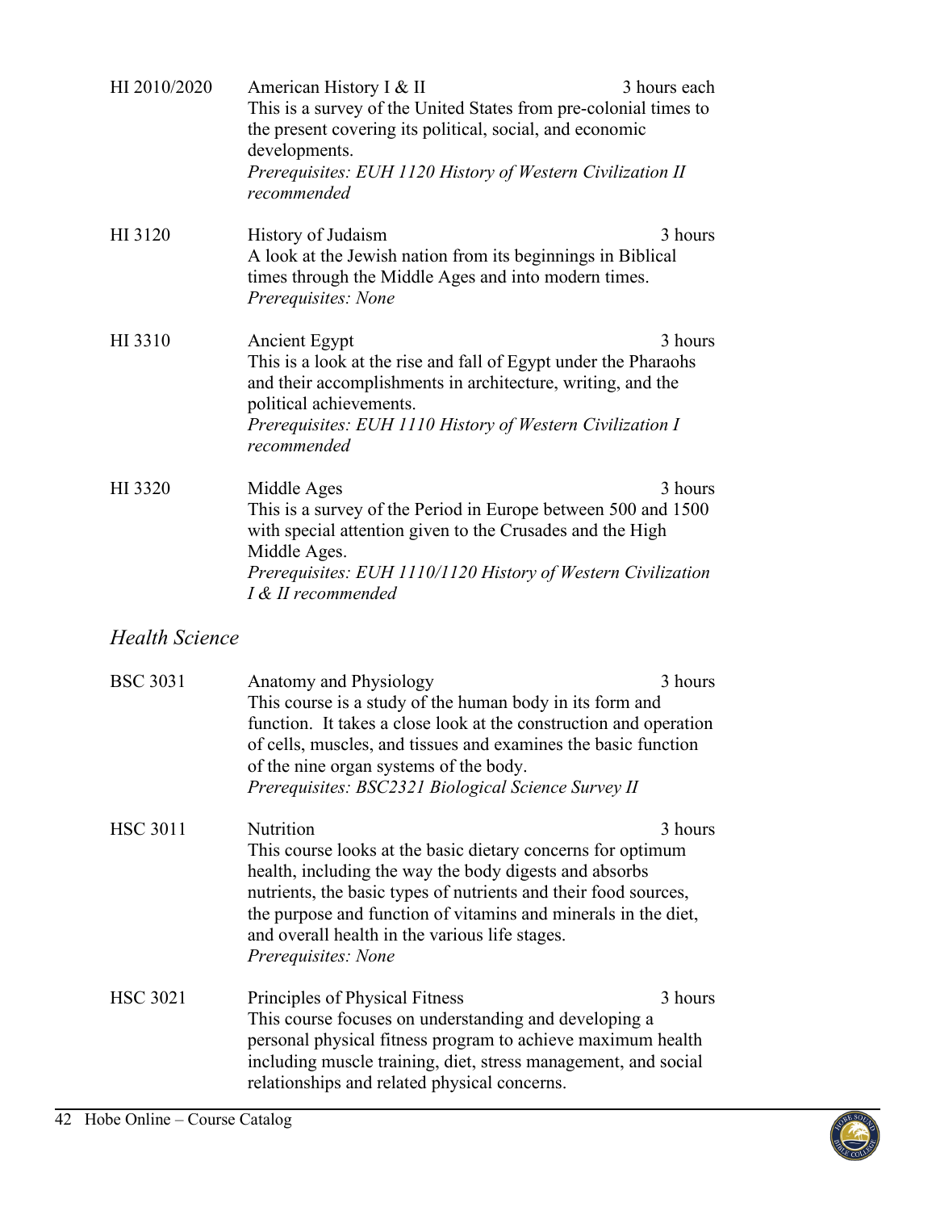HI 2010/2020 American History I & II — 3 hours each

This is a survey of the United States from pre-colonial times to the present covering its political, social, and economic developments.

*Prerequisites: EUH 1120 History of Western Civilization II recommended*

HI 3120 History of Judaism — 3 hours

A look at the Jewish nation from its beginnings in Biblical times through the Middle Ages and into modern times.

*Prerequisites: None*

HI 3310 Ancient Egypt — 3 hours

This is a look at the rise and fall of Egypt under the Pharaohs and their accomplishments in architecture, writing, and the political achievements.

*Prerequisites: EUH 1110 History of Western Civilization I recommended*

HI 3320 Middle Ages — 3 hours

This is a survey of the Period in Europe between 500 and 1500 with special attention given to the Crusades and the High Middle Ages.

*Prerequisites: EUH 1110/1120 History of Western Civilization I & II recommended*

## *Health Science*

BSC 3031 Anatomy and Physiology — 3 hours

This course is a study of the human body in its form and function. It takes a close look at the construction and operation of cells, muscles, and tissues and examines the basic function of the nine organ systems of the body.

*Prerequisites: BSC2321 Biological Science Survey II*

HSC 3011 Nutrition — 3 hours

This course looks at the basic dietary concerns for optimum health, including the way the body digests and absorbs nutrients, the basic types of nutrients and their food sources, the purpose and function of vitamins and minerals in the diet, and overall health in the various life stages.

*Prerequisites: None*

HSC 3021 Principles of Physical Fitness — 3 hours

This course focuses on understanding and developing a personal physical fitness program to achieve maximum health including muscle training, diet, stress management, and social relationships and related physical concerns.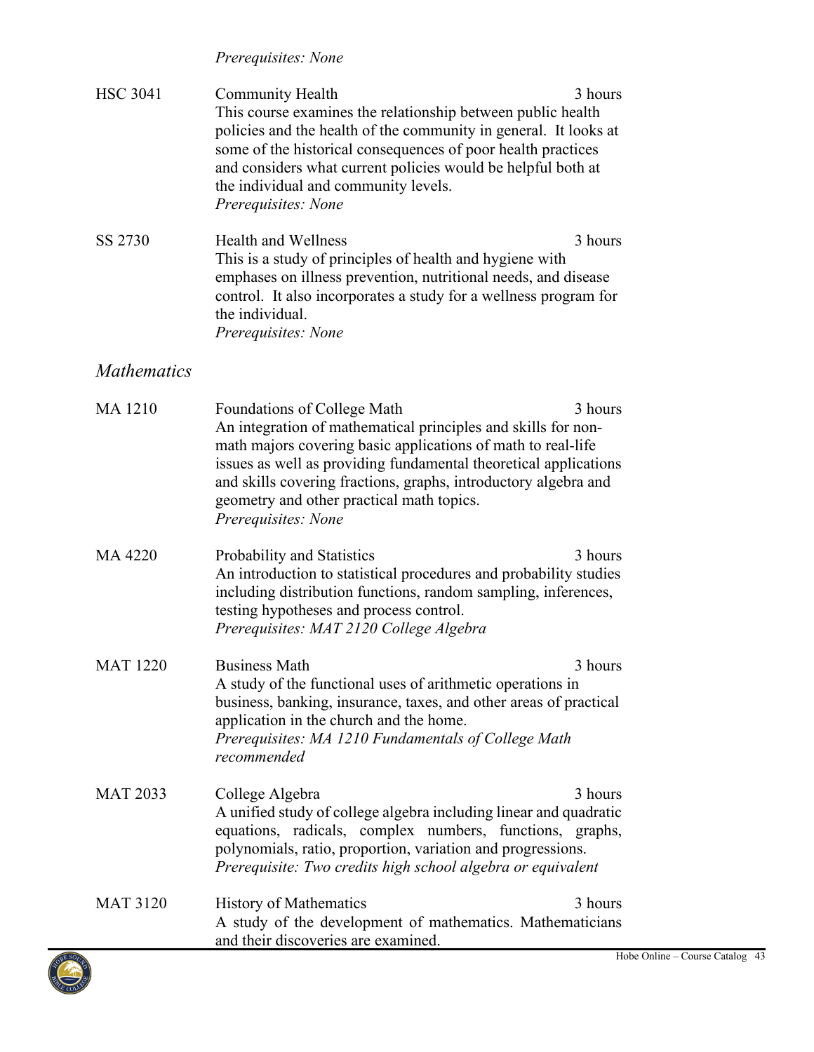*Prerequisites: None*

HSC 3041 Community Health 3 hours
This course examines the relationship between public health policies and the health of the community in general. It looks at some of the historical consequences of poor health practices and considers what current policies would be helpful both at the individual and community levels.
*Prerequisites: None*

SS 2730 Health and Wellness 3 hours
This is a study of principles of health and hygiene with emphases on illness prevention, nutritional needs, and disease control. It also incorporates a study for a wellness program for the individual.
*Prerequisites: None*

## *Mathematics*

MA 1210 Foundations of College Math 3 hours
An integration of mathematical principles and skills for non-math majors covering basic applications of math to real-life issues as well as providing fundamental theoretical applications and skills covering fractions, graphs, introductory algebra and geometry and other practical math topics.
*Prerequisites: None*

MA 4220 Probability and Statistics 3 hours
An introduction to statistical procedures and probability studies including distribution functions, random sampling, inferences, testing hypotheses and process control.
*Prerequisites: MAT 2120 College Algebra*

MAT 1220 Business Math 3 hours
A study of the functional uses of arithmetic operations in business, banking, insurance, taxes, and other areas of practical application in the church and the home.
*Prerequisites: MA 1210 Fundamentals of College Math recommended*

MAT 2033 College Algebra 3 hours
A unified study of college algebra including linear and quadratic equations, radicals, complex numbers, functions, graphs, polynomials, ratio, proportion, variation and progressions.
*Prerequisite: Two credits high school algebra or equivalent*

MAT 3120 History of Mathematics 3 hours
A study of the development of mathematics. Mathematicians and their discoveries are examined.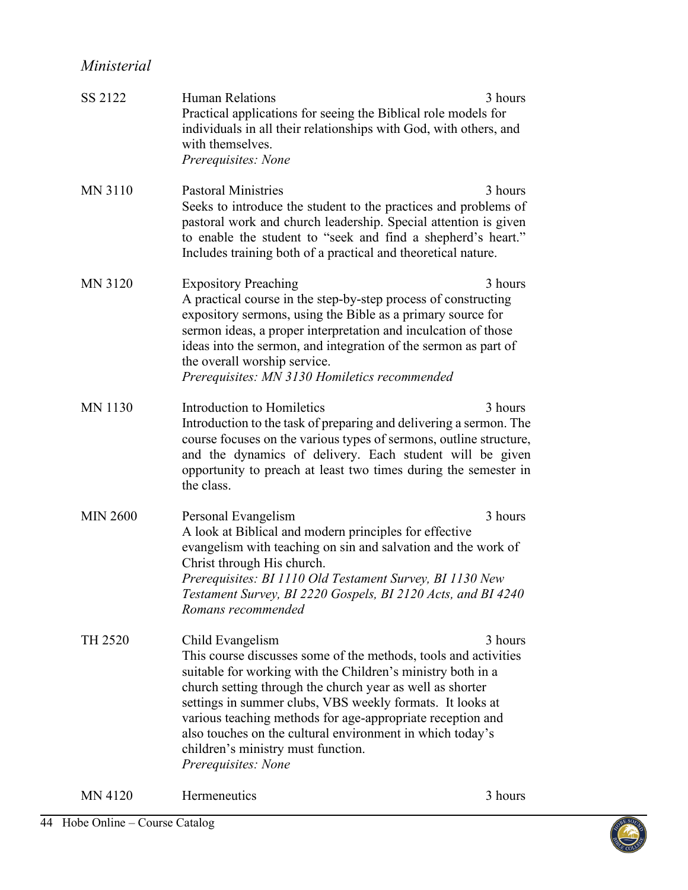*Ministerial*

**SS 2122** Human Relations — 3 hours
Practical applications for seeing the Biblical role models for individuals in all their relationships with God, with others, and with themselves.
*Prerequisites: None*

**MN 3110** Pastoral Ministries — 3 hours
Seeks to introduce the student to the practices and problems of pastoral work and church leadership. Special attention is given to enable the student to "seek and find a shepherd's heart." Includes training both of a practical and theoretical nature.

**MN 3120** Expository Preaching — 3 hours
A practical course in the step-by-step process of constructing expository sermons, using the Bible as a primary source for sermon ideas, a proper interpretation and inculcation of those ideas into the sermon, and integration of the sermon as part of the overall worship service.
*Prerequisites: MN 3130 Homiletics recommended*

**MN 1130** Introduction to Homiletics — 3 hours
Introduction to the task of preparing and delivering a sermon. The course focuses on the various types of sermons, outline structure, and the dynamics of delivery. Each student will be given opportunity to preach at least two times during the semester in the class.

**MIN 2600** Personal Evangelism — 3 hours
A look at Biblical and modern principles for effective evangelism with teaching on sin and salvation and the work of Christ through His church.
*Prerequisites: BI 1110 Old Testament Survey, BI 1130 New Testament Survey, BI 2220 Gospels, BI 2120 Acts, and BI 4240 Romans recommended*

**TH 2520** Child Evangelism — 3 hours
This course discusses some of the methods, tools and activities suitable for working with the Children's ministry both in a church setting through the church year as well as shorter settings in summer clubs, VBS weekly formats. It looks at various teaching methods for age-appropriate reception and also touches on the cultural environment in which today's children's ministry must function.
*Prerequisites: None*

**MN 4120** Hermeneutics — 3 hours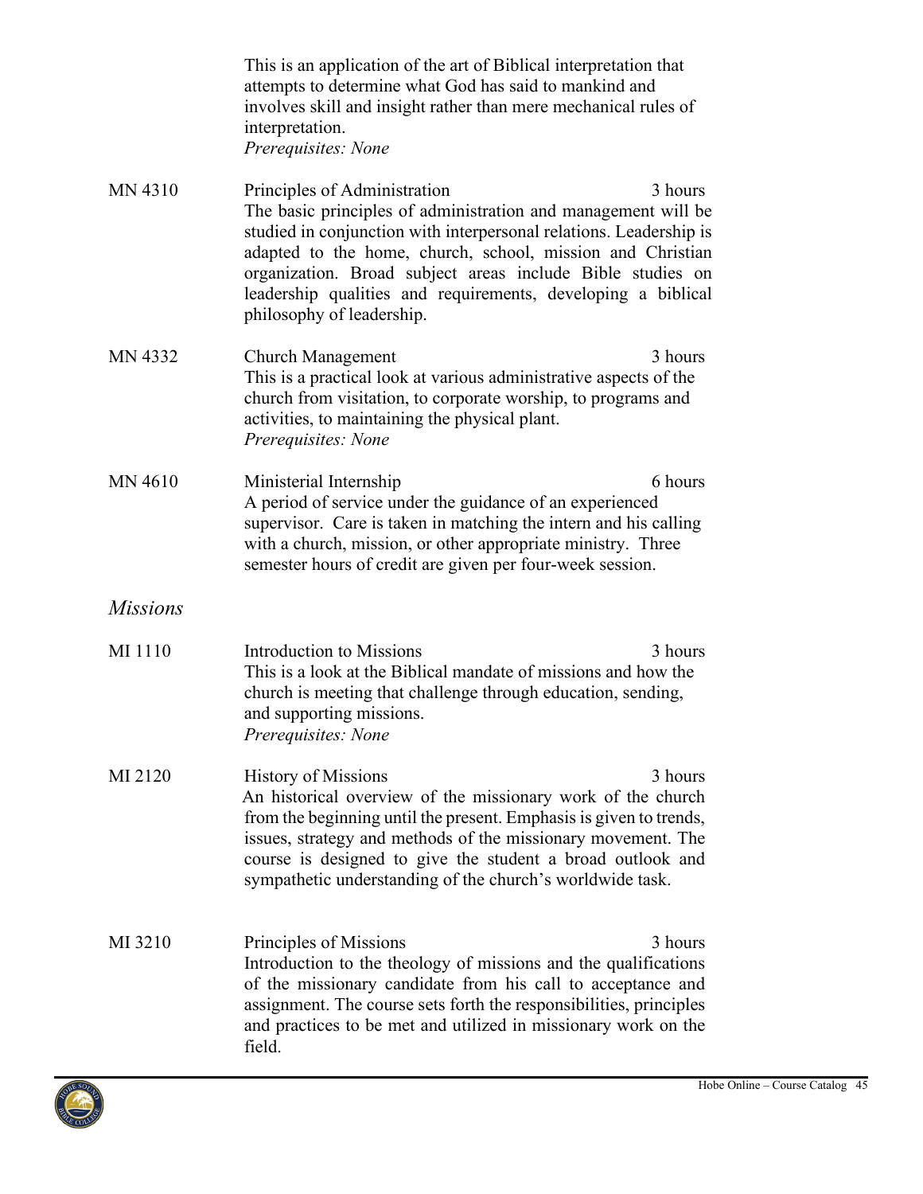This is an application of the art of Biblical interpretation that attempts to determine what God has said to mankind and involves skill and insight rather than mere mechanical rules of interpretation.
*Prerequisites: None*

**MN 4310** Principles of Administration — 3 hours
The basic principles of administration and management will be studied in conjunction with interpersonal relations. Leadership is adapted to the home, church, school, mission and Christian organization. Broad subject areas include Bible studies on leadership qualities and requirements, developing a biblical philosophy of leadership.

**MN 4332** Church Management — 3 hours
This is a practical look at various administrative aspects of the church from visitation, to corporate worship, to programs and activities, to maintaining the physical plant.
*Prerequisites: None*

**MN 4610** Ministerial Internship — 6 hours
A period of service under the guidance of an experienced supervisor. Care is taken in matching the intern and his calling with a church, mission, or other appropriate ministry. Three semester hours of credit are given per four-week session.

## *Missions*

**MI 1110** Introduction to Missions — 3 hours
This is a look at the Biblical mandate of missions and how the church is meeting that challenge through education, sending, and supporting missions.
*Prerequisites: None*

**MI 2120** History of Missions — 3 hours
An historical overview of the missionary work of the church from the beginning until the present. Emphasis is given to trends, issues, strategy and methods of the missionary movement. The course is designed to give the student a broad outlook and sympathetic understanding of the church's worldwide task.

**MI 3210** Principles of Missions — 3 hours
Introduction to the theology of missions and the qualifications of the missionary candidate from his call to acceptance and assignment. The course sets forth the responsibilities, principles and practices to be met and utilized in missionary work on the field.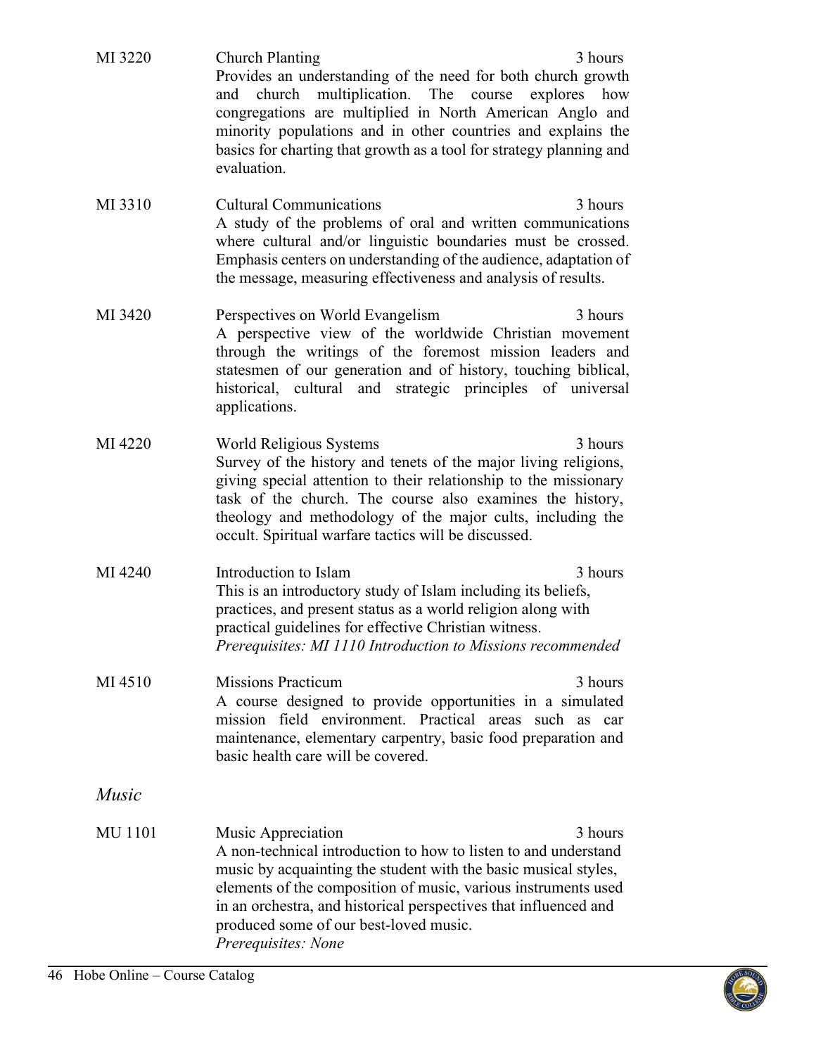**MI 3220** Church Planting — 3 hours

Provides an understanding of the need for both church growth and church multiplication. The course explores how congregations are multiplied in North American Anglo and minority populations and in other countries and explains the basics for charting that growth as a tool for strategy planning and evaluation.

**MI 3310** Cultural Communications — 3 hours

A study of the problems of oral and written communications where cultural and/or linguistic boundaries must be crossed. Emphasis centers on understanding of the audience, adaptation of the message, measuring effectiveness and analysis of results.

**MI 3420** Perspectives on World Evangelism — 3 hours

A perspective view of the worldwide Christian movement through the writings of the foremost mission leaders and statesmen of our generation and of history, touching biblical, historical, cultural and strategic principles of universal applications.

**MI 4220** World Religious Systems — 3 hours

Survey of the history and tenets of the major living religions, giving special attention to their relationship to the missionary task of the church. The course also examines the history, theology and methodology of the major cults, including the occult. Spiritual warfare tactics will be discussed.

**MI 4240** Introduction to Islam — 3 hours

This is an introductory study of Islam including its beliefs, practices, and present status as a world religion along with practical guidelines for effective Christian witness.

*Prerequisites: MI 1110 Introduction to Missions recommended*

**MI 4510** Missions Practicum — 3 hours

A course designed to provide opportunities in a simulated mission field environment. Practical areas such as car maintenance, elementary carpentry, basic food preparation and basic health care will be covered.

## *Music*

**MU 1101** Music Appreciation — 3 hours

A non-technical introduction to how to listen to and understand music by acquainting the student with the basic musical styles, elements of the composition of music, various instruments used in an orchestra, and historical perspectives that influenced and produced some of our best-loved music.

*Prerequisites: None*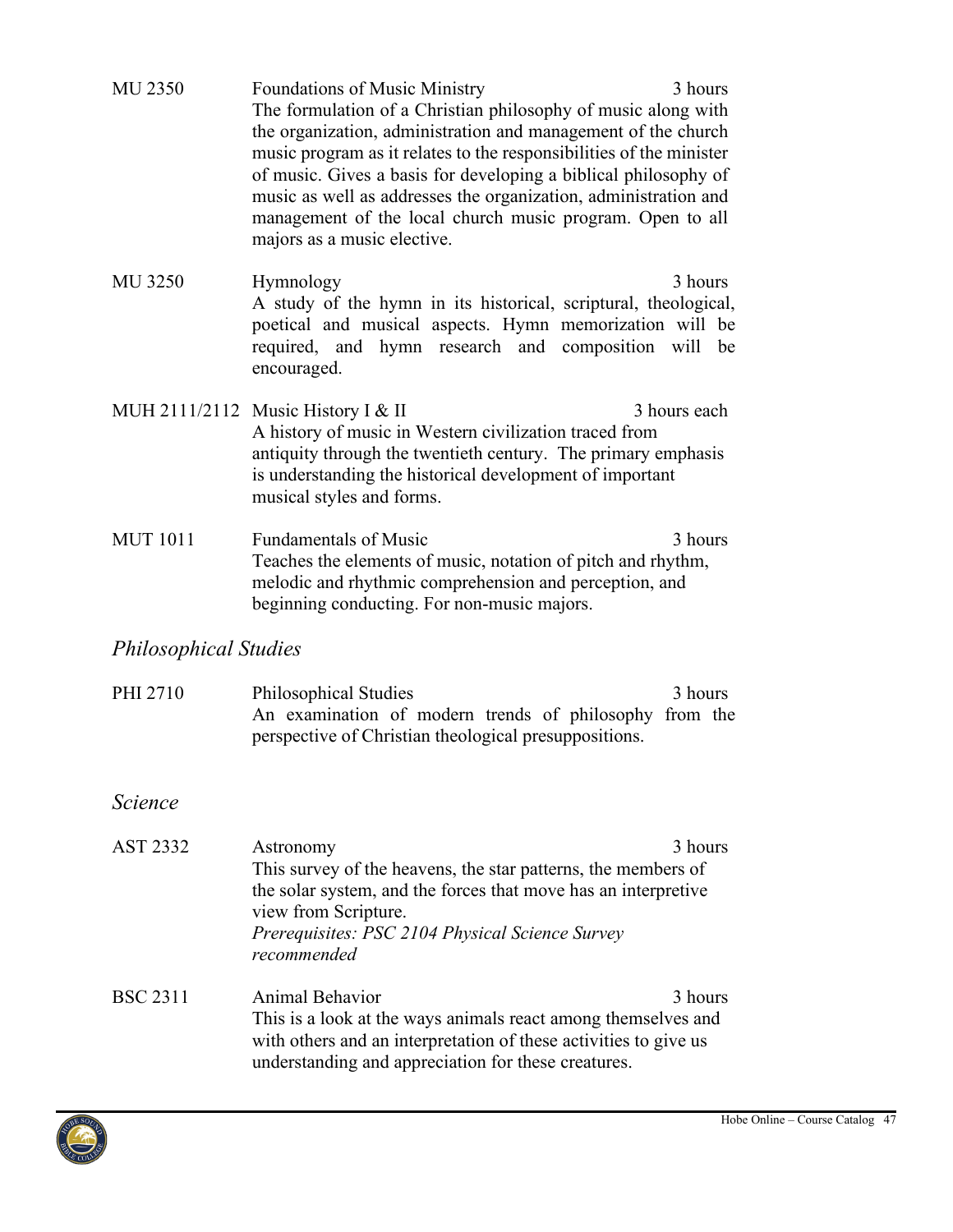**MU 2350** — **Foundations of Music Ministry** — 3 hours

The formulation of a Christian philosophy of music along with the organization, administration and management of the church music program as it relates to the responsibilities of the minister of music. Gives a basis for developing a biblical philosophy of music as well as addresses the organization, administration and management of the local church music program. Open to all majors as a music elective.

**MU 3250** — **Hymnology** — 3 hours

A study of the hymn in its historical, scriptural, theological, poetical and musical aspects. Hymn memorization will be required, and hymn research and composition will be encouraged.

**MUH 2111/2112** — **Music History I & II** — 3 hours each

A history of music in Western civilization traced from antiquity through the twentieth century. The primary emphasis is understanding the historical development of important musical styles and forms.

**MUT 1011** — **Fundamentals of Music** — 3 hours

Teaches the elements of music, notation of pitch and rhythm, melodic and rhythmic comprehension and perception, and beginning conducting. For non-music majors.

## *Philosophical Studies*

**PHI 2710** — **Philosophical Studies** — 3 hours

An examination of modern trends of philosophy from the perspective of Christian theological presuppositions.

## *Science*

**AST 2332** — **Astronomy** — 3 hours

This survey of the heavens, the star patterns, the members of the solar system, and the forces that move has an interpretive view from Scripture.

*Prerequisites: PSC 2104 Physical Science Survey recommended*

**BSC 2311** — **Animal Behavior** — 3 hours

This is a look at the ways animals react among themselves and with others and an interpretation of these activities to give us understanding and appreciation for these creatures.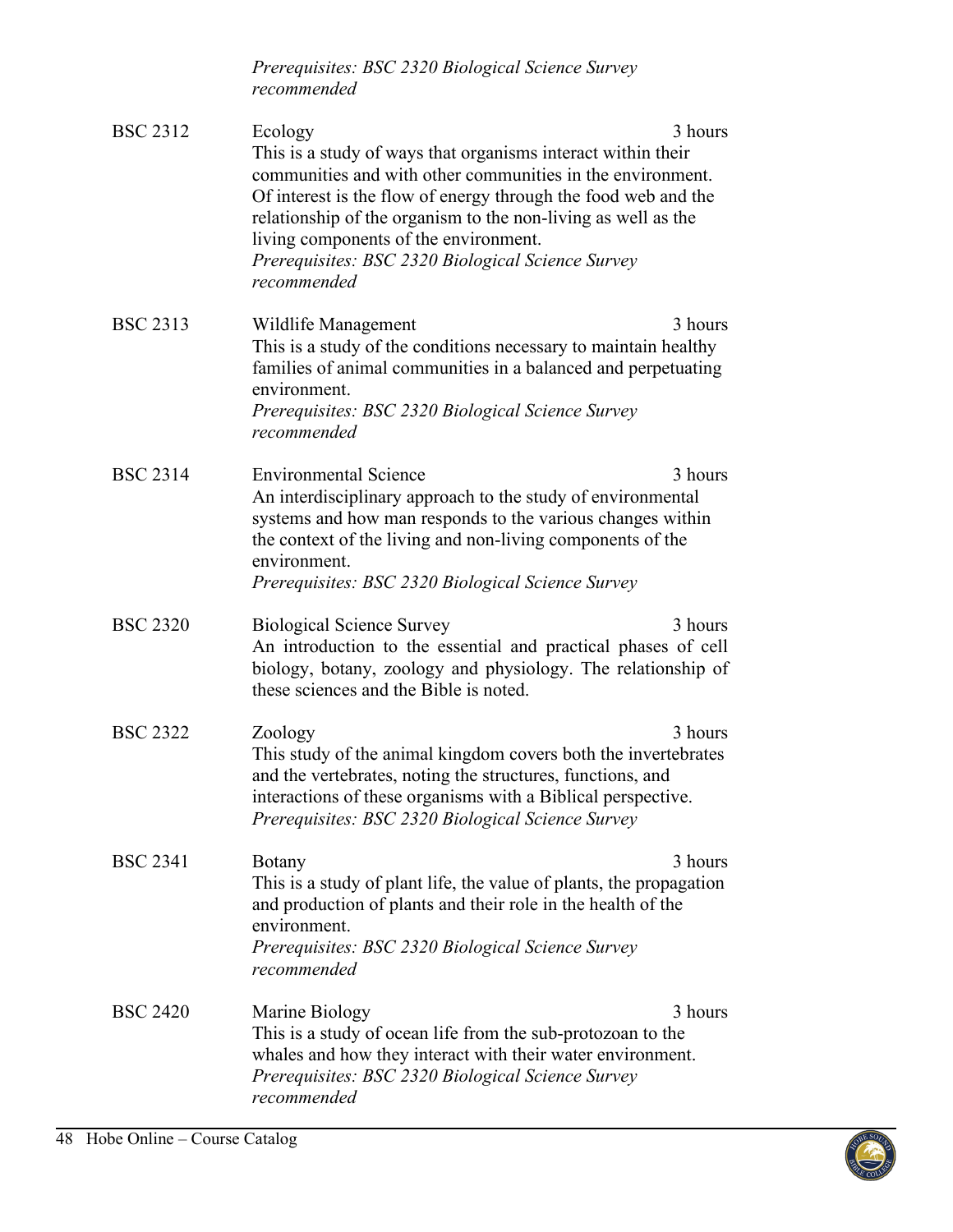*Prerequisites: BSC 2320 Biological Science Survey recommended*

**BSC 2312** Ecology — 3 hours

This is a study of ways that organisms interact within their communities and with other communities in the environment. Of interest is the flow of energy through the food web and the relationship of the organism to the non-living as well as the living components of the environment.

*Prerequisites: BSC 2320 Biological Science Survey recommended*

**BSC 2313** Wildlife Management — 3 hours

This is a study of the conditions necessary to maintain healthy families of animal communities in a balanced and perpetuating environment.

*Prerequisites: BSC 2320 Biological Science Survey recommended*

**BSC 2314** Environmental Science — 3 hours

An interdisciplinary approach to the study of environmental systems and how man responds to the various changes within the context of the living and non-living components of the environment.

*Prerequisites: BSC 2320 Biological Science Survey*

**BSC 2320** Biological Science Survey — 3 hours

An introduction to the essential and practical phases of cell biology, botany, zoology and physiology. The relationship of these sciences and the Bible is noted.

**BSC 2322** Zoology — 3 hours

This study of the animal kingdom covers both the invertebrates and the vertebrates, noting the structures, functions, and interactions of these organisms with a Biblical perspective.

*Prerequisites: BSC 2320 Biological Science Survey*

**BSC 2341** Botany — 3 hours

This is a study of plant life, the value of plants, the propagation and production of plants and their role in the health of the environment.

*Prerequisites: BSC 2320 Biological Science Survey recommended*

**BSC 2420** Marine Biology — 3 hours

This is a study of ocean life from the sub-protozoan to the whales and how they interact with their water environment.

*Prerequisites: BSC 2320 Biological Science Survey recommended*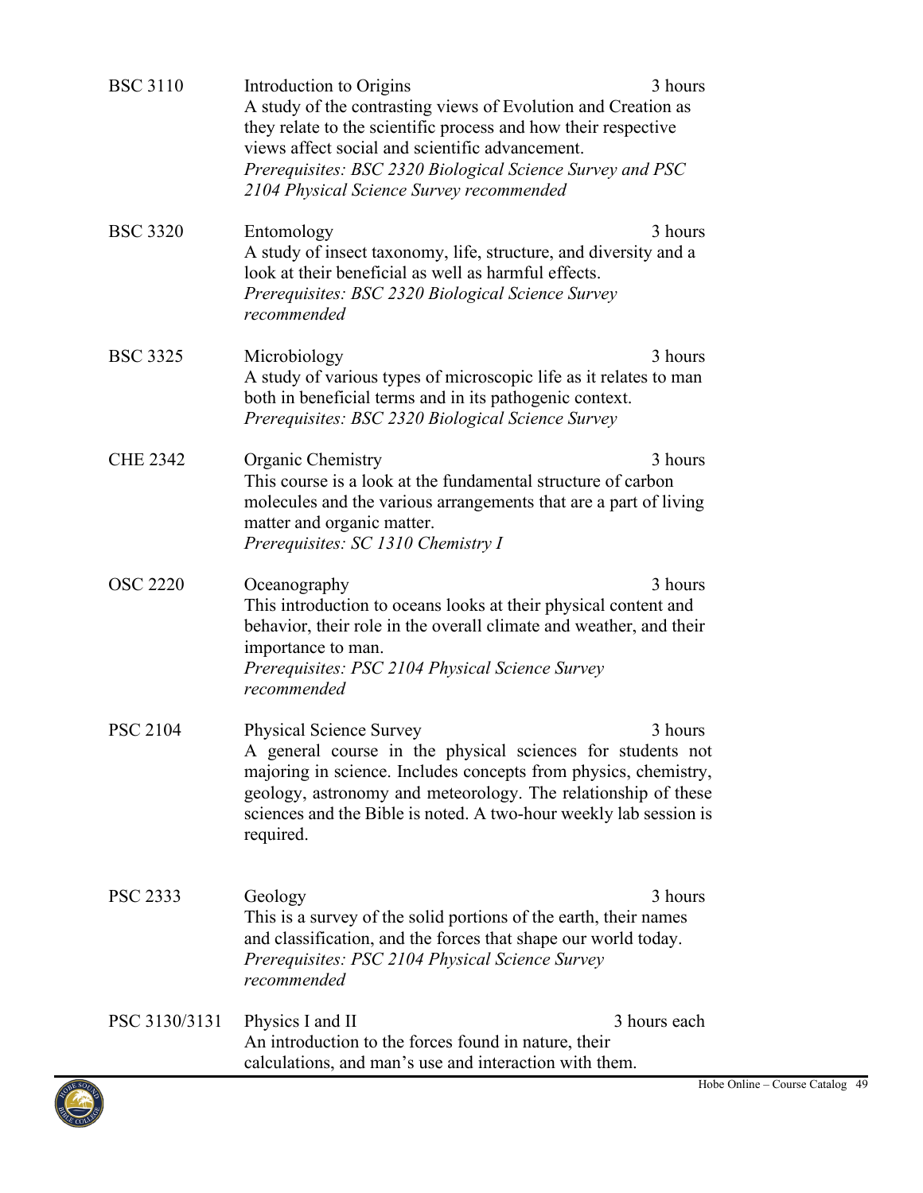**BSC 3110** Introduction to Origins — 3 hours

A study of the contrasting views of Evolution and Creation as they relate to the scientific process and how their respective views affect social and scientific advancement.

*Prerequisites: BSC 2320 Biological Science Survey and PSC 2104 Physical Science Survey recommended*

**BSC 3320** Entomology — 3 hours

A study of insect taxonomy, life, structure, and diversity and a look at their beneficial as well as harmful effects.

*Prerequisites: BSC 2320 Biological Science Survey recommended*

**BSC 3325** Microbiology — 3 hours

A study of various types of microscopic life as it relates to man both in beneficial terms and in its pathogenic context.

*Prerequisites: BSC 2320 Biological Science Survey*

**CHE 2342** Organic Chemistry — 3 hours

This course is a look at the fundamental structure of carbon molecules and the various arrangements that are a part of living matter and organic matter.

*Prerequisites: SC 1310 Chemistry I*

**OSC 2220** Oceanography — 3 hours

This introduction to oceans looks at their physical content and behavior, their role in the overall climate and weather, and their importance to man.

*Prerequisites: PSC 2104 Physical Science Survey recommended*

**PSC 2104** Physical Science Survey — 3 hours

A general course in the physical sciences for students not majoring in science. Includes concepts from physics, chemistry, geology, astronomy and meteorology. The relationship of these sciences and the Bible is noted. A two-hour weekly lab session is required.

**PSC 2333** Geology — 3 hours

This is a survey of the solid portions of the earth, their names and classification, and the forces that shape our world today.

*Prerequisites: PSC 2104 Physical Science Survey recommended*

**PSC 3130/3131** Physics I and II — 3 hours each

An introduction to the forces found in nature, their calculations, and man's use and interaction with them.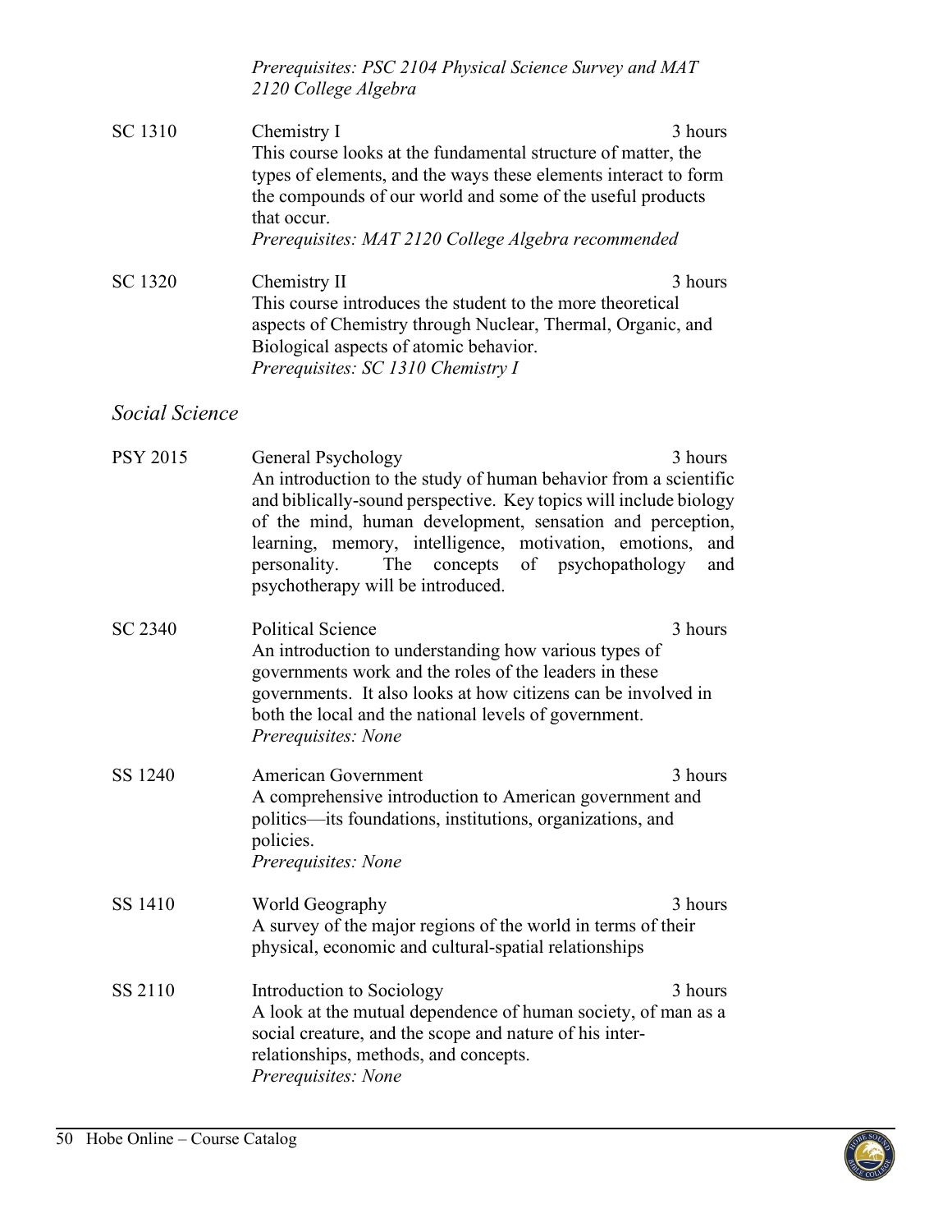*Prerequisites: PSC 2104 Physical Science Survey and MAT 2120 College Algebra*

**SC 1310** Chemistry I — 3 hours

This course looks at the fundamental structure of matter, the types of elements, and the ways these elements interact to form the compounds of our world and some of the useful products that occur.

*Prerequisites: MAT 2120 College Algebra recommended*

**SC 1320** Chemistry II — 3 hours

This course introduces the student to the more theoretical aspects of Chemistry through Nuclear, Thermal, Organic, and Biological aspects of atomic behavior.

*Prerequisites: SC 1310 Chemistry I*

## *Social Science*

**PSY 2015** General Psychology — 3 hours

An introduction to the study of human behavior from a scientific and biblically-sound perspective. Key topics will include biology of the mind, human development, sensation and perception, learning, memory, intelligence, motivation, emotions, and personality. The concepts of psychopathology and psychotherapy will be introduced.

**SC 2340** Political Science — 3 hours

An introduction to understanding how various types of governments work and the roles of the leaders in these governments. It also looks at how citizens can be involved in both the local and the national levels of government.

*Prerequisites: None*

**SS 1240** American Government — 3 hours

A comprehensive introduction to American government and politics—its foundations, institutions, organizations, and policies.

*Prerequisites: None*

**SS 1410** World Geography — 3 hours

A survey of the major regions of the world in terms of their physical, economic and cultural-spatial relationships

**SS 2110** Introduction to Sociology — 3 hours

A look at the mutual dependence of human society, of man as a social creature, and the scope and nature of his inter-relationships, methods, and concepts.

*Prerequisites: None*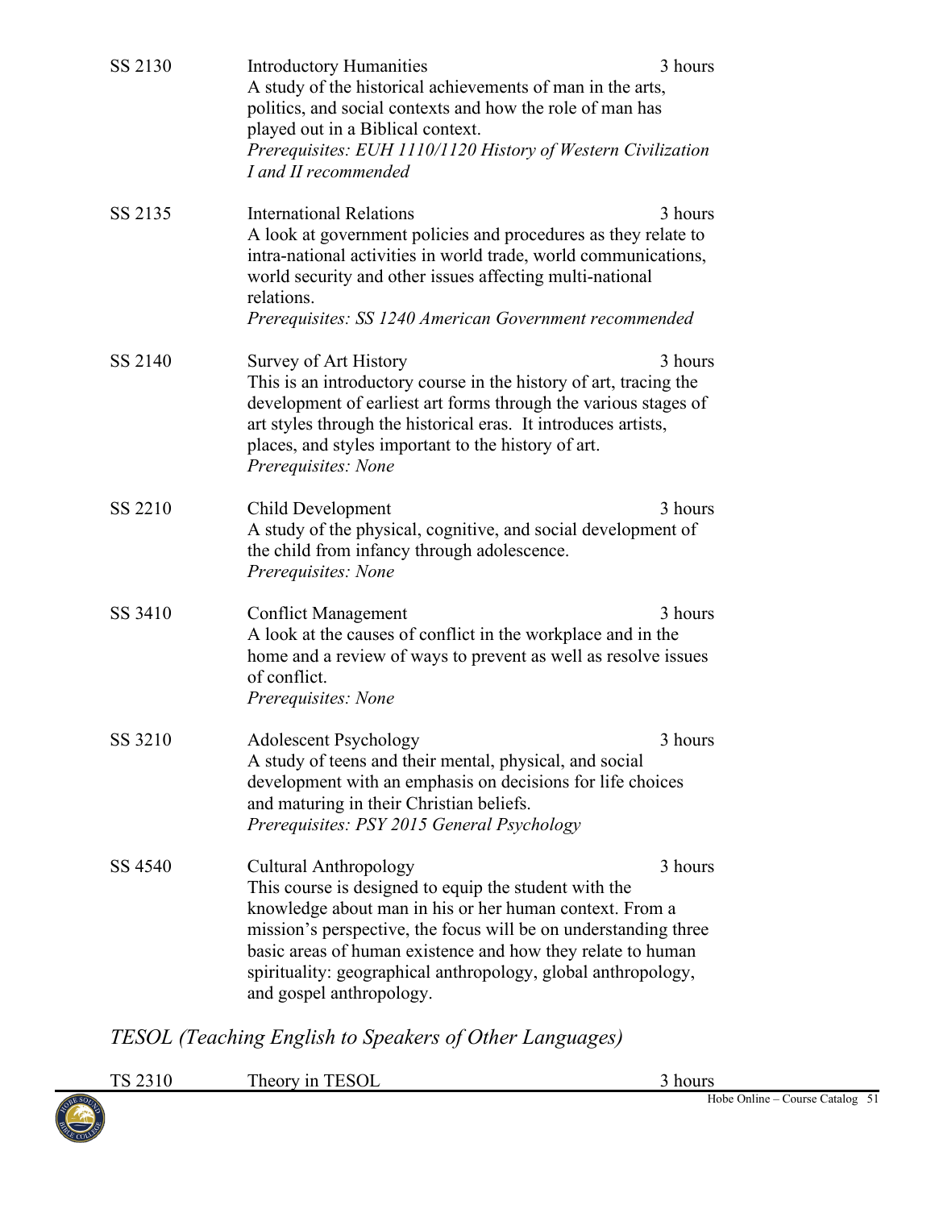SS 2130 Introductory Humanities 3 hours
A study of the historical achievements of man in the arts, politics, and social contexts and how the role of man has played out in a Biblical context.
*Prerequisites: EUH 1110/1120 History of Western Civilization I and II recommended*

SS 2135 International Relations 3 hours
A look at government policies and procedures as they relate to intra-national activities in world trade, world communications, world security and other issues affecting multi-national relations.
*Prerequisites: SS 1240 American Government recommended*

SS 2140 Survey of Art History 3 hours
This is an introductory course in the history of art, tracing the development of earliest art forms through the various stages of art styles through the historical eras. It introduces artists, places, and styles important to the history of art.
*Prerequisites: None*

SS 2210 Child Development 3 hours
A study of the physical, cognitive, and social development of the child from infancy through adolescence.
*Prerequisites: None*

SS 3410 Conflict Management 3 hours
A look at the causes of conflict in the workplace and in the home and a review of ways to prevent as well as resolve issues of conflict.
*Prerequisites: None*

SS 3210 Adolescent Psychology 3 hours
A study of teens and their mental, physical, and social development with an emphasis on decisions for life choices and maturing in their Christian beliefs.
*Prerequisites: PSY 2015 General Psychology*

SS 4540 Cultural Anthropology 3 hours
This course is designed to equip the student with the knowledge about man in his or her human context. From a mission's perspective, the focus will be on understanding three basic areas of human existence and how they relate to human spirituality: geographical anthropology, global anthropology, and gospel anthropology.

## *TESOL (Teaching English to Speakers of Other Languages)*

TS 2310 Theory in TESOL 3 hours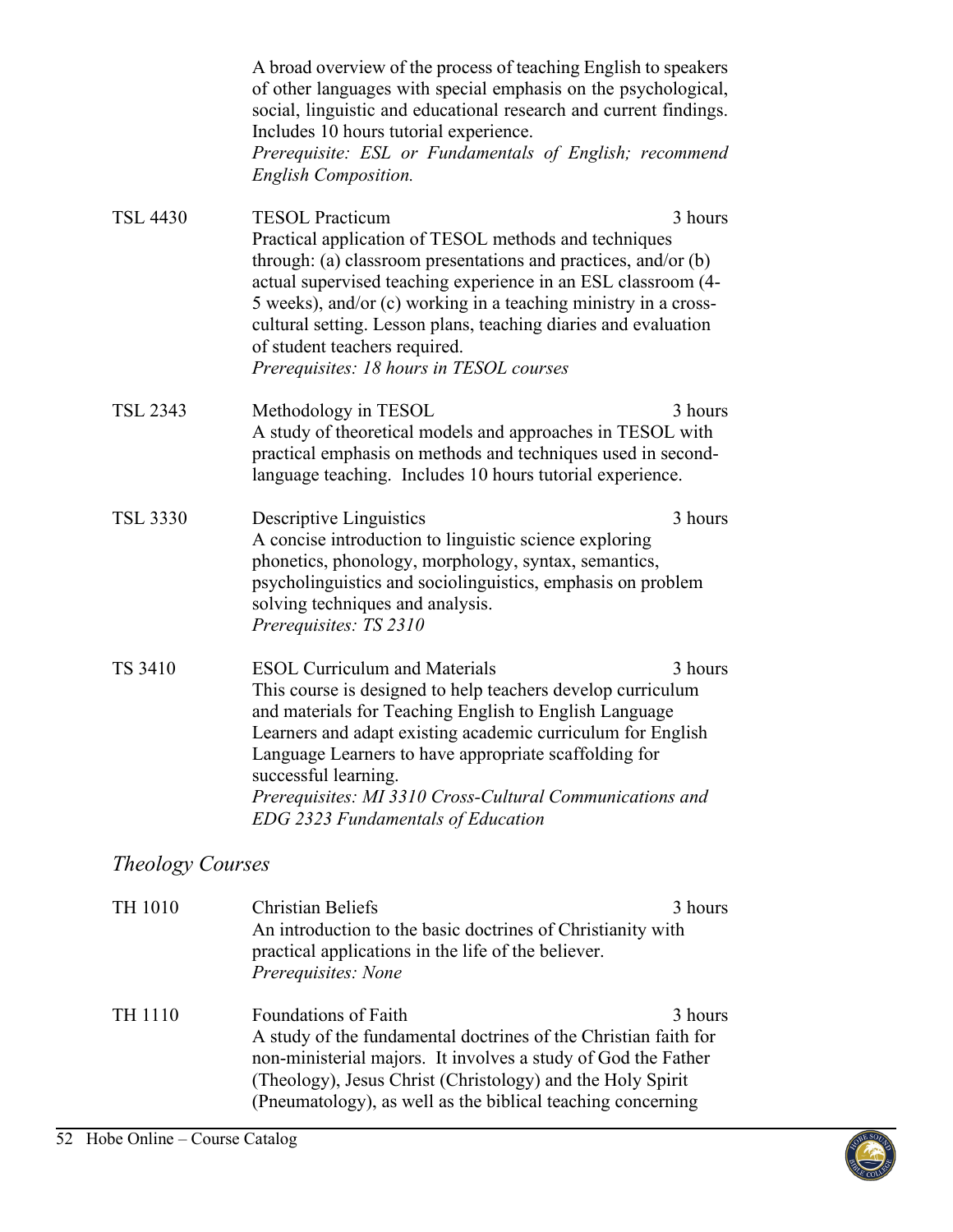A broad overview of the process of teaching English to speakers of other languages with special emphasis on the psychological, social, linguistic and educational research and current findings. Includes 10 hours tutorial experience.
*Prerequisite: ESL or Fundamentals of English; recommend English Composition.*

**TSL 4430** TESOL Practicum — 3 hours
Practical application of TESOL methods and techniques through: (a) classroom presentations and practices, and/or (b) actual supervised teaching experience in an ESL classroom (4-5 weeks), and/or (c) working in a teaching ministry in a cross-cultural setting. Lesson plans, teaching diaries and evaluation of student teachers required.
*Prerequisites: 18 hours in TESOL courses*

**TSL 2343** Methodology in TESOL — 3 hours
A study of theoretical models and approaches in TESOL with practical emphasis on methods and techniques used in second-language teaching. Includes 10 hours tutorial experience.

**TSL 3330** Descriptive Linguistics — 3 hours
A concise introduction to linguistic science exploring phonetics, phonology, morphology, syntax, semantics, psycholinguistics and sociolinguistics, emphasis on problem solving techniques and analysis.
*Prerequisites: TS 2310*

**TS 3410** ESOL Curriculum and Materials — 3 hours
This course is designed to help teachers develop curriculum and materials for Teaching English to English Language Learners and adapt existing academic curriculum for English Language Learners to have appropriate scaffolding for successful learning.
*Prerequisites: MI 3310 Cross-Cultural Communications and EDG 2323 Fundamentals of Education*

## *Theology Courses*

**TH 1010** Christian Beliefs — 3 hours
An introduction to the basic doctrines of Christianity with practical applications in the life of the believer.
*Prerequisites: None*

**TH 1110** Foundations of Faith — 3 hours
A study of the fundamental doctrines of the Christian faith for non-ministerial majors. It involves a study of God the Father (Theology), Jesus Christ (Christology) and the Holy Spirit (Pneumatology), as well as the biblical teaching concerning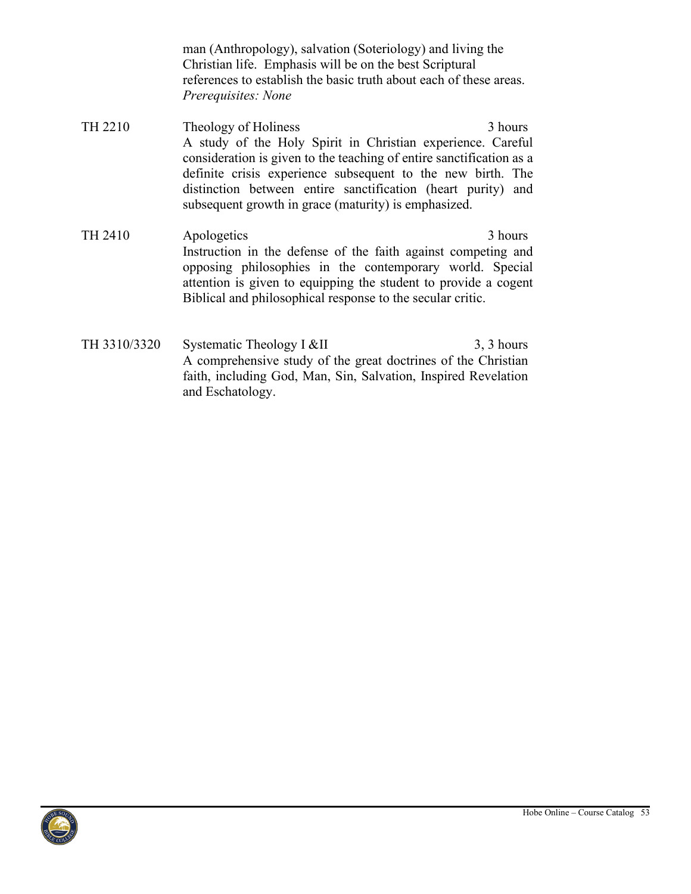man (Anthropology), salvation (Soteriology) and living the Christian life. Emphasis will be on the best Scriptural references to establish the basic truth about each of these areas. *Prerequisites: None*

**TH 2210** Theology of Holiness — 3 hours

A study of the Holy Spirit in Christian experience. Careful consideration is given to the teaching of entire sanctification as a definite crisis experience subsequent to the new birth. The distinction between entire sanctification (heart purity) and subsequent growth in grace (maturity) is emphasized.

**TH 2410** Apologetics — 3 hours

Instruction in the defense of the faith against competing and opposing philosophies in the contemporary world. Special attention is given to equipping the student to provide a cogent Biblical and philosophical response to the secular critic.

**TH 3310/3320** Systematic Theology I &II — 3, 3 hours

A comprehensive study of the great doctrines of the Christian faith, including God, Man, Sin, Salvation, Inspired Revelation and Eschatology.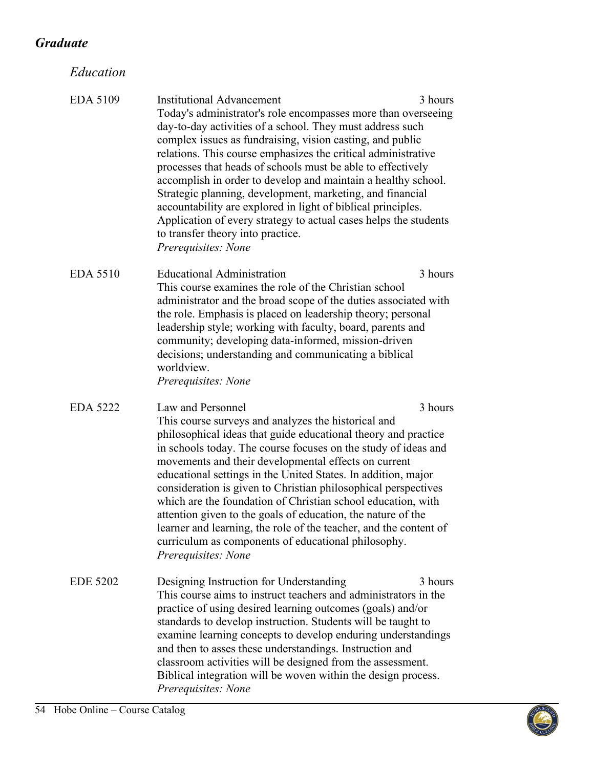## *Graduate*

### *Education*

**EDA 5109 — Institutional Advancement** (3 hours)

Today's administrator's role encompasses more than overseeing day-to-day activities of a school. They must address such complex issues as fundraising, vision casting, and public relations. This course emphasizes the critical administrative processes that heads of schools must be able to effectively accomplish in order to develop and maintain a healthy school. Strategic planning, development, marketing, and financial accountability are explored in light of biblical principles. Application of every strategy to actual cases helps the students to transfer theory into practice.

*Prerequisites: None*

**EDA 5510 — Educational Administration** (3 hours)

This course examines the role of the Christian school administrator and the broad scope of the duties associated with the role. Emphasis is placed on leadership theory; personal leadership style; working with faculty, board, parents and community; developing data-informed, mission-driven decisions; understanding and communicating a biblical worldview.

*Prerequisites: None*

**EDA 5222 — Law and Personnel** (3 hours)

This course surveys and analyzes the historical and philosophical ideas that guide educational theory and practice in schools today. The course focuses on the study of ideas and movements and their developmental effects on current educational settings in the United States. In addition, major consideration is given to Christian philosophical perspectives which are the foundation of Christian school education, with attention given to the goals of education, the nature of the learner and learning, the role of the teacher, and the content of curriculum as components of educational philosophy.

*Prerequisites: None*

**EDE 5202 — Designing Instruction for Understanding** (3 hours)

This course aims to instruct teachers and administrators in the practice of using desired learning outcomes (goals) and/or standards to develop instruction. Students will be taught to examine learning concepts to develop enduring understandings and then to asses these understandings. Instruction and classroom activities will be designed from the assessment. Biblical integration will be woven within the design process.

*Prerequisites: None*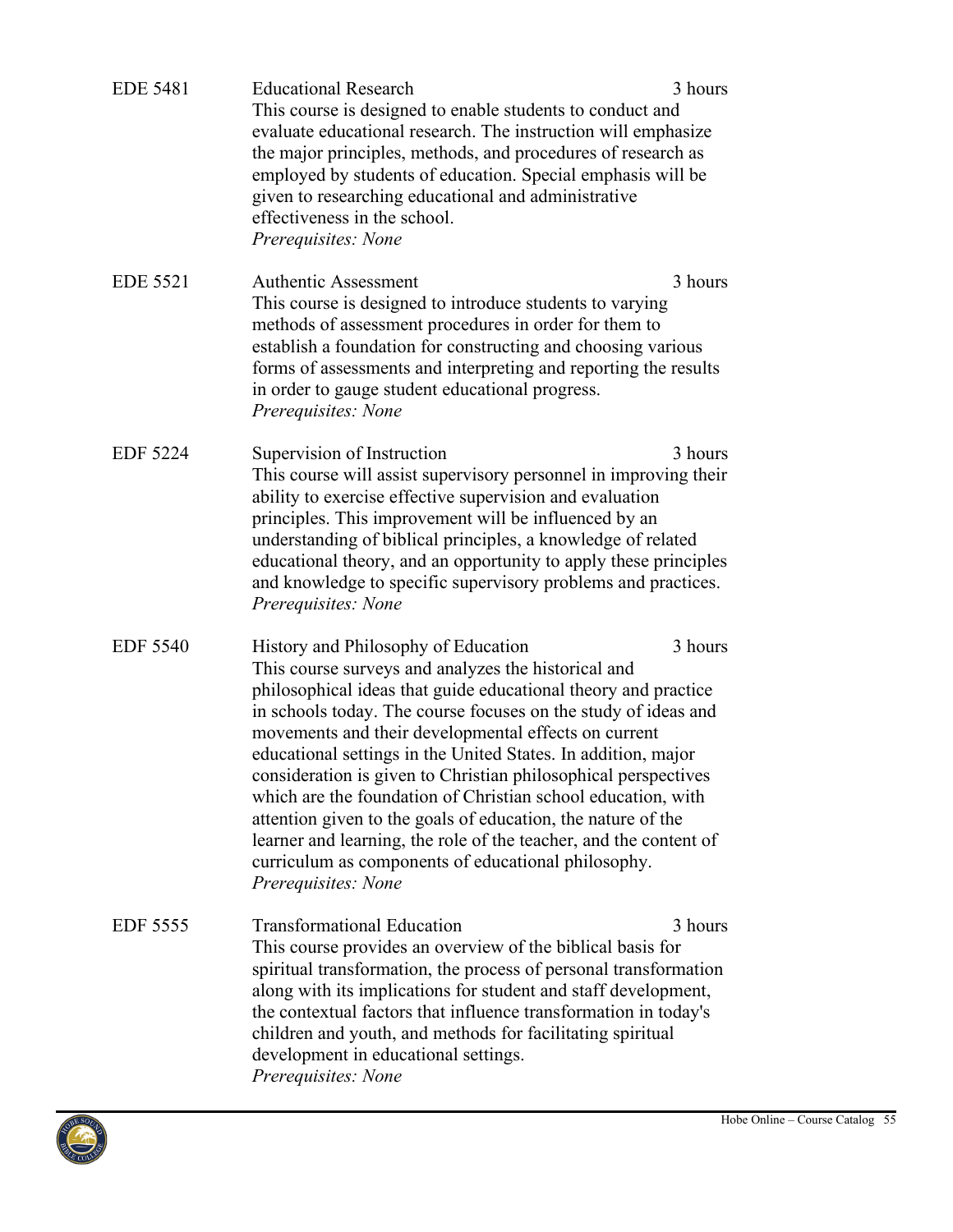**EDE 5481** Educational Research — 3 hours

This course is designed to enable students to conduct and evaluate educational research. The instruction will emphasize the major principles, methods, and procedures of research as employed by students of education. Special emphasis will be given to researching educational and administrative effectiveness in the school.

*Prerequisites: None*

**EDE 5521** Authentic Assessment — 3 hours

This course is designed to introduce students to varying methods of assessment procedures in order for them to establish a foundation for constructing and choosing various forms of assessments and interpreting and reporting the results in order to gauge student educational progress.

*Prerequisites: None*

**EDF 5224** Supervision of Instruction — 3 hours

This course will assist supervisory personnel in improving their ability to exercise effective supervision and evaluation principles. This improvement will be influenced by an understanding of biblical principles, a knowledge of related educational theory, and an opportunity to apply these principles and knowledge to specific supervisory problems and practices.

*Prerequisites: None*

**EDF 5540** History and Philosophy of Education — 3 hours

This course surveys and analyzes the historical and philosophical ideas that guide educational theory and practice in schools today. The course focuses on the study of ideas and movements and their developmental effects on current educational settings in the United States. In addition, major consideration is given to Christian philosophical perspectives which are the foundation of Christian school education, with attention given to the goals of education, the nature of the learner and learning, the role of the teacher, and the content of curriculum as components of educational philosophy.

*Prerequisites: None*

**EDF 5555** Transformational Education — 3 hours

This course provides an overview of the biblical basis for spiritual transformation, the process of personal transformation along with its implications for student and staff development, the contextual factors that influence transformation in today's children and youth, and methods for facilitating spiritual development in educational settings.

*Prerequisites: None*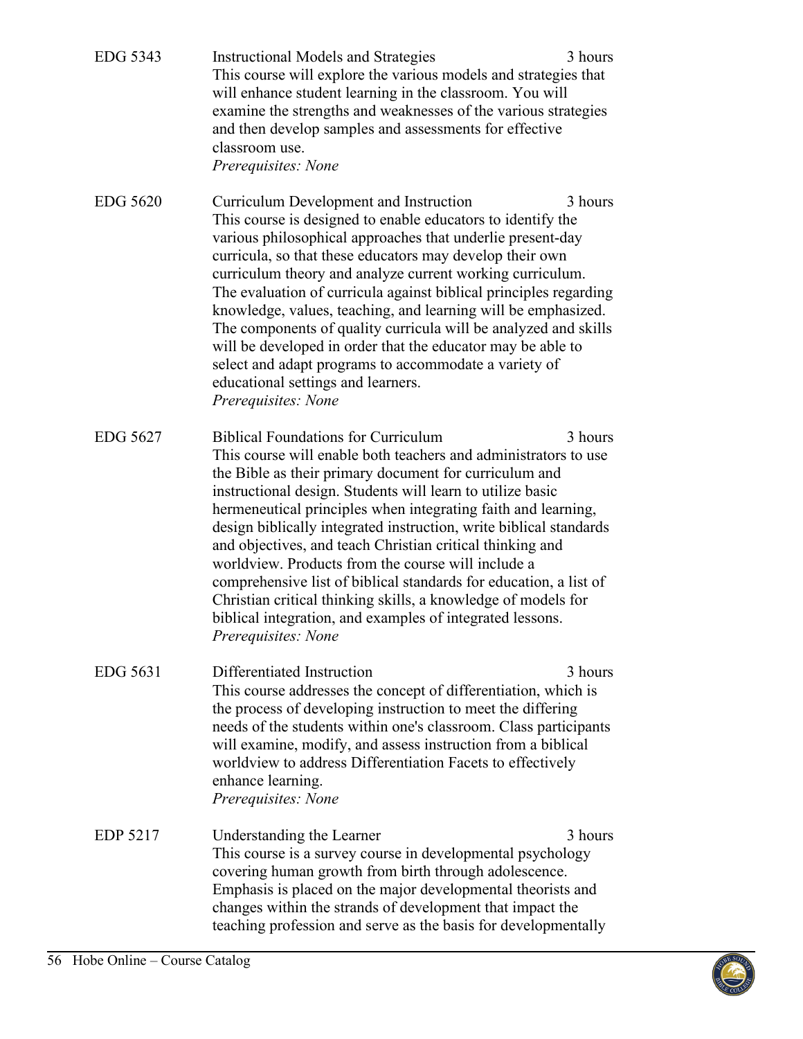**EDG 5343** Instructional Models and Strategies — 3 hours

This course will explore the various models and strategies that will enhance student learning in the classroom. You will examine the strengths and weaknesses of the various strategies and then develop samples and assessments for effective classroom use.

*Prerequisites: None*

**EDG 5620** Curriculum Development and Instruction — 3 hours

This course is designed to enable educators to identify the various philosophical approaches that underlie present-day curricula, so that these educators may develop their own curriculum theory and analyze current working curriculum. The evaluation of curricula against biblical principles regarding knowledge, values, teaching, and learning will be emphasized. The components of quality curricula will be analyzed and skills will be developed in order that the educator may be able to select and adapt programs to accommodate a variety of educational settings and learners.

*Prerequisites: None*

**EDG 5627** Biblical Foundations for Curriculum — 3 hours

This course will enable both teachers and administrators to use the Bible as their primary document for curriculum and instructional design. Students will learn to utilize basic hermeneutical principles when integrating faith and learning, design biblically integrated instruction, write biblical standards and objectives, and teach Christian critical thinking and worldview. Products from the course will include a comprehensive list of biblical standards for education, a list of Christian critical thinking skills, a knowledge of models for biblical integration, and examples of integrated lessons.

*Prerequisites: None*

**EDG 5631** Differentiated Instruction — 3 hours

This course addresses the concept of differentiation, which is the process of developing instruction to meet the differing needs of the students within one's classroom. Class participants will examine, modify, and assess instruction from a biblical worldview to address Differentiation Facets to effectively enhance learning.

*Prerequisites: None*

**EDP 5217** Understanding the Learner — 3 hours

This course is a survey course in developmental psychology covering human growth from birth through adolescence. Emphasis is placed on the major developmental theorists and changes within the strands of development that impact the teaching profession and serve as the basis for developmentally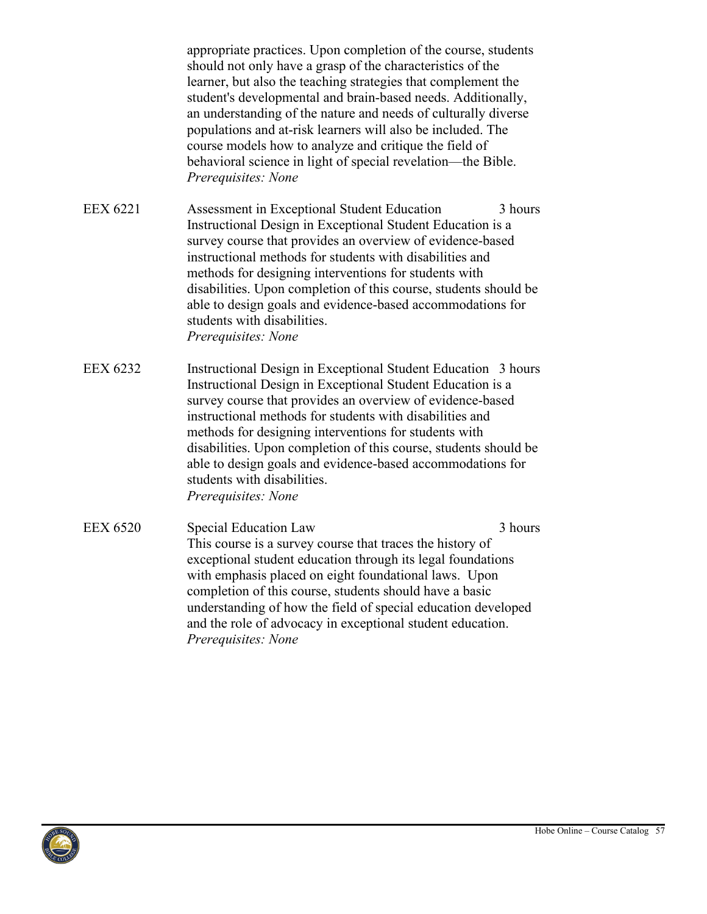appropriate practices. Upon completion of the course, students should not only have a grasp of the characteristics of the learner, but also the teaching strategies that complement the student's developmental and brain-based needs. Additionally, an understanding of the nature and needs of culturally diverse populations and at-risk learners will also be included. The course models how to analyze and critique the field of behavioral science in light of special revelation—the Bible.
*Prerequisites: None*

EEX 6221 Assessment in Exceptional Student Education 3 hours
Instructional Design in Exceptional Student Education is a survey course that provides an overview of evidence-based instructional methods for students with disabilities and methods for designing interventions for students with disabilities. Upon completion of this course, students should be able to design goals and evidence-based accommodations for students with disabilities.
*Prerequisites: None*

EEX 6232 Instructional Design in Exceptional Student Education 3 hours
Instructional Design in Exceptional Student Education is a survey course that provides an overview of evidence-based instructional methods for students with disabilities and methods for designing interventions for students with disabilities. Upon completion of this course, students should be able to design goals and evidence-based accommodations for students with disabilities.
*Prerequisites: None*

EEX 6520 Special Education Law 3 hours
This course is a survey course that traces the history of exceptional student education through its legal foundations with emphasis placed on eight foundational laws. Upon completion of this course, students should have a basic understanding of how the field of special education developed and the role of advocacy in exceptional student education.
*Prerequisites: None*